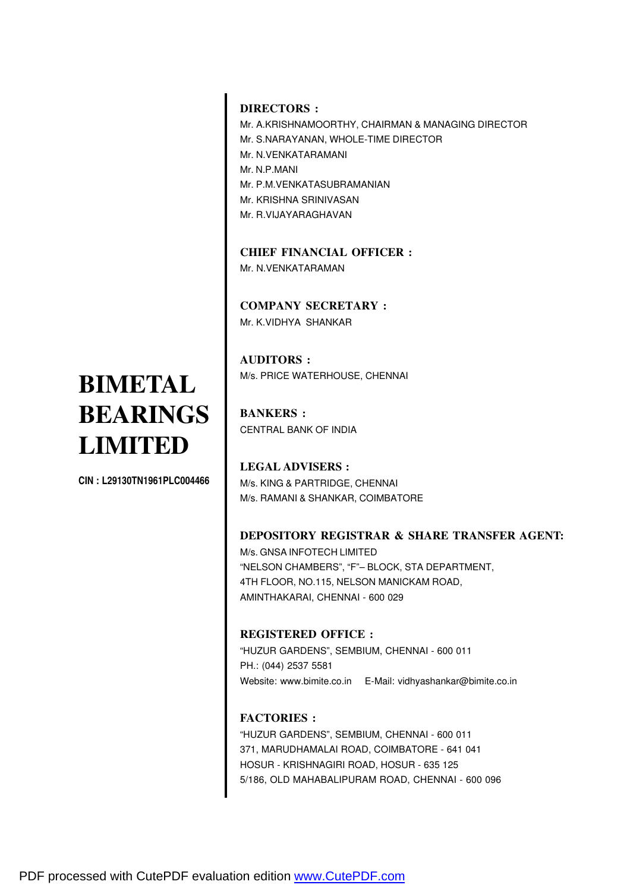# BIMETAL BEARINGS LIMITED

**CIN : L29130TN1961PLC004466**

**DIRECTORS :**

Mr. A.KRISHNAMOORTHY, CHAIRMAN & MANAGING DIRECTOR
Mr. S.NARAYANAN, WHOLE-TIME DIRECTOR
Mr. N.VENKATARAMANI
Mr. N.P.MANI
Mr. P.M.VENKATASUBRAMANIAN
Mr. KRISHNA SRINIVASAN
Mr. R.VIJAYARAGHAVAN

**CHIEF FINANCIAL OFFICER :**

Mr. N.VENKATARAMAN

**COMPANY SECRETARY :**

Mr. K.VIDHYA SHANKAR

**AUDITORS :**

M/s. PRICE WATERHOUSE, CHENNAI

**BANKERS :**

CENTRAL BANK OF INDIA

**LEGAL ADVISERS :**

M/s. KING & PARTRIDGE, CHENNAI
M/s. RAMANI & SHANKAR, COIMBATORE

**DEPOSITORY REGISTRAR & SHARE TRANSFER AGENT:**

M/s. GNSA INFOTECH LIMITED
"NELSON CHAMBERS", "F"– BLOCK, STA DEPARTMENT,
4TH FLOOR, NO.115, NELSON MANICKAM ROAD,
AMINTHAKARAI, CHENNAI - 600 029

**REGISTERED OFFICE :**

"HUZUR GARDENS", SEMBIUM, CHENNAI - 600 011
PH.: (044) 2537 5581
Website: www.bimite.co.in E-Mail: vidhyashankar@bimite.co.in

**FACTORIES :**

"HUZUR GARDENS", SEMBIUM, CHENNAI - 600 011
371, MARUDHAMALAI ROAD, COIMBATORE - 641 041
HOSUR - KRISHNAGIRI ROAD, HOSUR - 635 125
5/186, OLD MAHABALIPURAM ROAD, CHENNAI - 600 096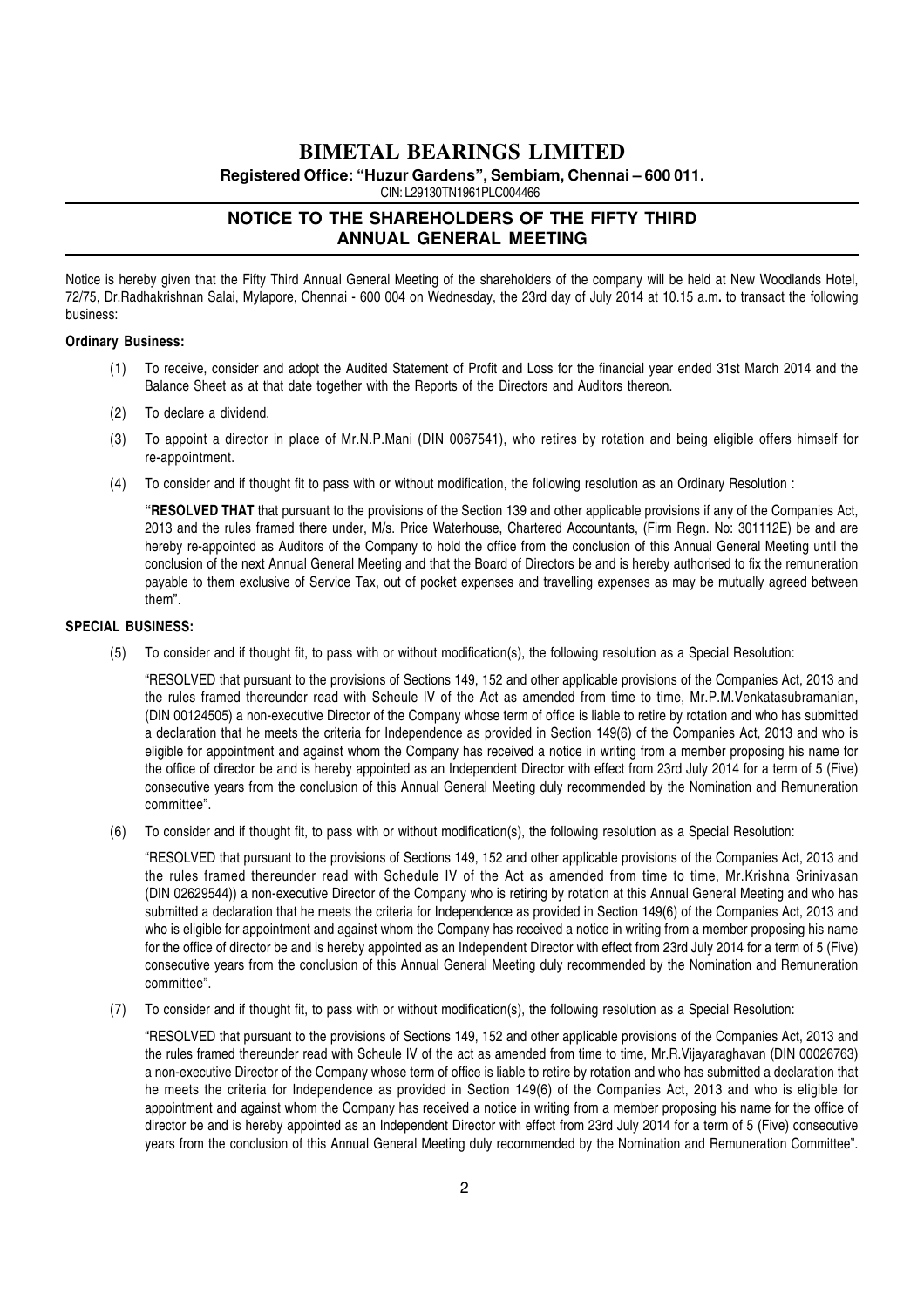# BIMETAL BEARINGS LIMITED

**Registered Office: "Huzur Gardens", Sembiam, Chennai – 600 011.**

CIN: L29130TN1961PLC004466

## NOTICE TO THE SHAREHOLDERS OF THE FIFTY THIRD ANNUAL GENERAL MEETING

Notice is hereby given that the Fifty Third Annual General Meeting of the shareholders of the company will be held at New Woodlands Hotel, 72/75, Dr.Radhakrishnan Salai, Mylapore, Chennai - 600 004 on Wednesday, the 23rd day of July 2014 at 10.15 a.m**.** to transact the following business:

**Ordinary Business:**

(1) To receive, consider and adopt the Audited Statement of Profit and Loss for the financial year ended 31st March 2014 and the Balance Sheet as at that date together with the Reports of the Directors and Auditors thereon.

(2) To declare a dividend.

(3) To appoint a director in place of Mr.N.P.Mani (DIN 0067541), who retires by rotation and being eligible offers himself for re-appointment.

(4) To consider and if thought fit to pass with or without modification, the following resolution as an Ordinary Resolution :

"**RESOLVED THAT** that pursuant to the provisions of the Section 139 and other applicable provisions if any of the Companies Act, 2013 and the rules framed there under, M/s. Price Waterhouse, Chartered Accountants, (Firm Regn. No: 301112E) be and are hereby re-appointed as Auditors of the Company to hold the office from the conclusion of this Annual General Meeting until the conclusion of the next Annual General Meeting and that the Board of Directors be and is hereby authorised to fix the remuneration payable to them exclusive of Service Tax, out of pocket expenses and travelling expenses as may be mutually agreed between them".

**SPECIAL BUSINESS:**

(5) To consider and if thought fit, to pass with or without modification(s), the following resolution as a Special Resolution:

"RESOLVED that pursuant to the provisions of Sections 149, 152 and other applicable provisions of the Companies Act, 2013 and the rules framed thereunder read with Scheule IV of the Act as amended from time to time, Mr.P.M.Venkatasubramanian, (DIN 00124505) a non-executive Director of the Company whose term of office is liable to retire by rotation and who has submitted a declaration that he meets the criteria for Independence as provided in Section 149(6) of the Companies Act, 2013 and who is eligible for appointment and against whom the Company has received a notice in writing from a member proposing his name for the office of director be and is hereby appointed as an Independent Director with effect from 23rd July 2014 for a term of 5 (Five) consecutive years from the conclusion of this Annual General Meeting duly recommended by the Nomination and Remuneration committee".

(6) To consider and if thought fit, to pass with or without modification(s), the following resolution as a Special Resolution:

"RESOLVED that pursuant to the provisions of Sections 149, 152 and other applicable provisions of the Companies Act, 2013 and the rules framed thereunder read with Schedule IV of the Act as amended from time to time, Mr.Krishna Srinivasan (DIN 02629544)) a non-executive Director of the Company who is retiring by rotation at this Annual General Meeting and who has submitted a declaration that he meets the criteria for Independence as provided in Section 149(6) of the Companies Act, 2013 and who is eligible for appointment and against whom the Company has received a notice in writing from a member proposing his name for the office of director be and is hereby appointed as an Independent Director with effect from 23rd July 2014 for a term of 5 (Five) consecutive years from the conclusion of this Annual General Meeting duly recommended by the Nomination and Remuneration committee".

(7) To consider and if thought fit, to pass with or without modification(s), the following resolution as a Special Resolution:

"RESOLVED that pursuant to the provisions of Sections 149, 152 and other applicable provisions of the Companies Act, 2013 and the rules framed thereunder read with Scheule IV of the act as amended from time to time, Mr.R.Vijayaraghavan (DIN 00026763) a non-executive Director of the Company whose term of office is liable to retire by rotation and who has submitted a declaration that he meets the criteria for Independence as provided in Section 149(6) of the Companies Act, 2013 and who is eligible for appointment and against whom the Company has received a notice in writing from a member proposing his name for the office of director be and is hereby appointed as an Independent Director with effect from 23rd July 2014 for a term of 5 (Five) consecutive years from the conclusion of this Annual General Meeting duly recommended by the Nomination and Remuneration Committee".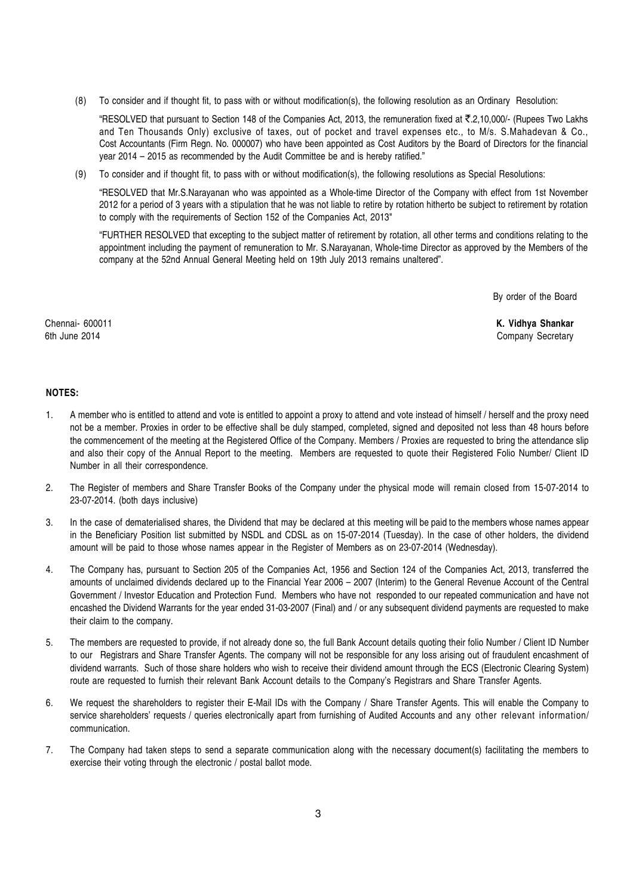(8) To consider and if thought fit, to pass with or without modification(s), the following resolution as an Ordinary Resolution:

"RESOLVED that pursuant to Section 148 of the Companies Act, 2013, the remuneration fixed at ₹.2,10,000/- (Rupees Two Lakhs and Ten Thousands Only) exclusive of taxes, out of pocket and travel expenses etc., to M/s. S.Mahadevan & Co., Cost Accountants (Firm Regn. No. 000007) who have been appointed as Cost Auditors by the Board of Directors for the financial year 2014 – 2015 as recommended by the Audit Committee be and is hereby ratified."

(9) To consider and if thought fit, to pass with or without modification(s), the following resolutions as Special Resolutions:

"RESOLVED that Mr.S.Narayanan who was appointed as a Whole-time Director of the Company with effect from 1st November 2012 for a period of 3 years with a stipulation that he was not liable to retire by rotation hitherto be subject to retirement by rotation to comply with the requirements of Section 152 of the Companies Act, 2013"

"FURTHER RESOLVED that excepting to the subject matter of retirement by rotation, all other terms and conditions relating to the appointment including the payment of remuneration to Mr. S.Narayanan, Whole-time Director as approved by the Members of the company at the 52nd Annual General Meeting held on 19th July 2013 remains unaltered".

By order of the Board

Chennai- 600011
6th June 2014

**K. Vidhya Shankar**
Company Secretary

**NOTES:**

1. A member who is entitled to attend and vote is entitled to appoint a proxy to attend and vote instead of himself / herself and the proxy need not be a member. Proxies in order to be effective shall be duly stamped, completed, signed and deposited not less than 48 hours before the commencement of the meeting at the Registered Office of the Company. Members / Proxies are requested to bring the attendance slip and also their copy of the Annual Report to the meeting. Members are requested to quote their Registered Folio Number/ Client ID Number in all their correspondence.

2. The Register of members and Share Transfer Books of the Company under the physical mode will remain closed from 15-07-2014 to 23-07-2014. (both days inclusive)

3. In the case of dematerialised shares, the Dividend that may be declared at this meeting will be paid to the members whose names appear in the Beneficiary Position list submitted by NSDL and CDSL as on 15-07-2014 (Tuesday). In the case of other holders, the dividend amount will be paid to those whose names appear in the Register of Members as on 23-07-2014 (Wednesday).

4. The Company has, pursuant to Section 205 of the Companies Act, 1956 and Section 124 of the Companies Act, 2013, transferred the amounts of unclaimed dividends declared up to the Financial Year 2006 – 2007 (Interim) to the General Revenue Account of the Central Government / Investor Education and Protection Fund. Members who have not responded to our repeated communication and have not encashed the Dividend Warrants for the year ended 31-03-2007 (Final) and / or any subsequent dividend payments are requested to make their claim to the company.

5. The members are requested to provide, if not already done so, the full Bank Account details quoting their folio Number / Client ID Number to our Registrars and Share Transfer Agents. The company will not be responsible for any loss arising out of fraudulent encashment of dividend warrants. Such of those share holders who wish to receive their dividend amount through the ECS (Electronic Clearing System) route are requested to furnish their relevant Bank Account details to the Company's Registrars and Share Transfer Agents.

6. We request the shareholders to register their E-Mail IDs with the Company / Share Transfer Agents. This will enable the Company to service shareholders' requests / queries electronically apart from furnishing of Audited Accounts and any other relevant information/ communication.

7. The Company had taken steps to send a separate communication along with the necessary document(s) facilitating the members to exercise their voting through the electronic / postal ballot mode.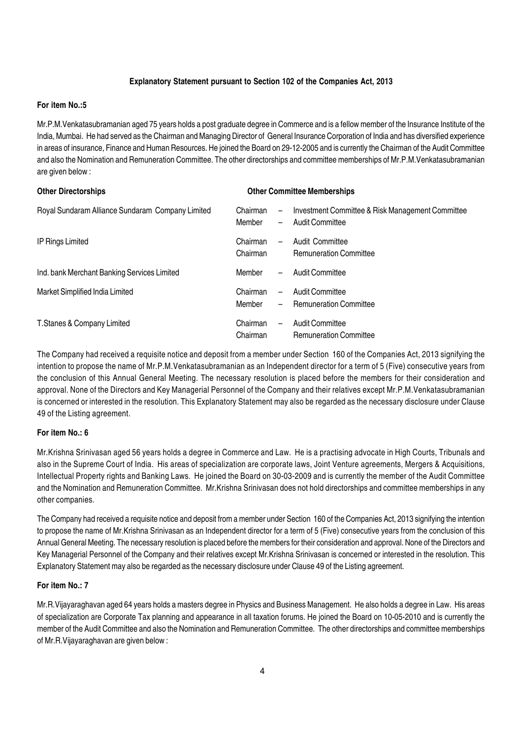## Explanatory Statement pursuant to Section 102 of the Companies Act, 2013

### For item No.:5

Mr.P.M.Venkatasubramanian aged 75 years holds a post graduate degree in Commerce and is a fellow member of the Insurance Institute of the India, Mumbai. He had served as the Chairman and Managing Director of General Insurance Corporation of India and has diversified experience in areas of insurance, Finance and Human Resources. He joined the Board on 29-12-2005 and is currently the Chairman of the Audit Committee and also the Nomination and Remuneration Committee. The other directorships and committee memberships of Mr.P.M.Venkatasubramanian are given below :

| Other Directorships | Other Committee Memberships | |
|---|---|---|
| Royal Sundaram Alliance Sundaram Company Limited | Chairman – | Investment Committee & Risk Management Committee |
| | Member – | Audit Committee |
| IP Rings Limited | Chairman – | Audit Committee |
| | Chairman | Remuneration Committee |
| Ind. bank Merchant Banking Services Limited | Member – | Audit Committee |
| Market Simplified India Limited | Chairman – | Audit Committee |
| | Member – | Remuneration Committee |
| T.Stanes & Company Limited | Chairman – | Audit Committee |
| | Chairman | Remuneration Committee |

The Company had received a requisite notice and deposit from a member under Section 160 of the Companies Act, 2013 signifying the intention to propose the name of Mr.P.M.Venkatasubramanian as an Independent director for a term of 5 (Five) consecutive years from the conclusion of this Annual General Meeting. The necessary resolution is placed before the members for their consideration and approval. None of the Directors and Key Managerial Personnel of the Company and their relatives except Mr.P.M.Venkatasubramanian is concerned or interested in the resolution. This Explanatory Statement may also be regarded as the necessary disclosure under Clause 49 of the Listing agreement.

### For item No.: 6

Mr.Krishna Srinivasan aged 56 years holds a degree in Commerce and Law. He is a practising advocate in High Courts, Tribunals and also in the Supreme Court of India. His areas of specialization are corporate laws, Joint Venture agreements, Mergers & Acquisitions, Intellectual Property rights and Banking Laws. He joined the Board on 30-03-2009 and is currently the member of the Audit Committee and the Nomination and Remuneration Committee. Mr.Krishna Srinivasan does not hold directorships and committee memberships in any other companies.

The Company had received a requisite notice and deposit from a member under Section 160 of the Companies Act, 2013 signifying the intention to propose the name of Mr.Krishna Srinivasan as an Independent director for a term of 5 (Five) consecutive years from the conclusion of this Annual General Meeting. The necessary resolution is placed before the members for their consideration and approval. None of the Directors and Key Managerial Personnel of the Company and their relatives except Mr.Krishna Srinivasan is concerned or interested in the resolution. This Explanatory Statement may also be regarded as the necessary disclosure under Clause 49 of the Listing agreement.

### For item No.: 7

Mr.R.Vijayaraghavan aged 64 years holds a masters degree in Physics and Business Management. He also holds a degree in Law. His areas of specialization are Corporate Tax planning and appearance in all taxation forums. He joined the Board on 10-05-2010 and is currently the member of the Audit Committee and also the Nomination and Remuneration Committee. The other directorships and committee memberships of Mr.R.Vijayaraghavan are given below :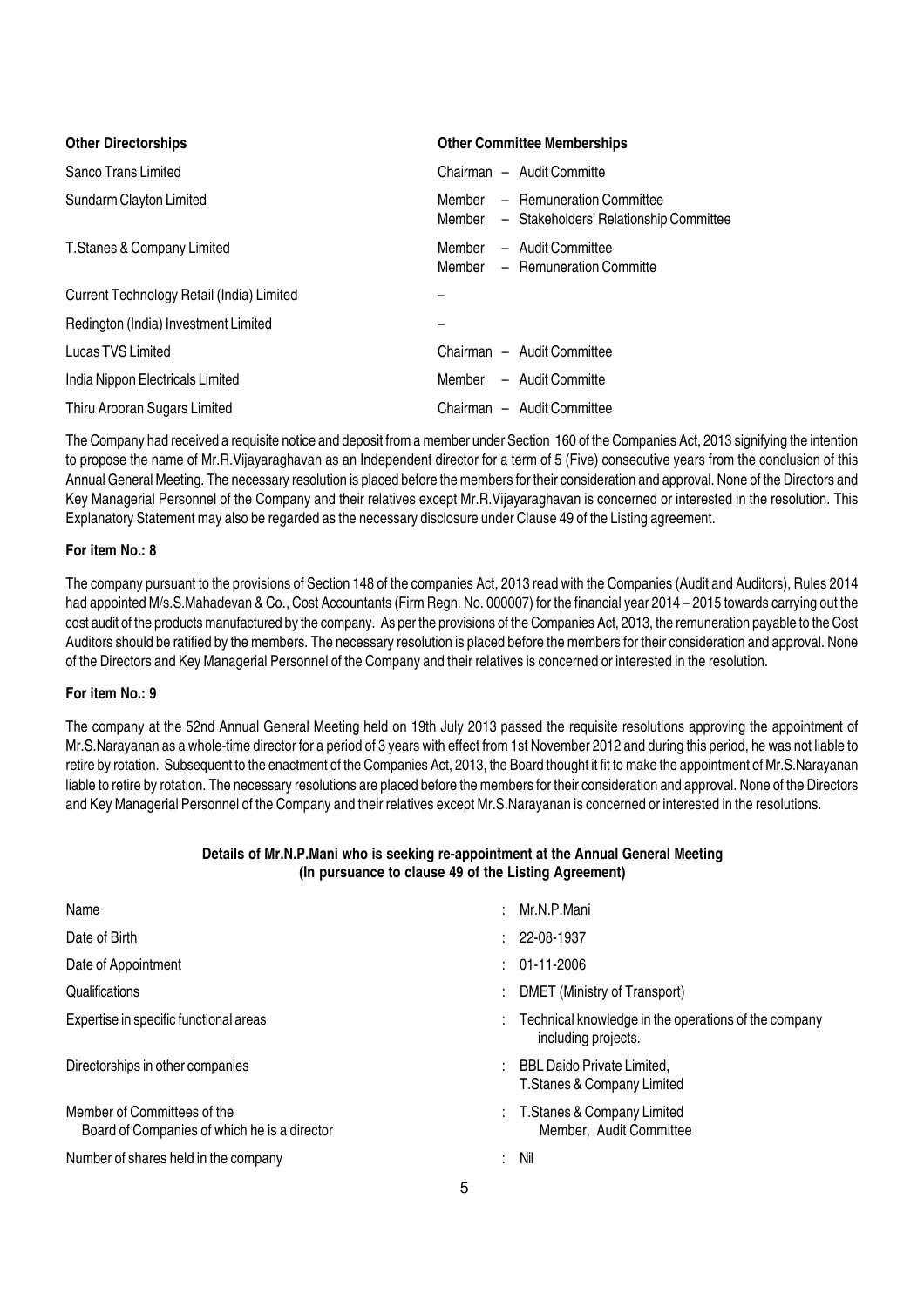| Other Directorships | Other Committee Memberships |
|---|---|
| Sanco Trans Limited | Chairman – Audit Committe |
| Sundarm Clayton Limited | Member – Remuneration Committee<br>Member – Stakeholders' Relationship Committee |
| T.Stanes & Company Limited | Member – Audit Committee<br>Member – Remuneration Committe |
| Current Technology Retail (India) Limited | – |
| Redington (India) Investment Limited | – |
| Lucas TVS Limited | Chairman – Audit Committee |
| India Nippon Electricals Limited | Member – Audit Committe |
| Thiru Arooran Sugars Limited | Chairman – Audit Committee |

The Company had received a requisite notice and deposit from a member under Section 160 of the Companies Act, 2013 signifying the intention to propose the name of Mr.R.Vijayaraghavan as an Independent director for a term of 5 (Five) consecutive years from the conclusion of this Annual General Meeting. The necessary resolution is placed before the members for their consideration and approval. None of the Directors and Key Managerial Personnel of the Company and their relatives except Mr.R.Vijayaraghavan is concerned or interested in the resolution. This Explanatory Statement may also be regarded as the necessary disclosure under Clause 49 of the Listing agreement.

**For item No.: 8**

The company pursuant to the provisions of Section 148 of the companies Act, 2013 read with the Companies (Audit and Auditors), Rules 2014 had appointed M/s.S.Mahadevan & Co., Cost Accountants (Firm Regn. No. 000007) for the financial year 2014 – 2015 towards carrying out the cost audit of the products manufactured by the company. As per the provisions of the Companies Act, 2013, the remuneration payable to the Cost Auditors should be ratified by the members. The necessary resolution is placed before the members for their consideration and approval. None of the Directors and Key Managerial Personnel of the Company and their relatives is concerned or interested in the resolution.

**For item No.: 9**

The company at the 52nd Annual General Meeting held on 19th July 2013 passed the requisite resolutions approving the appointment of Mr.S.Narayanan as a whole-time director for a period of 3 years with effect from 1st November 2012 and during this period, he was not liable to retire by rotation. Subsequent to the enactment of the Companies Act, 2013, the Board thought it fit to make the appointment of Mr.S.Narayanan liable to retire by rotation. The necessary resolutions are placed before the members for their consideration and approval. None of the Directors and Key Managerial Personnel of the Company and their relatives except Mr.S.Narayanan is concerned or interested in the resolutions.

**Details of Mr.N.P.Mani who is seeking re-appointment at the Annual General Meeting (In pursuance to clause 49 of the Listing Agreement)**

| | |
|---|---|
| Name | : Mr.N.P.Mani |
| Date of Birth | : 22-08-1937 |
| Date of Appointment | : 01-11-2006 |
| Qualifications | : DMET (Ministry of Transport) |
| Expertise in specific functional areas | : Technical knowledge in the operations of the company including projects. |
| Directorships in other companies | : BBL Daido Private Limited, T.Stanes & Company Limited |
| Member of Committees of the Board of Companies of which he is a director | : T.Stanes & Company Limited Member, Audit Committee |
| Number of shares held in the company | : Nil |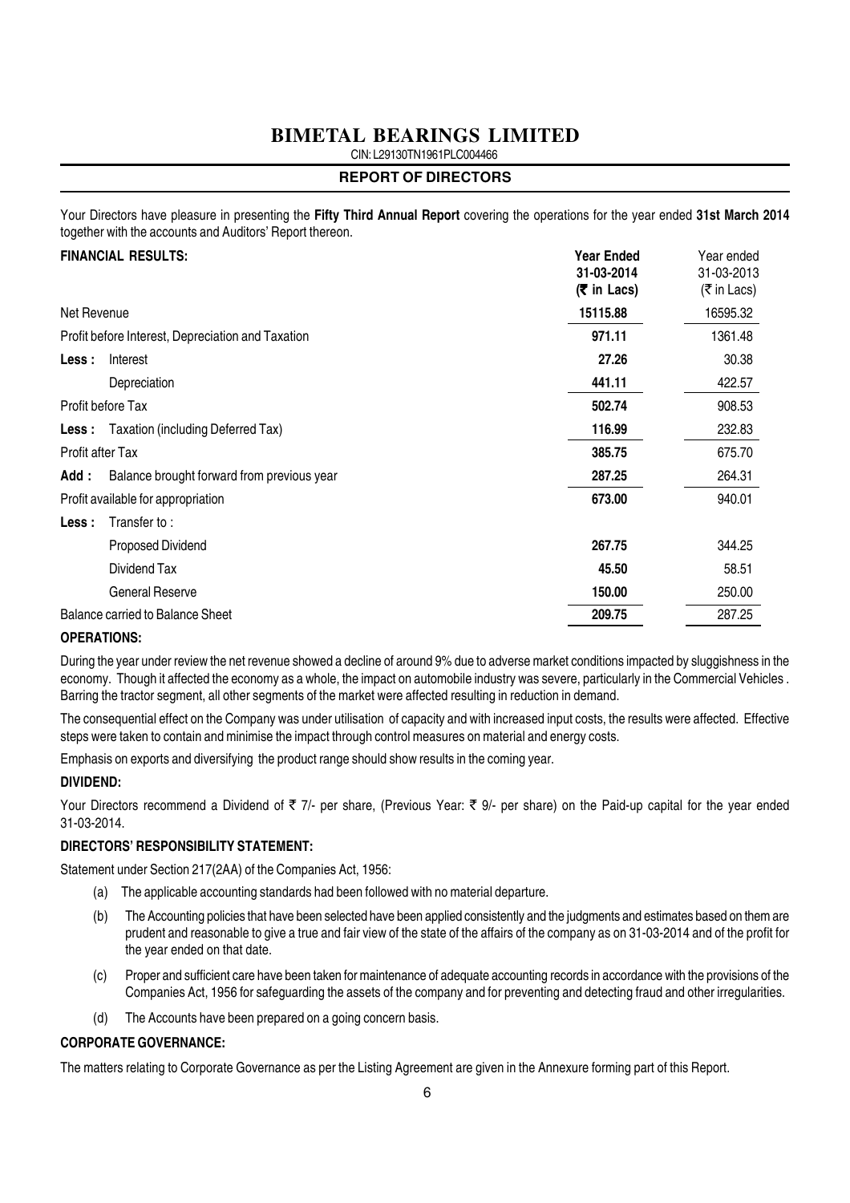# BIMETAL BEARINGS LIMITED

CIN: L29130TN1961PLC004466

## REPORT OF DIRECTORS

Your Directors have pleasure in presenting the **Fifty Third Annual Report** covering the operations for the year ended **31st March 2014** together with the accounts and Auditors' Report thereon.

| **FINANCIAL RESULTS:** | **Year Ended 31-03-2014 (₹ in Lacs)** | Year ended 31-03-2013 (₹ in Lacs) |
|---|---|---|
| Net Revenue | **15115.88** | 16595.32 |
| Profit before Interest, Depreciation and Taxation | **971.11** | 1361.48 |
| **Less :** Interest | **27.26** | 30.38 |
| Depreciation | **441.11** | 422.57 |
| Profit before Tax | **502.74** | 908.53 |
| **Less :** Taxation (including Deferred Tax) | **116.99** | 232.83 |
| Profit after Tax | **385.75** | 675.70 |
| **Add :** Balance brought forward from previous year | **287.25** | 264.31 |
| Profit available for appropriation | **673.00** | 940.01 |
| **Less :** Transfer to : | | |
| Proposed Dividend | **267.75** | 344.25 |
| Dividend Tax | **45.50** | 58.51 |
| General Reserve | **150.00** | 250.00 |
| Balance carried to Balance Sheet | **209.75** | 287.25 |

### OPERATIONS:

During the year under review the net revenue showed a decline of around 9% due to adverse market conditions impacted by sluggishness in the economy. Though it affected the economy as a whole, the impact on automobile industry was severe, particularly in the Commercial Vehicles . Barring the tractor segment, all other segments of the market were affected resulting in reduction in demand.

The consequential effect on the Company was under utilisation of capacity and with increased input costs, the results were affected. Effective steps were taken to contain and minimise the impact through control measures on material and energy costs.

Emphasis on exports and diversifying the product range should show results in the coming year.

### DIVIDEND:

Your Directors recommend a Dividend of ₹ 7/- per share, (Previous Year: ₹ 9/- per share) on the Paid-up capital for the year ended 31-03-2014.

### DIRECTORS' RESPONSIBILITY STATEMENT:

Statement under Section 217(2AA) of the Companies Act, 1956:

(a) The applicable accounting standards had been followed with no material departure.

(b) The Accounting policies that have been selected have been applied consistently and the judgments and estimates based on them are prudent and reasonable to give a true and fair view of the state of the affairs of the company as on 31-03-2014 and of the profit for the year ended on that date.

(c) Proper and sufficient care have been taken for maintenance of adequate accounting records in accordance with the provisions of the Companies Act, 1956 for safeguarding the assets of the company and for preventing and detecting fraud and other irregularities.

(d) The Accounts have been prepared on a going concern basis.

### CORPORATE GOVERNANCE:

The matters relating to Corporate Governance as per the Listing Agreement are given in the Annexure forming part of this Report.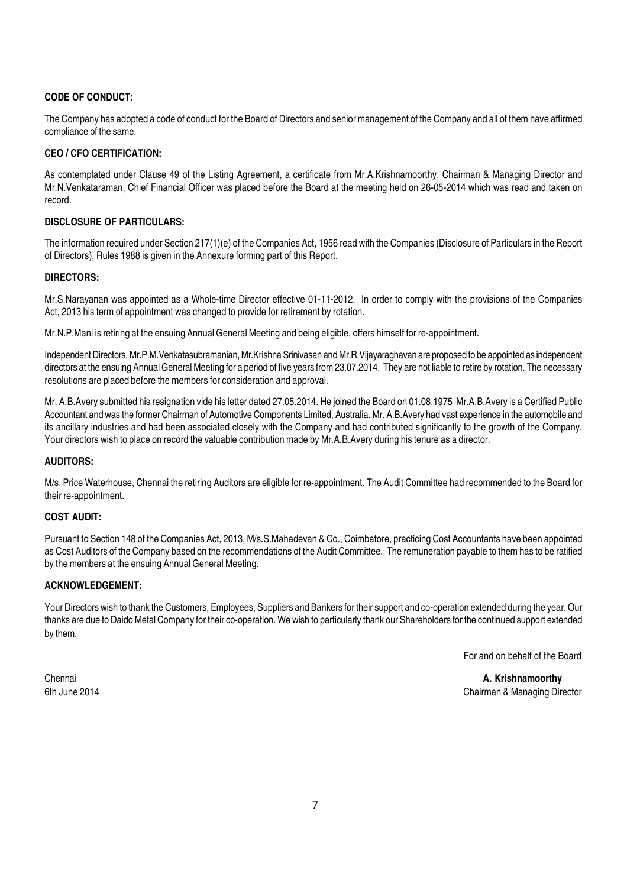**CODE OF CONDUCT:**

The Company has adopted a code of conduct for the Board of Directors and senior management of the Company and all of them have affirmed compliance of the same.

**CEO / CFO CERTIFICATION:**

As contemplated under Clause 49 of the Listing Agreement, a certificate from Mr.A.Krishnamoorthy, Chairman & Managing Director and Mr.N.Venkataraman, Chief Financial Officer was placed before the Board at the meeting held on 26-05-2014 which was read and taken on record.

**DISCLOSURE OF PARTICULARS:**

The information required under Section 217(1)(e) of the Companies Act, 1956 read with the Companies (Disclosure of Particulars in the Report of Directors), Rules 1988 is given in the Annexure forming part of this Report.

**DIRECTORS:**

Mr.S.Narayanan was appointed as a Whole-time Director effective 01-11-2012. In order to comply with the provisions of the Companies Act, 2013 his term of appointment was changed to provide for retirement by rotation.

Mr.N.P.Mani is retiring at the ensuing Annual General Meeting and being eligible, offers himself for re-appointment.

Independent Directors, Mr.P.M.Venkatasubramanian, Mr.Krishna Srinivasan and Mr.R.Vijayaraghavan are proposed to be appointed as independent directors at the ensuing Annual General Meeting for a period of five years from 23.07.2014. They are not liable to retire by rotation. The necessary resolutions are placed before the members for consideration and approval.

Mr. A.B.Avery submitted his resignation vide his letter dated 27.05.2014. He joined the Board on 01.08.1975 Mr.A.B.Avery is a Certified Public Accountant and was the former Chairman of Automotive Components Limited, Australia. Mr. A.B.Avery had vast experience in the automobile and its ancillary industries and had been associated closely with the Company and had contributed significantly to the growth of the Company. Your directors wish to place on record the valuable contribution made by Mr.A.B.Avery during his tenure as a director.

**AUDITORS:**

M/s. Price Waterhouse, Chennai the retiring Auditors are eligible for re-appointment. The Audit Committee had recommended to the Board for their re-appointment.

**COST AUDIT:**

Pursuant to Section 148 of the Companies Act, 2013, M/s.S.Mahadevan & Co., Coimbatore, practicing Cost Accountants have been appointed as Cost Auditors of the Company based on the recommendations of the Audit Committee. The remuneration payable to them has to be ratified by the members at the ensuing Annual General Meeting.

**ACKNOWLEDGEMENT:**

Your Directors wish to thank the Customers, Employees, Suppliers and Bankers for their support and co-operation extended during the year. Our thanks are due to Daido Metal Company for their co-operation. We wish to particularly thank our Shareholders for the continued support extended by them.

For and on behalf of the Board

Chennai
6th June 2014

**A. Krishnamoorthy**
Chairman & Managing Director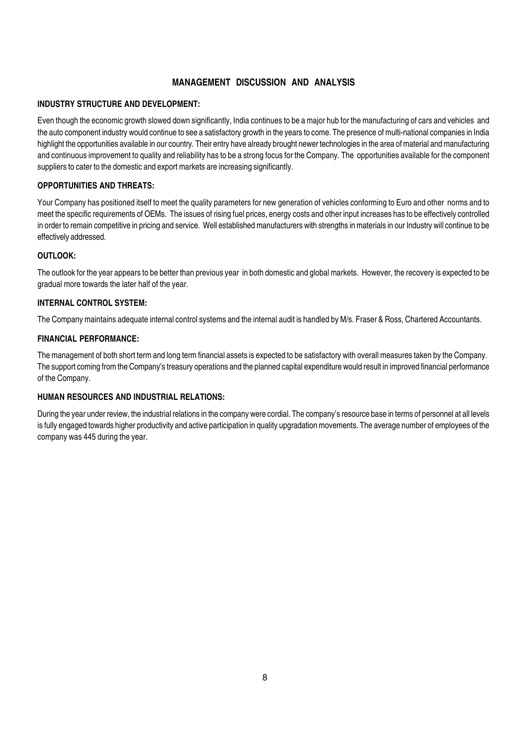# MANAGEMENT DISCUSSION AND ANALYSIS

## INDUSTRY STRUCTURE AND DEVELOPMENT:

Even though the economic growth slowed down significantly, India continues to be a major hub for the manufacturing of cars and vehicles and the auto component industry would continue to see a satisfactory growth in the years to come. The presence of multi-national companies in India highlight the opportunities available in our country. Their entry have already brought newer technologies in the area of material and manufacturing and continuous improvement to quality and reliability has to be a strong focus for the Company. The opportunities available for the component suppliers to cater to the domestic and export markets are increasing significantly.

## OPPORTUNITIES AND THREATS:

Your Company has positioned itself to meet the quality parameters for new generation of vehicles conforming to Euro and other norms and to meet the specific requirements of OEMs. The issues of rising fuel prices, energy costs and other input increases has to be effectively controlled in order to remain competitive in pricing and service. Well established manufacturers with strengths in materials in our Industry will continue to be effectively addressed.

## OUTLOOK:

The outlook for the year appears to be better than previous year in both domestic and global markets. However, the recovery is expected to be gradual more towards the later half of the year.

## INTERNAL CONTROL SYSTEM:

The Company maintains adequate internal control systems and the internal audit is handled by M/s. Fraser & Ross, Chartered Accountants.

## FINANCIAL PERFORMANCE:

The management of both short term and long term financial assets is expected to be satisfactory with overall measures taken by the Company. The support coming from the Company's treasury operations and the planned capital expenditure would result in improved financial performance of the Company.

## HUMAN RESOURCES AND INDUSTRIAL RELATIONS:

During the year under review, the industrial relations in the company were cordial. The company's resource base in terms of personnel at all levels is fully engaged towards higher productivity and active participation in quality upgradation movements. The average number of employees of the company was 445 during the year.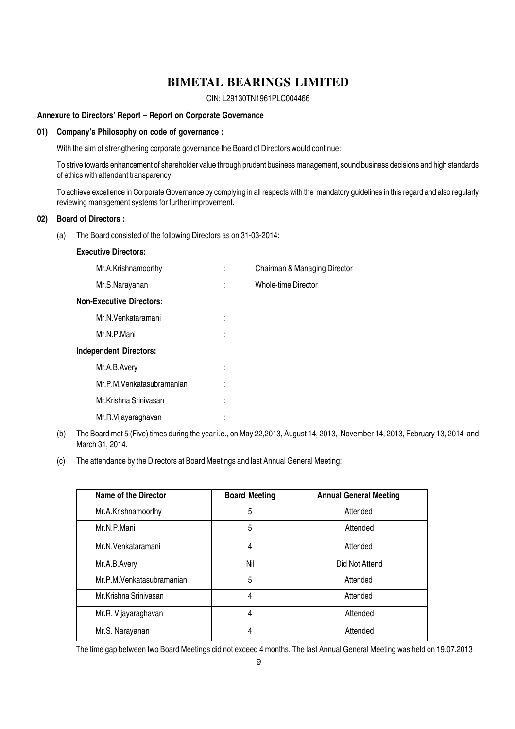# BIMETAL BEARINGS LIMITED

CIN: L29130TN1961PLC004466

**Annexure to Directors' Report – Report on Corporate Governance**

## 01) Company's Philosophy on code of governance :

With the aim of strengthening corporate governance the Board of Directors would continue:

To strive towards enhancement of shareholder value through prudent business management, sound business decisions and high standards of ethics with attendant transparency.

To achieve excellence in Corporate Governance by complying in all respects with the mandatory guidelines in this regard and also regularly reviewing management systems for further improvement.

## 02) Board of Directors :

(a) The Board consisted of the following Directors as on 31-03-2014:

**Executive Directors:**

Mr.A.Krishnamoorthy : Chairman & Managing Director

Mr.S.Narayanan : Whole-time Director

**Non-Executive Directors:**

Mr.N.Venkataramani :

Mr.N.P.Mani :

**Independent Directors:**

Mr.A.B.Avery :

Mr.P.M.Venkatasubramanian :

Mr.Krishna Srinivasan :

Mr.R.Vijayaraghavan :

(b) The Board met 5 (Five) times during the year i.e., on May 22,2013, August 14, 2013, November 14, 2013, February 13, 2014 and March 31, 2014.

(c) The attendance by the Directors at Board Meetings and last Annual General Meeting:

| Name of the Director | Board Meeting | Annual General Meeting |
|---|---|---|
| Mr.A.Krishnamoorthy | 5 | Attended |
| Mr.N.P.Mani | 5 | Attended |
| Mr.N.Venkataramani | 4 | Attended |
| Mr.A.B.Avery | Nil | Did Not Attend |
| Mr.P.M.Venkatasubramanian | 5 | Attended |
| Mr.Krishna Srinivasan | 4 | Attended |
| Mr.R. Vijayaraghavan | 4 | Attended |
| Mr.S. Narayanan | 4 | Attended |

The time gap between two Board Meetings did not exceed 4 months. The last Annual General Meeting was held on 19.07.2013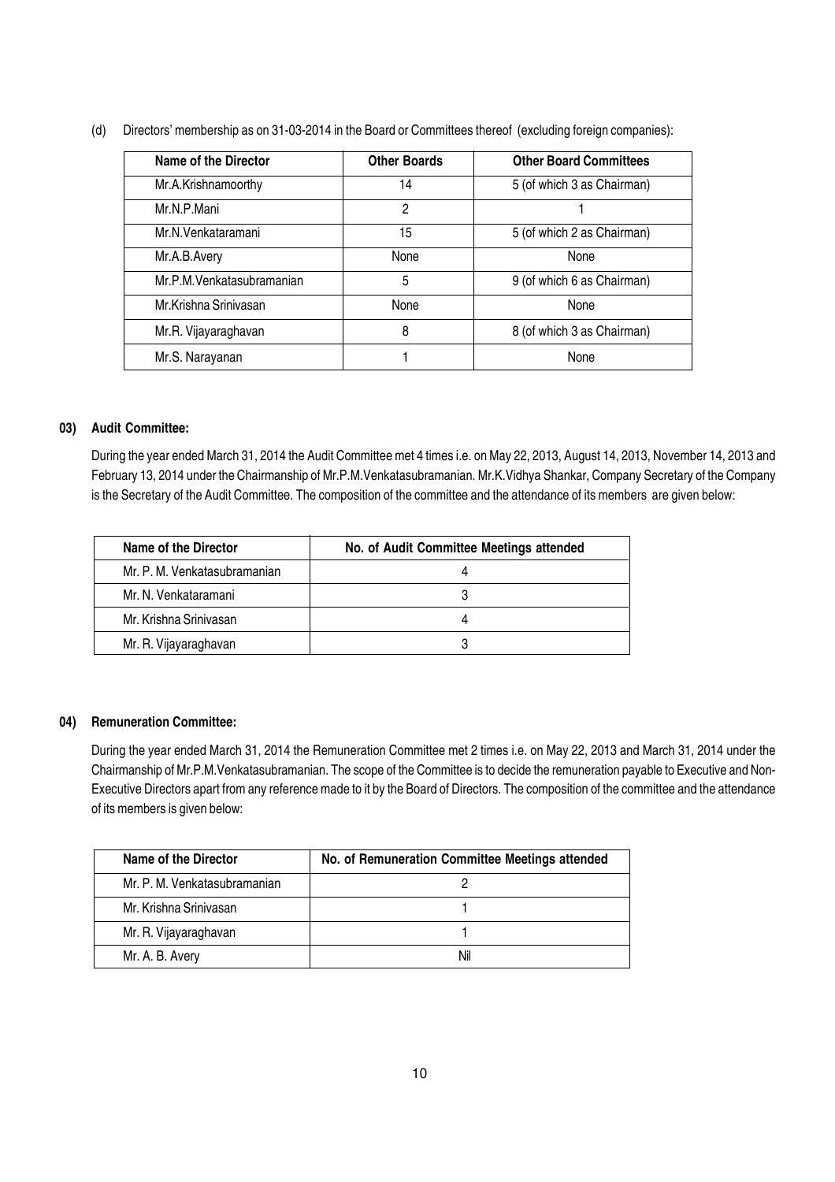(d) Directors' membership as on 31-03-2014 in the Board or Committees thereof (excluding foreign companies):

| Name of the Director | Other Boards | Other Board Committees |
|---|---|---|
| Mr.A.Krishnamoorthy | 14 | 5 (of which 3 as Chairman) |
| Mr.N.P.Mani | 2 | 1 |
| Mr.N.Venkataramani | 15 | 5 (of which 2 as Chairman) |
| Mr.A.B.Avery | None | None |
| Mr.P.M.Venkatasubramanian | 5 | 9 (of which 6 as Chairman) |
| Mr.Krishna Srinivasan | None | None |
| Mr.R. Vijayaraghavan | 8 | 8 (of which 3 as Chairman) |
| Mr.S. Narayanan | 1 | None |

## 03) Audit Committee:

During the year ended March 31, 2014 the Audit Committee met 4 times i.e. on May 22, 2013, August 14, 2013, November 14, 2013 and February 13, 2014 under the Chairmanship of Mr.P.M.Venkatasubramanian. Mr.K.Vidhya Shankar, Company Secretary of the Company is the Secretary of the Audit Committee. The composition of the committee and the attendance of its members are given below:

| Name of the Director | No. of Audit Committee Meetings attended |
|---|---|
| Mr. P. M. Venkatasubramanian | 4 |
| Mr. N. Venkataramani | 3 |
| Mr. Krishna Srinivasan | 4 |
| Mr. R. Vijayaraghavan | 3 |

## 04) Remuneration Committee:

During the year ended March 31, 2014 the Remuneration Committee met 2 times i.e. on May 22, 2013 and March 31, 2014 under the Chairmanship of Mr.P.M.Venkatasubramanian. The scope of the Committee is to decide the remuneration payable to Executive and Non-Executive Directors apart from any reference made to it by the Board of Directors. The composition of the committee and the attendance of its members is given below:

| Name of the Director | No. of Remuneration Committee Meetings attended |
|---|---|
| Mr. P. M. Venkatasubramanian | 2 |
| Mr. Krishna Srinivasan | 1 |
| Mr. R. Vijayaraghavan | 1 |
| Mr. A. B. Avery | Nil |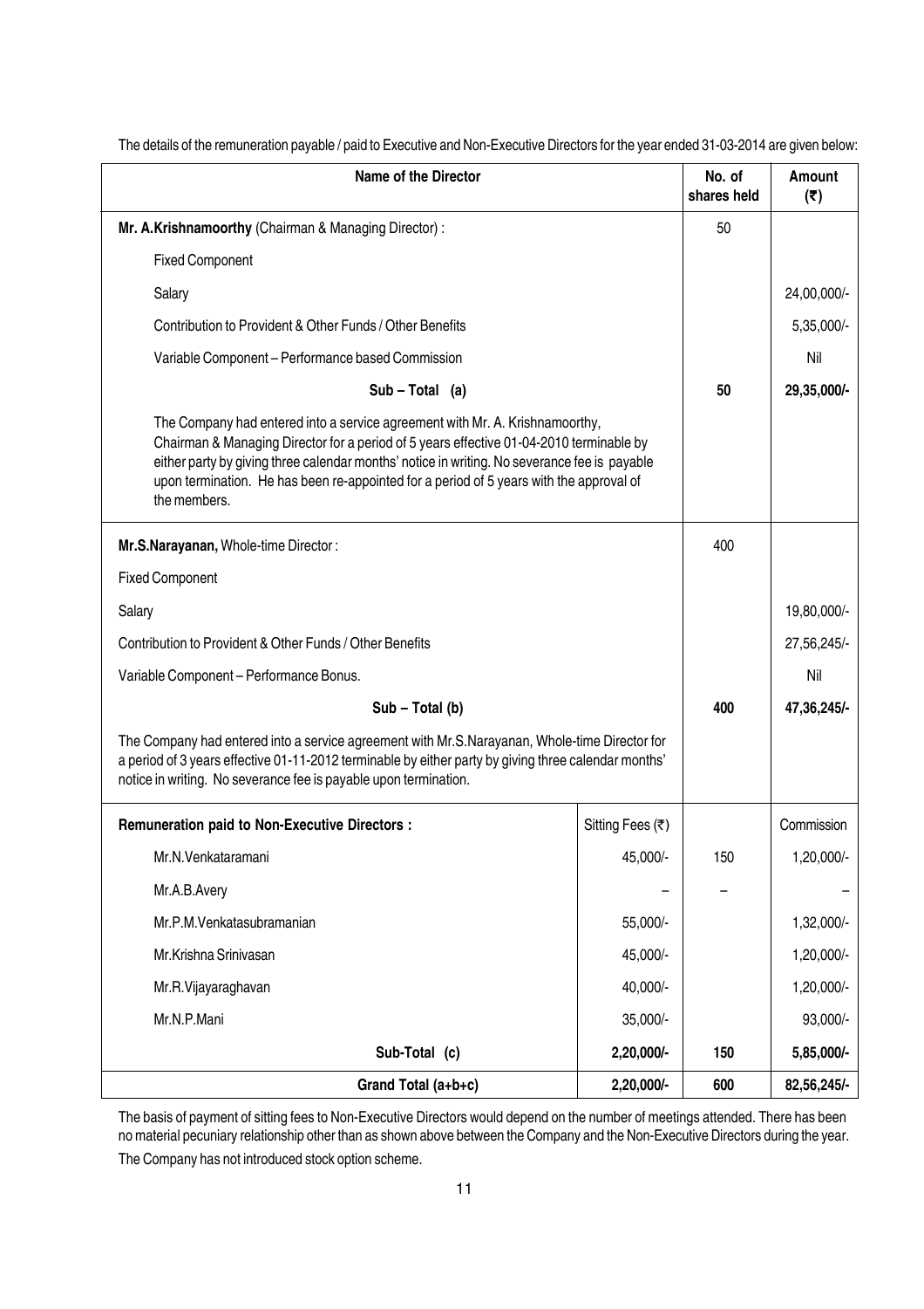The details of the remuneration payable / paid to Executive and Non-Executive Directors for the year ended 31-03-2014 are given below:

| Name of the Director | | No. of shares held | Amount (₹) |
|---|---|---|---|
| **Mr. A.Krishnamoorthy** (Chairman & Managing Director) : | | 50 | |
| Fixed Component | | | |
| Salary | | | 24,00,000/- |
| Contribution to Provident & Other Funds / Other Benefits | | | 5,35,000/- |
| Variable Component – Performance based Commission | | | Nil |
| **Sub – Total (a)** | | **50** | **29,35,000/-** |
| The Company had entered into a service agreement with Mr. A. Krishnamoorthy, Chairman & Managing Director for a period of 5 years effective 01-04-2010 terminable by either party by giving three calendar months' notice in writing. No severance fee is payable upon termination. He has been re-appointed for a period of 5 years with the approval of the members. | | | |
| **Mr.S.Narayanan,** Whole-time Director : | | 400 | |
| Fixed Component | | | |
| Salary | | | 19,80,000/- |
| Contribution to Provident & Other Funds / Other Benefits | | | 27,56,245/- |
| Variable Component – Performance Bonus. | | | Nil |
| **Sub – Total (b)** | | **400** | **47,36,245/-** |
| The Company had entered into a service agreement with Mr.S.Narayanan, Whole-time Director for a period of 3 years effective 01-11-2012 terminable by either party by giving three calendar months' notice in writing. No severance fee is payable upon termination. | | | |
| **Remuneration paid to Non-Executive Directors :** | Sitting Fees (₹) | | Commission |
| Mr.N.Venkataramani | 45,000/- | 150 | 1,20,000/- |
| Mr.A.B.Avery | – | – | – |
| Mr.P.M.Venkatasubramanian | 55,000/- | | 1,32,000/- |
| Mr.Krishna Srinivasan | 45,000/- | | 1,20,000/- |
| Mr.R.Vijayaraghavan | 40,000/- | | 1,20,000/- |
| Mr.N.P.Mani | 35,000/- | | 93,000/- |
| **Sub-Total (c)** | **2,20,000/-** | **150** | **5,85,000/-** |
| **Grand Total (a+b+c)** | **2,20,000/-** | **600** | **82,56,245/-** |

The basis of payment of sitting fees to Non-Executive Directors would depend on the number of meetings attended. There has been no material pecuniary relationship other than as shown above between the Company and the Non-Executive Directors during the year.

The Company has not introduced stock option scheme.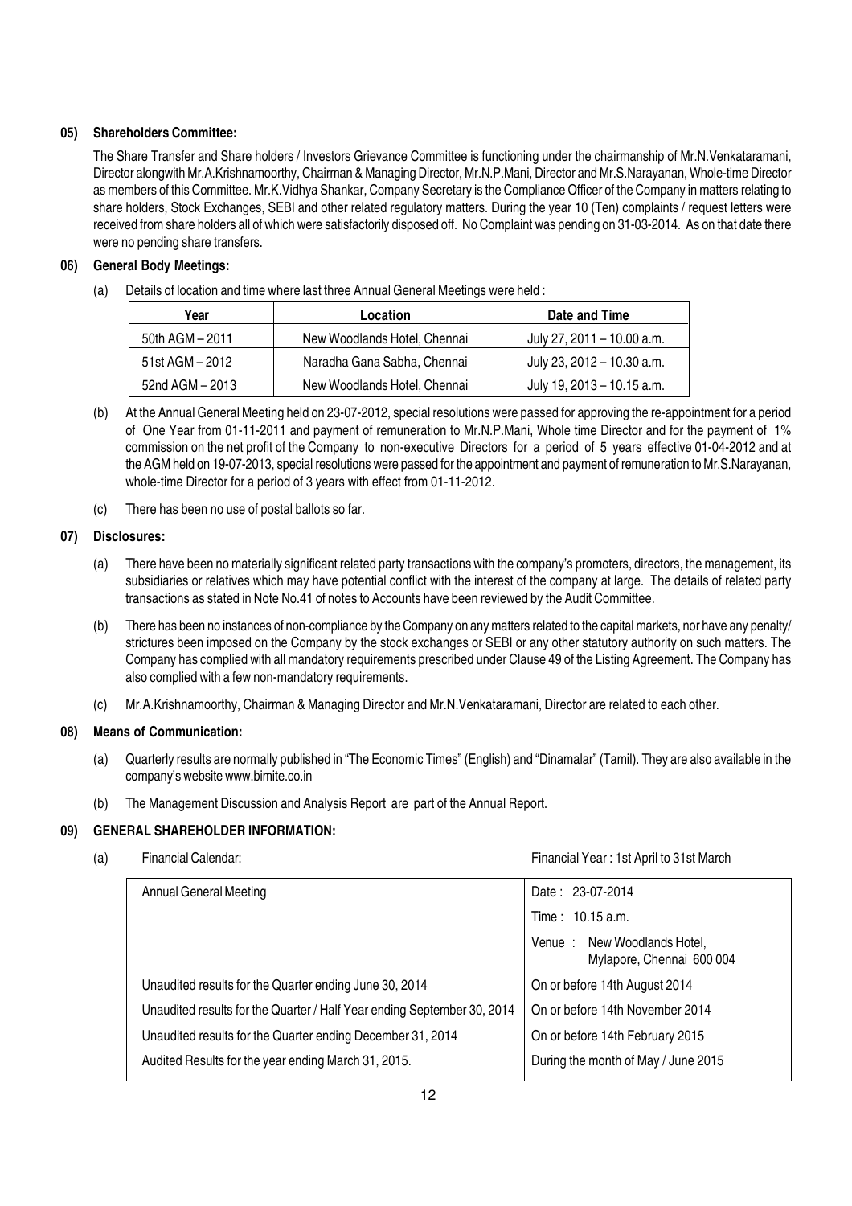### 05) Shareholders Committee:

The Share Transfer and Share holders / Investors Grievance Committee is functioning under the chairmanship of Mr.N.Venkataramani, Director alongwith Mr.A.Krishnamoorthy, Chairman & Managing Director, Mr.N.P.Mani, Director and Mr.S.Narayanan, Whole-time Director as members of this Committee. Mr.K.Vidhya Shankar, Company Secretary is the Compliance Officer of the Company in matters relating to share holders, Stock Exchanges, SEBI and other related regulatory matters. During the year 10 (Ten) complaints / request letters were received from share holders all of which were satisfactorily disposed off. No Complaint was pending on 31-03-2014. As on that date there were no pending share transfers.

### 06) General Body Meetings:

(a) Details of location and time where last three Annual General Meetings were held :

| Year | Location | Date and Time |
|---|---|---|
| 50th AGM – 2011 | New Woodlands Hotel, Chennai | July 27, 2011 – 10.00 a.m. |
| 51st AGM – 2012 | Naradha Gana Sabha, Chennai | July 23, 2012 – 10.30 a.m. |
| 52nd AGM – 2013 | New Woodlands Hotel, Chennai | July 19, 2013 – 10.15 a.m. |

(b) At the Annual General Meeting held on 23-07-2012, special resolutions were passed for approving the re-appointment for a period of One Year from 01-11-2011 and payment of remuneration to Mr.N.P.Mani, Whole time Director and for the payment of 1% commission on the net profit of the Company to non-executive Directors for a period of 5 years effective 01-04-2012 and at the AGM held on 19-07-2013, special resolutions were passed for the appointment and payment of remuneration to Mr.S.Narayanan, whole-time Director for a period of 3 years with effect from 01-11-2012.

(c) There has been no use of postal ballots so far.

### 07) Disclosures:

(a) There have been no materially significant related party transactions with the company's promoters, directors, the management, its subsidiaries or relatives which may have potential conflict with the interest of the company at large. The details of related party transactions as stated in Note No.41 of notes to Accounts have been reviewed by the Audit Committee.

(b) There has been no instances of non-compliance by the Company on any matters related to the capital markets, nor have any penalty/ strictures been imposed on the Company by the stock exchanges or SEBI or any other statutory authority on such matters. The Company has complied with all mandatory requirements prescribed under Clause 49 of the Listing Agreement. The Company has also complied with a few non-mandatory requirements.

(c) Mr.A.Krishnamoorthy, Chairman & Managing Director and Mr.N.Venkataramani, Director are related to each other.

### 08) Means of Communication:

(a) Quarterly results are normally published in "The Economic Times" (English) and "Dinamalar" (Tamil). They are also available in the company's website www.bimite.co.in

(b) The Management Discussion and Analysis Report are part of the Annual Report.

### 09) GENERAL SHAREHOLDER INFORMATION:

(a) Financial Calendar: Financial Year : 1st April to 31st March

| | |
|---|---|
| Annual General Meeting | Date : 23-07-2014<br>Time : 10.15 a.m.<br>Venue : New Woodlands Hotel, Mylapore, Chennai 600 004 |
| Unaudited results for the Quarter ending June 30, 2014 | On or before 14th August 2014 |
| Unaudited results for the Quarter / Half Year ending September 30, 2014 | On or before 14th November 2014 |
| Unaudited results for the Quarter ending December 31, 2014 | On or before 14th February 2015 |
| Audited Results for the year ending March 31, 2015. | During the month of May / June 2015 |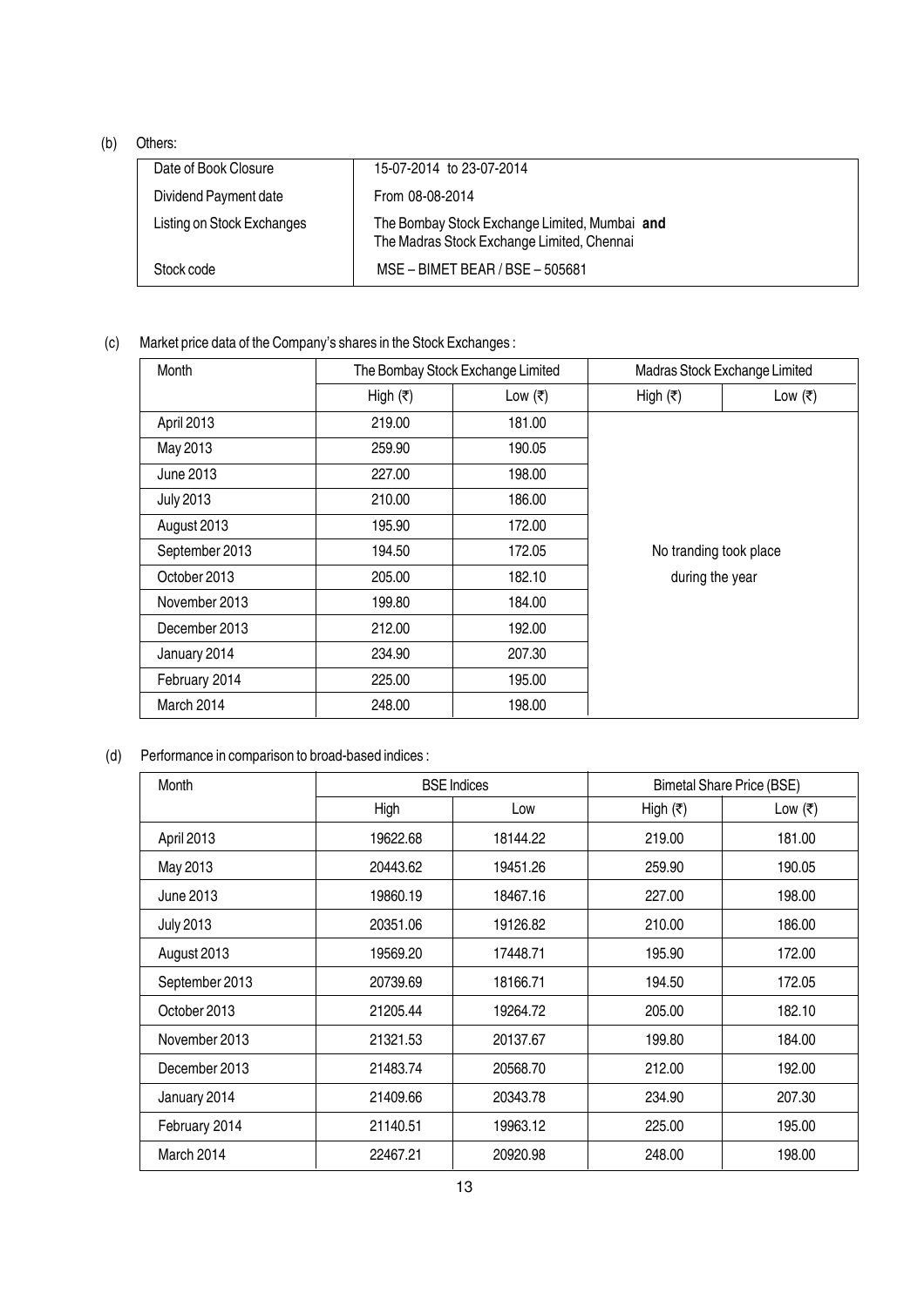(b) Others:

| Date of Book Closure | 15-07-2014 to 23-07-2014 |
|---|---|
| Dividend Payment date | From 08-08-2014 |
| Listing on Stock Exchanges | The Bombay Stock Exchange Limited, Mumbai **and** The Madras Stock Exchange Limited, Chennai |
| Stock code | MSE – BIMET BEAR / BSE – 505681 |

(c) Market price data of the Company's shares in the Stock Exchanges :

| Month | The Bombay Stock Exchange Limited | | Madras Stock Exchange Limited | |
|---|---|---|---|---|
| | High (₹) | Low (₹) | High (₹) | Low (₹) |
| April 2013 | 219.00 | 181.00 | | |
| May 2013 | 259.90 | 190.05 | | |
| June 2013 | 227.00 | 198.00 | | |
| July 2013 | 210.00 | 186.00 | | |
| August 2013 | 195.90 | 172.00 | | |
| September 2013 | 194.50 | 172.05 | No tranding took place | |
| October 2013 | 205.00 | 182.10 | during the year | |
| November 2013 | 199.80 | 184.00 | | |
| December 2013 | 212.00 | 192.00 | | |
| January 2014 | 234.90 | 207.30 | | |
| February 2014 | 225.00 | 195.00 | | |
| March 2014 | 248.00 | 198.00 | | |

(d) Performance in comparison to broad-based indices :

| Month | BSE Indices | | Bimetal Share Price (BSE) | |
|---|---|---|---|---|
| | High | Low | High (₹) | Low (₹) |
| April 2013 | 19622.68 | 18144.22 | 219.00 | 181.00 |
| May 2013 | 20443.62 | 19451.26 | 259.90 | 190.05 |
| June 2013 | 19860.19 | 18467.16 | 227.00 | 198.00 |
| July 2013 | 20351.06 | 19126.82 | 210.00 | 186.00 |
| August 2013 | 19569.20 | 17448.71 | 195.90 | 172.00 |
| September 2013 | 20739.69 | 18166.71 | 194.50 | 172.05 |
| October 2013 | 21205.44 | 19264.72 | 205.00 | 182.10 |
| November 2013 | 21321.53 | 20137.67 | 199.80 | 184.00 |
| December 2013 | 21483.74 | 20568.70 | 212.00 | 192.00 |
| January 2014 | 21409.66 | 20343.78 | 234.90 | 207.30 |
| February 2014 | 21140.51 | 19963.12 | 225.00 | 195.00 |
| March 2014 | 22467.21 | 20920.98 | 248.00 | 198.00 |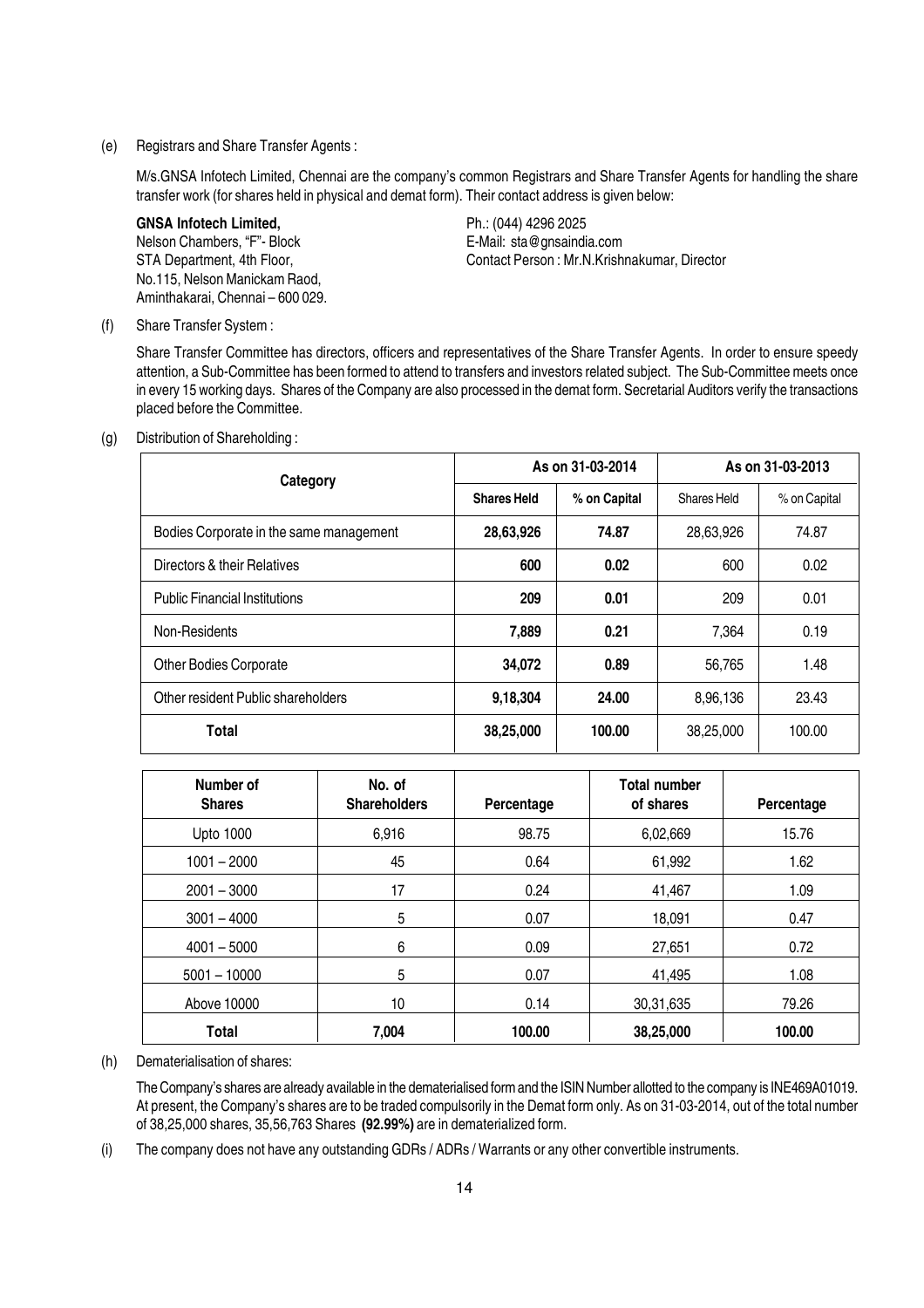(e) Registrars and Share Transfer Agents :

M/s.GNSA Infotech Limited, Chennai are the company's common Registrars and Share Transfer Agents for handling the share transfer work (for shares held in physical and demat form). Their contact address is given below:

**GNSA Infotech Limited,**
Nelson Chambers, "F"- Block
STA Department, 4th Floor,
No.115, Nelson Manickam Raod,
Aminthakarai, Chennai – 600 029.

Ph.: (044) 4296 2025
E-Mail: sta@gnsaindia.com
Contact Person : Mr.N.Krishnakumar, Director

(f) Share Transfer System :

Share Transfer Committee has directors, officers and representatives of the Share Transfer Agents. In order to ensure speedy attention, a Sub-Committee has been formed to attend to transfers and investors related subject. The Sub-Committee meets once in every 15 working days. Shares of the Company are also processed in the demat form. Secretarial Auditors verify the transactions placed before the Committee.

(g) Distribution of Shareholding :

| Category | As on 31-03-2014 | | As on 31-03-2013 | |
|---|---|---|---|---|
| | **Shares Held** | **% on Capital** | Shares Held | % on Capital |
| Bodies Corporate in the same management | **28,63,926** | **74.87** | 28,63,926 | 74.87 |
| Directors & their Relatives | **600** | **0.02** | 600 | 0.02 |
| Public Financial Institutions | **209** | **0.01** | 209 | 0.01 |
| Non-Residents | **7,889** | **0.21** | 7,364 | 0.19 |
| Other Bodies Corporate | **34,072** | **0.89** | 56,765 | 1.48 |
| Other resident Public shareholders | **9,18,304** | **24.00** | 8,96,136 | 23.43 |
| **Total** | **38,25,000** | **100.00** | 38,25,000 | 100.00 |

| Number of Shares | No. of Shareholders | Percentage | Total number of shares | Percentage |
|---|---|---|---|---|
| Upto 1000 | 6,916 | 98.75 | 6,02,669 | 15.76 |
| 1001 – 2000 | 45 | 0.64 | 61,992 | 1.62 |
| 2001 – 3000 | 17 | 0.24 | 41,467 | 1.09 |
| 3001 – 4000 | 5 | 0.07 | 18,091 | 0.47 |
| 4001 – 5000 | 6 | 0.09 | 27,651 | 0.72 |
| 5001 – 10000 | 5 | 0.07 | 41,495 | 1.08 |
| Above 10000 | 10 | 0.14 | 30,31,635 | 79.26 |
| **Total** | **7,004** | **100.00** | **38,25,000** | **100.00** |

(h) Dematerialisation of shares:

The Company's shares are already available in the dematerialised form and the ISIN Number allotted to the company is INE469A01019. At present, the Company's shares are to be traded compulsorily in the Demat form only. As on 31-03-2014, out of the total number of 38,25,000 shares, 35,56,763 Shares **(92.99%)** are in dematerialized form.

(i) The company does not have any outstanding GDRs / ADRs / Warrants or any other convertible instruments.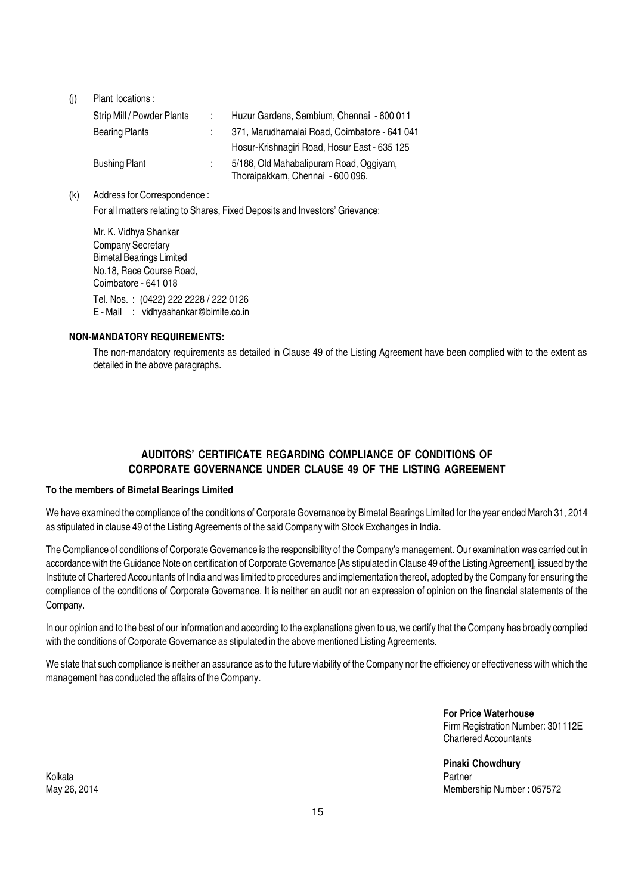(j) Plant locations :

| | | |
|---|---|---|
| Strip Mill / Powder Plants | : | Huzur Gardens, Sembium, Chennai - 600 011 |
| Bearing Plants | : | 371, Marudhamalai Road, Coimbatore - 641 041 |
| | | Hosur-Krishnagiri Road, Hosur East - 635 125 |
| Bushing Plant | : | 5/186, Old Mahabalipuram Road, Oggiyam, Thoraipakkam, Chennai - 600 096. |

(k) Address for Correspondence :

For all matters relating to Shares, Fixed Deposits and Investors' Grievance:

Mr. K. Vidhya Shankar
Company Secretary
Bimetal Bearings Limited
No.18, Race Course Road,
Coimbatore - 641 018

Tel. Nos. : (0422) 222 2228 / 222 0126
E - Mail : vidhyashankar@bimite.co.in

**NON-MANDATORY REQUIREMENTS:**

The non-mandatory requirements as detailed in Clause 49 of the Listing Agreement have been complied with to the extent as detailed in the above paragraphs.

---

## AUDITORS' CERTIFICATE REGARDING COMPLIANCE OF CONDITIONS OF CORPORATE GOVERNANCE UNDER CLAUSE 49 OF THE LISTING AGREEMENT

**To the members of Bimetal Bearings Limited**

We have examined the compliance of the conditions of Corporate Governance by Bimetal Bearings Limited for the year ended March 31, 2014 as stipulated in clause 49 of the Listing Agreements of the said Company with Stock Exchanges in India.

The Compliance of conditions of Corporate Governance is the responsibility of the Company's management. Our examination was carried out in accordance with the Guidance Note on certification of Corporate Governance [As stipulated in Clause 49 of the Listing Agreement], issued by the Institute of Chartered Accountants of India and was limited to procedures and implementation thereof, adopted by the Company for ensuring the compliance of the conditions of Corporate Governance. It is neither an audit nor an expression of opinion on the financial statements of the Company.

In our opinion and to the best of our information and according to the explanations given to us, we certify that the Company has broadly complied with the conditions of Corporate Governance as stipulated in the above mentioned Listing Agreements.

We state that such compliance is neither an assurance as to the future viability of the Company nor the efficiency or effectiveness with which the management has conducted the affairs of the Company.

**For Price Waterhouse**
Firm Registration Number: 301112E
Chartered Accountants

**Pinaki Chowdhury**
Partner
Membership Number : 057572

Kolkata
May 26, 2014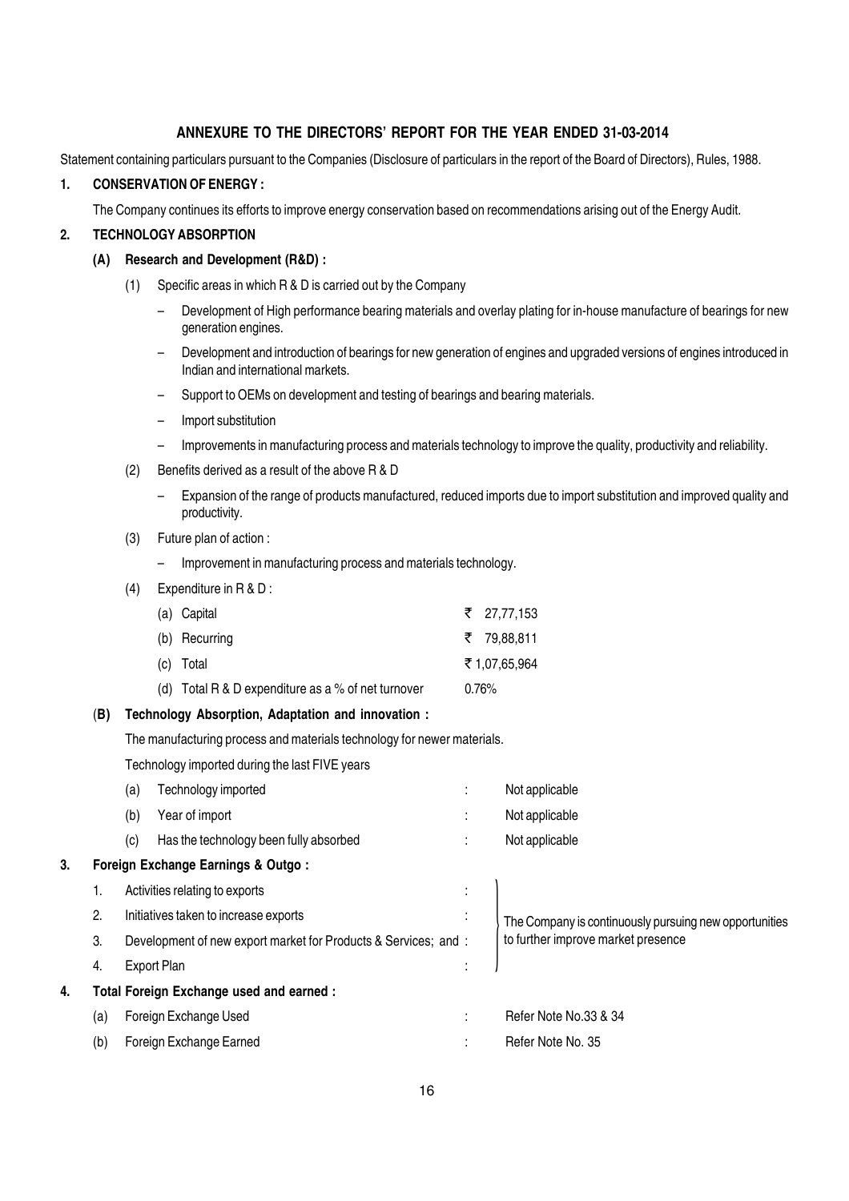## ANNEXURE TO THE DIRECTORS' REPORT FOR THE YEAR ENDED 31-03-2014

Statement containing particulars pursuant to the Companies (Disclosure of particulars in the report of the Board of Directors), Rules, 1988.

**1. CONSERVATION OF ENERGY :**

The Company continues its efforts to improve energy conservation based on recommendations arising out of the Energy Audit.

**2. TECHNOLOGY ABSORPTION**

**(A) Research and Development (R&D) :**

(1) Specific areas in which R & D is carried out by the Company

- Development of High performance bearing materials and overlay plating for in-house manufacture of bearings for new generation engines.
- Development and introduction of bearings for new generation of engines and upgraded versions of engines introduced in Indian and international markets.
- Support to OEMs on development and testing of bearings and bearing materials.
- Import substitution
- Improvements in manufacturing process and materials technology to improve the quality, productivity and reliability.

(2) Benefits derived as a result of the above R & D

- Expansion of the range of products manufactured, reduced imports due to import substitution and improved quality and productivity.

(3) Future plan of action :

- Improvement in manufacturing process and materials technology.

(4) Expenditure in R & D :

| | |
|---|---|
| (a) Capital | ₹ 27,77,153 |
| (b) Recurring | ₹ 79,88,811 |
| (c) Total | ₹ 1,07,65,964 |
| (d) Total R & D expenditure as a % of net turnover | 0.76% |

**(B) Technology Absorption, Adaptation and innovation :**

The manufacturing process and materials technology for newer materials.

Technology imported during the last FIVE years

| | | |
|---|---|---|
| (a) Technology imported | : | Not applicable |
| (b) Year of import | : | Not applicable |
| (c) Has the technology been fully absorbed | : | Not applicable |

**3. Foreign Exchange Earnings & Outgo :**

| | | |
|---|---|---|
| 1. Activities relating to exports | : | The Company is continuously pursuing new opportunities to further improve market presence |
| 2. Initiatives taken to increase exports | : | |
| 3. Development of new export market for Products & Services; and | : | |
| 4. Export Plan | : | |

**4. Total Foreign Exchange used and earned :**

| | | |
|---|---|---|
| (a) Foreign Exchange Used | : | Refer Note No.33 & 34 |
| (b) Foreign Exchange Earned | : | Refer Note No. 35 |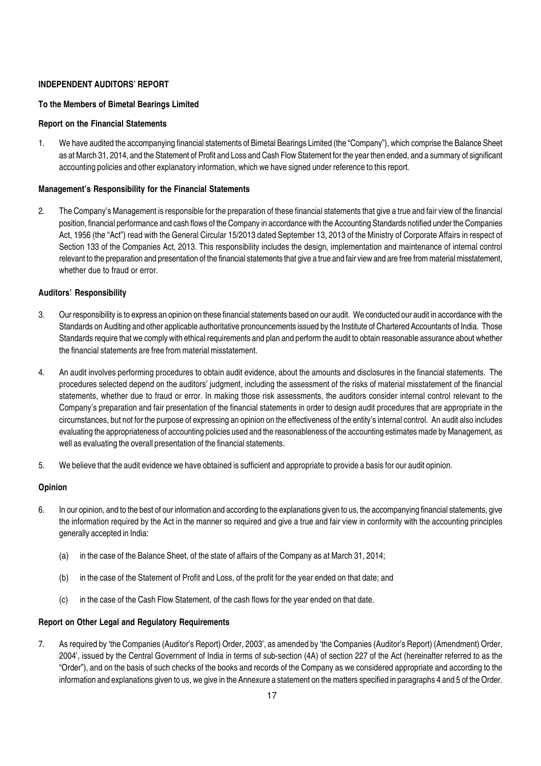## INDEPENDENT AUDITORS' REPORT

### To the Members of Bimetal Bearings Limited

### Report on the Financial Statements

1. We have audited the accompanying financial statements of Bimetal Bearings Limited (the "Company"), which comprise the Balance Sheet as at March 31, 2014, and the Statement of Profit and Loss and Cash Flow Statement for the year then ended, and a summary of significant accounting policies and other explanatory information, which we have signed under reference to this report.

### Management's Responsibility for the Financial Statements

2. The Company's Management is responsible for the preparation of these financial statements that give a true and fair view of the financial position, financial performance and cash flows of the Company in accordance with the Accounting Standards notified under the Companies Act, 1956 (the "Act") read with the General Circular 15/2013 dated September 13, 2013 of the Ministry of Corporate Affairs in respect of Section 133 of the Companies Act, 2013. This responsibility includes the design, implementation and maintenance of internal control relevant to the preparation and presentation of the financial statements that give a true and fair view and are free from material misstatement, whether due to fraud or error.

### Auditors' Responsibility

3. Our responsibility is to express an opinion on these financial statements based on our audit. We conducted our audit in accordance with the Standards on Auditing and other applicable authoritative pronouncements issued by the Institute of Chartered Accountants of India. Those Standards require that we comply with ethical requirements and plan and perform the audit to obtain reasonable assurance about whether the financial statements are free from material misstatement.

4. An audit involves performing procedures to obtain audit evidence, about the amounts and disclosures in the financial statements. The procedures selected depend on the auditors' judgment, including the assessment of the risks of material misstatement of the financial statements, whether due to fraud or error. In making those risk assessments, the auditors consider internal control relevant to the Company's preparation and fair presentation of the financial statements in order to design audit procedures that are appropriate in the circumstances, but not for the purpose of expressing an opinion on the effectiveness of the entity's internal control. An audit also includes evaluating the appropriateness of accounting policies used and the reasonableness of the accounting estimates made by Management, as well as evaluating the overall presentation of the financial statements.

5. We believe that the audit evidence we have obtained is sufficient and appropriate to provide a basis for our audit opinion.

### Opinion

6. In our opinion, and to the best of our information and according to the explanations given to us, the accompanying financial statements, give the information required by the Act in the manner so required and give a true and fair view in conformity with the accounting principles generally accepted in India:

   (a) in the case of the Balance Sheet, of the state of affairs of the Company as at March 31, 2014;

   (b) in the case of the Statement of Profit and Loss, of the profit for the year ended on that date; and

   (c) in the case of the Cash Flow Statement, of the cash flows for the year ended on that date.

### Report on Other Legal and Regulatory Requirements

7. As required by 'the Companies (Auditor's Report) Order, 2003', as amended by 'the Companies (Auditor's Report) (Amendment) Order, 2004', issued by the Central Government of India in terms of sub-section (4A) of section 227 of the Act (hereinafter referred to as the "Order"), and on the basis of such checks of the books and records of the Company as we considered appropriate and according to the information and explanations given to us, we give in the Annexure a statement on the matters specified in paragraphs 4 and 5 of the Order.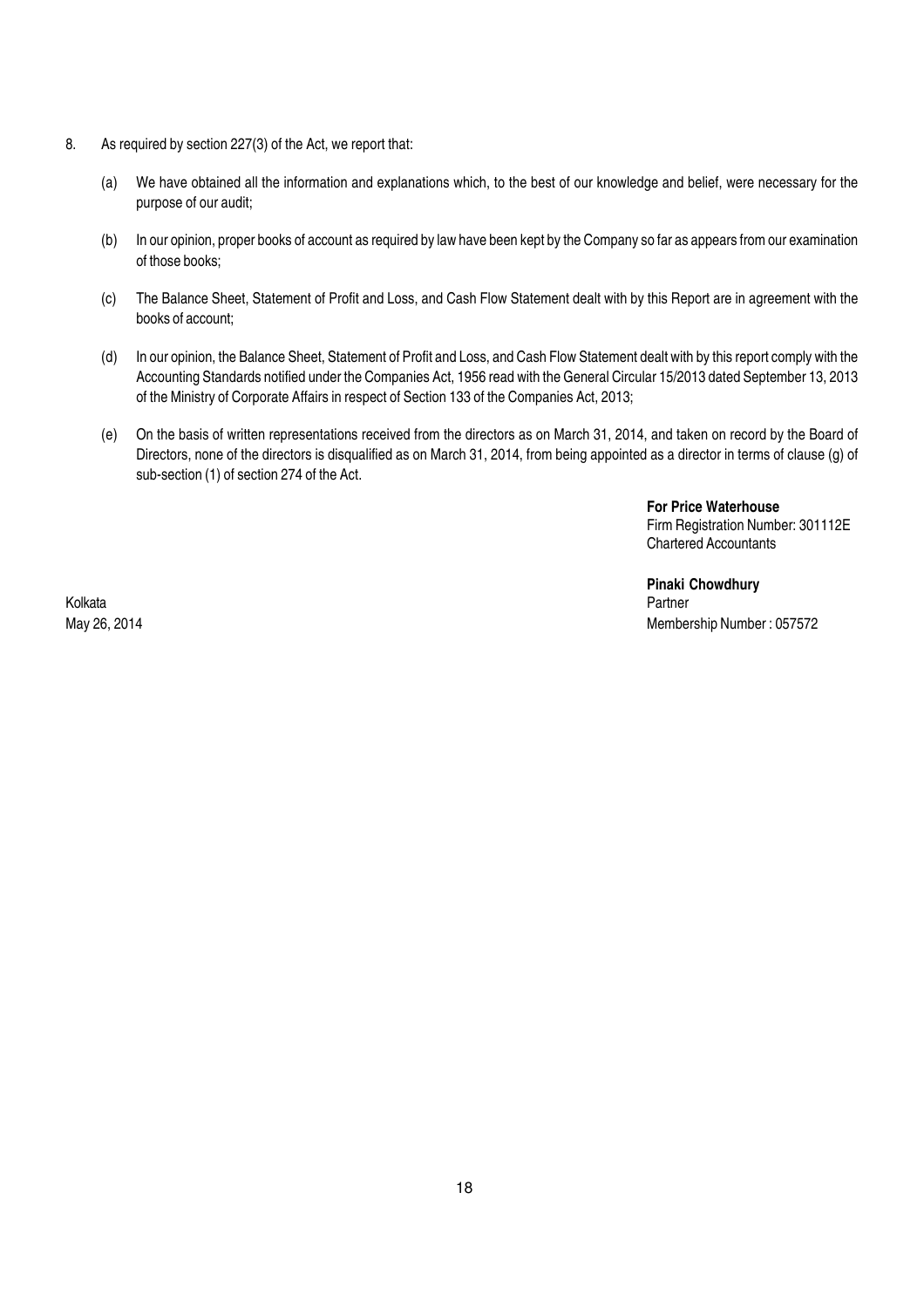8. As required by section 227(3) of the Act, we report that:

   (a) We have obtained all the information and explanations which, to the best of our knowledge and belief, were necessary for the purpose of our audit;

   (b) In our opinion, proper books of account as required by law have been kept by the Company so far as appears from our examination of those books;

   (c) The Balance Sheet, Statement of Profit and Loss, and Cash Flow Statement dealt with by this Report are in agreement with the books of account;

   (d) In our opinion, the Balance Sheet, Statement of Profit and Loss, and Cash Flow Statement dealt with by this report comply with the Accounting Standards notified under the Companies Act, 1956 read with the General Circular 15/2013 dated September 13, 2013 of the Ministry of Corporate Affairs in respect of Section 133 of the Companies Act, 2013;

   (e) On the basis of written representations received from the directors as on March 31, 2014, and taken on record by the Board of Directors, none of the directors is disqualified as on March 31, 2014, from being appointed as a director in terms of clause (g) of sub-section (1) of section 274 of the Act.

**For Price Waterhouse**
Firm Registration Number: 301112E
Chartered Accountants

**Pinaki Chowdhury**
Partner
Membership Number : 057572

Kolkata
May 26, 2014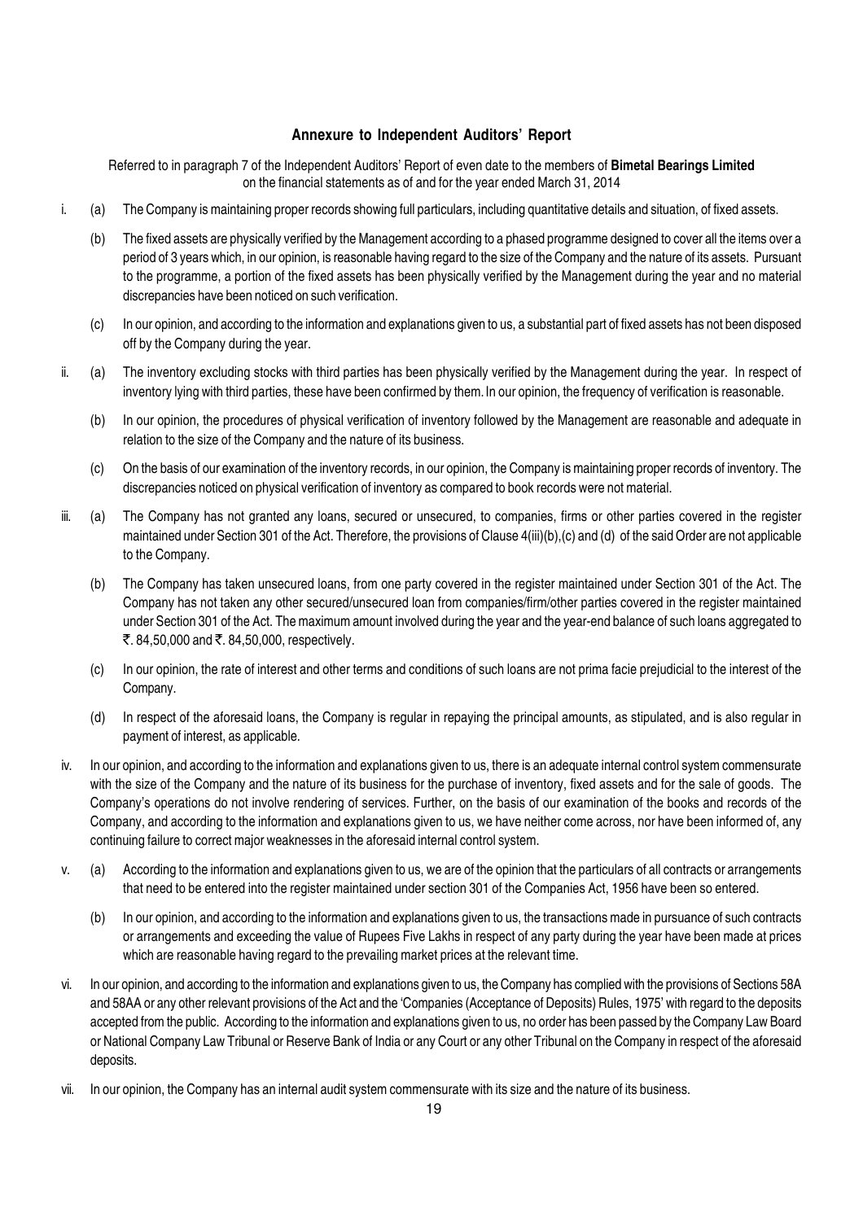## Annexure to Independent Auditors' Report

Referred to in paragraph 7 of the Independent Auditors' Report of even date to the members of **Bimetal Bearings Limited** on the financial statements as of and for the year ended March 31, 2014

i. (a) The Company is maintaining proper records showing full particulars, including quantitative details and situation, of fixed assets.

(b) The fixed assets are physically verified by the Management according to a phased programme designed to cover all the items over a period of 3 years which, in our opinion, is reasonable having regard to the size of the Company and the nature of its assets. Pursuant to the programme, a portion of the fixed assets has been physically verified by the Management during the year and no material discrepancies have been noticed on such verification.

(c) In our opinion, and according to the information and explanations given to us, a substantial part of fixed assets has not been disposed off by the Company during the year.

ii. (a) The inventory excluding stocks with third parties has been physically verified by the Management during the year. In respect of inventory lying with third parties, these have been confirmed by them. In our opinion, the frequency of verification is reasonable.

(b) In our opinion, the procedures of physical verification of inventory followed by the Management are reasonable and adequate in relation to the size of the Company and the nature of its business.

(c) On the basis of our examination of the inventory records, in our opinion, the Company is maintaining proper records of inventory. The discrepancies noticed on physical verification of inventory as compared to book records were not material.

iii. (a) The Company has not granted any loans, secured or unsecured, to companies, firms or other parties covered in the register maintained under Section 301 of the Act. Therefore, the provisions of Clause 4(iii)(b),(c) and (d) of the said Order are not applicable to the Company.

(b) The Company has taken unsecured loans, from one party covered in the register maintained under Section 301 of the Act. The Company has not taken any other secured/unsecured loan from companies/firm/other parties covered in the register maintained under Section 301 of the Act. The maximum amount involved during the year and the year-end balance of such loans aggregated to ₹. 84,50,000 and ₹. 84,50,000, respectively.

(c) In our opinion, the rate of interest and other terms and conditions of such loans are not prima facie prejudicial to the interest of the Company.

(d) In respect of the aforesaid loans, the Company is regular in repaying the principal amounts, as stipulated, and is also regular in payment of interest, as applicable.

iv. In our opinion, and according to the information and explanations given to us, there is an adequate internal control system commensurate with the size of the Company and the nature of its business for the purchase of inventory, fixed assets and for the sale of goods. The Company's operations do not involve rendering of services. Further, on the basis of our examination of the books and records of the Company, and according to the information and explanations given to us, we have neither come across, nor have been informed of, any continuing failure to correct major weaknesses in the aforesaid internal control system.

v. (a) According to the information and explanations given to us, we are of the opinion that the particulars of all contracts or arrangements that need to be entered into the register maintained under section 301 of the Companies Act, 1956 have been so entered.

(b) In our opinion, and according to the information and explanations given to us, the transactions made in pursuance of such contracts or arrangements and exceeding the value of Rupees Five Lakhs in respect of any party during the year have been made at prices which are reasonable having regard to the prevailing market prices at the relevant time.

vi. In our opinion, and according to the information and explanations given to us, the Company has complied with the provisions of Sections 58A and 58AA or any other relevant provisions of the Act and the 'Companies (Acceptance of Deposits) Rules, 1975' with regard to the deposits accepted from the public. According to the information and explanations given to us, no order has been passed by the Company Law Board or National Company Law Tribunal or Reserve Bank of India or any Court or any other Tribunal on the Company in respect of the aforesaid deposits.

vii. In our opinion, the Company has an internal audit system commensurate with its size and the nature of its business.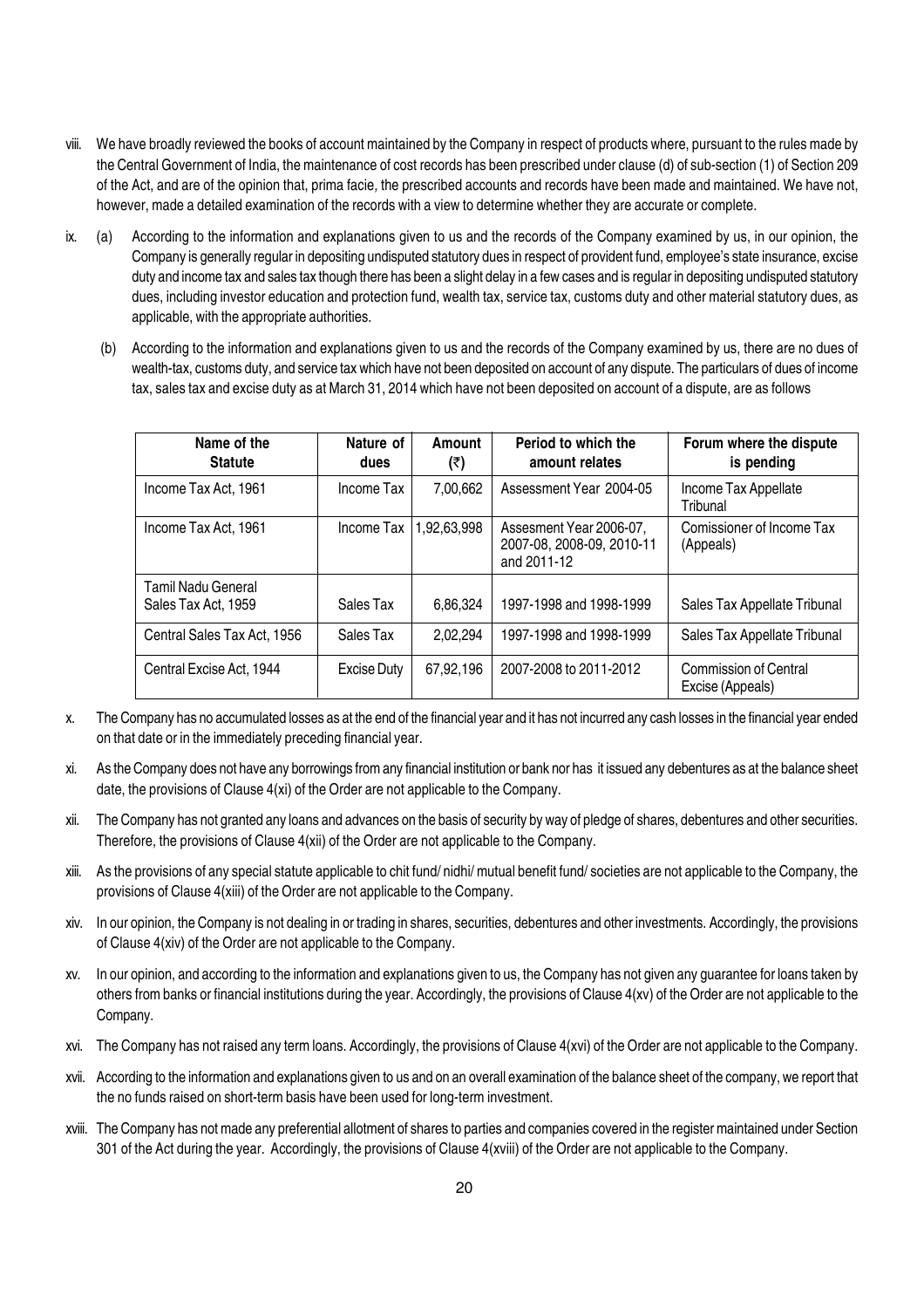viii. We have broadly reviewed the books of account maintained by the Company in respect of products where, pursuant to the rules made by the Central Government of India, the maintenance of cost records has been prescribed under clause (d) of sub-section (1) of Section 209 of the Act, and are of the opinion that, prima facie, the prescribed accounts and records have been made and maintained. We have not, however, made a detailed examination of the records with a view to determine whether they are accurate or complete.

ix. (a) According to the information and explanations given to us and the records of the Company examined by us, in our opinion, the Company is generally regular in depositing undisputed statutory dues in respect of provident fund, employee's state insurance, excise duty and income tax and sales tax though there has been a slight delay in a few cases and is regular in depositing undisputed statutory dues, including investor education and protection fund, wealth tax, service tax, customs duty and other material statutory dues, as applicable, with the appropriate authorities.

(b) According to the information and explanations given to us and the records of the Company examined by us, there are no dues of wealth-tax, customs duty, and service tax which have not been deposited on account of any dispute. The particulars of dues of income tax, sales tax and excise duty as at March 31, 2014 which have not been deposited on account of a dispute, are as follows

| Name of the Statute | Nature of dues | Amount (₹) | Period to which the amount relates | Forum where the dispute is pending |
|---|---|---|---|---|
| Income Tax Act, 1961 | Income Tax | 7,00,662 | Assessment Year 2004-05 | Income Tax Appellate Tribunal |
| Income Tax Act, 1961 | Income Tax | 1,92,63,998 | Assesment Year 2006-07, 2007-08, 2008-09, 2010-11 and 2011-12 | Comissioner of Income Tax (Appeals) |
| Tamil Nadu General Sales Tax Act, 1959 | Sales Tax | 6,86,324 | 1997-1998 and 1998-1999 | Sales Tax Appellate Tribunal |
| Central Sales Tax Act, 1956 | Sales Tax | 2,02,294 | 1997-1998 and 1998-1999 | Sales Tax Appellate Tribunal |
| Central Excise Act, 1944 | Excise Duty | 67,92,196 | 2007-2008 to 2011-2012 | Commission of Central Excise (Appeals) |

x. The Company has no accumulated losses as at the end of the financial year and it has not incurred any cash losses in the financial year ended on that date or in the immediately preceding financial year.

xi. As the Company does not have any borrowings from any financial institution or bank nor has it issued any debentures as at the balance sheet date, the provisions of Clause 4(xi) of the Order are not applicable to the Company.

xii. The Company has not granted any loans and advances on the basis of security by way of pledge of shares, debentures and other securities. Therefore, the provisions of Clause 4(xii) of the Order are not applicable to the Company.

xiii. As the provisions of any special statute applicable to chit fund/ nidhi/ mutual benefit fund/ societies are not applicable to the Company, the provisions of Clause 4(xiii) of the Order are not applicable to the Company.

xiv. In our opinion, the Company is not dealing in or trading in shares, securities, debentures and other investments. Accordingly, the provisions of Clause 4(xiv) of the Order are not applicable to the Company.

xv. In our opinion, and according to the information and explanations given to us, the Company has not given any guarantee for loans taken by others from banks or financial institutions during the year. Accordingly, the provisions of Clause 4(xv) of the Order are not applicable to the Company.

xvi. The Company has not raised any term loans. Accordingly, the provisions of Clause 4(xvi) of the Order are not applicable to the Company.

xvii. According to the information and explanations given to us and on an overall examination of the balance sheet of the company, we report that the no funds raised on short-term basis have been used for long-term investment.

xviii. The Company has not made any preferential allotment of shares to parties and companies covered in the register maintained under Section 301 of the Act during the year. Accordingly, the provisions of Clause 4(xviii) of the Order are not applicable to the Company.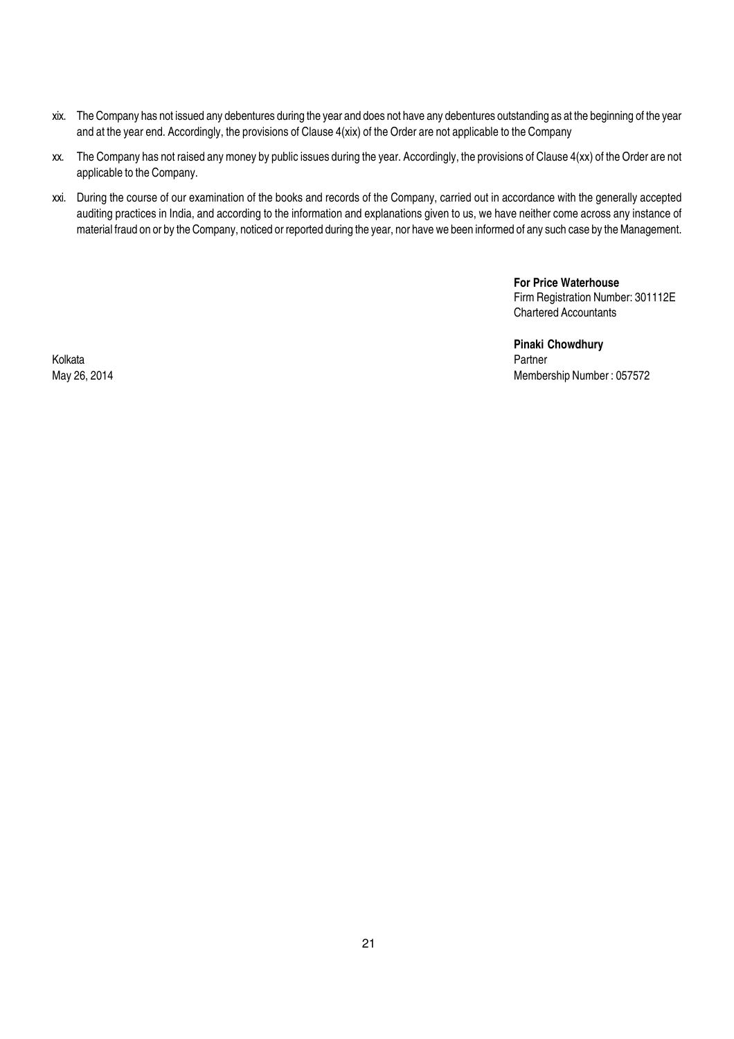xix. The Company has not issued any debentures during the year and does not have any debentures outstanding as at the beginning of the year and at the year end. Accordingly, the provisions of Clause 4(xix) of the Order are not applicable to the Company

xx. The Company has not raised any money by public issues during the year. Accordingly, the provisions of Clause 4(xx) of the Order are not applicable to the Company.

xxi. During the course of our examination of the books and records of the Company, carried out in accordance with the generally accepted auditing practices in India, and according to the information and explanations given to us, we have neither come across any instance of material fraud on or by the Company, noticed or reported during the year, nor have we been informed of any such case by the Management.

**For Price Waterhouse**
Firm Registration Number: 301112E
Chartered Accountants

**Pinaki Chowdhury**
Partner
Membership Number : 057572

Kolkata
May 26, 2014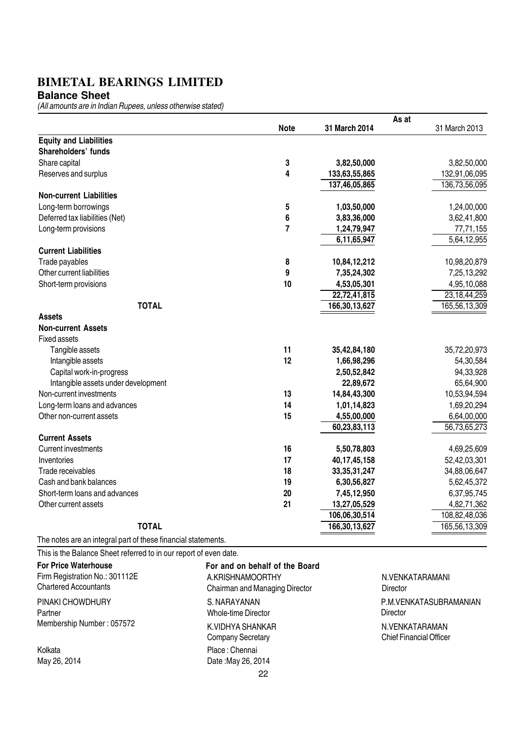# BIMETAL BEARINGS LIMITED

## Balance Sheet

*(All amounts are in Indian Rupees, unless otherwise stated)*

| | Note | As at 31 March 2014 | As at 31 March 2013 |
|---|---|---|---|
| **Equity and Liabilities** | | | |
| **Shareholders' funds** | | | |
| Share capital | 3 | **3,82,50,000** | 3,82,50,000 |
| Reserves and surplus | 4 | **133,63,55,865** | 132,91,06,095 |
| | | **137,46,05,865** | 136,73,56,095 |
| **Non-current Liabilities** | | | |
| Long-term borrowings | 5 | **1,03,50,000** | 1,24,00,000 |
| Deferred tax liabilities (Net) | 6 | **3,83,36,000** | 3,62,41,800 |
| Long-term provisions | 7 | **1,24,79,947** | 77,71,155 |
| | | **6,11,65,947** | 5,64,12,955 |
| **Current Liabilities** | | | |
| Trade payables | 8 | **10,84,12,212** | 10,98,20,879 |
| Other current liabilities | 9 | **7,35,24,302** | 7,25,13,292 |
| Short-term provisions | 10 | **4,53,05,301** | 4,95,10,088 |
| | | **22,72,41,815** | 23,18,44,259 |
| **TOTAL** | | **166,30,13,627** | 165,56,13,309 |
| **Assets** | | | |
| **Non-current Assets** | | | |
| Fixed assets | | | |
| Tangible assets | 11 | **35,42,84,180** | 35,72,20,973 |
| Intangible assets | 12 | **1,66,98,296** | 54,30,584 |
| Capital work-in-progress | | **2,50,52,842** | 94,33,928 |
| Intangible assets under development | | **22,89,672** | 65,64,900 |
| Non-current investments | 13 | **14,84,43,300** | 10,53,94,594 |
| Long-term loans and advances | 14 | **1,01,14,823** | 1,69,20,294 |
| Other non-current assets | 15 | **4,55,00,000** | 6,64,00,000 |
| | | **60,23,83,113** | 56,73,65,273 |
| **Current Assets** | | | |
| Current investments | 16 | **5,50,78,803** | 4,69,25,609 |
| Inventories | 17 | **40,17,45,158** | 52,42,03,301 |
| Trade receivables | 18 | **33,35,31,247** | 34,88,06,647 |
| Cash and bank balances | 19 | **6,30,56,827** | 5,62,45,372 |
| Short-term loans and advances | 20 | **7,45,12,950** | 6,37,95,745 |
| Other current assets | 21 | **13,27,05,529** | 4,82,71,362 |
| | | **106,06,30,514** | 108,82,48,036 |
| **TOTAL** | | **166,30,13,627** | 165,56,13,309 |

The notes are an integral part of these financial statements.

This is the Balance Sheet referred to in our report of even date.

**For Price Waterhouse**
Firm Registration No.: 301112E
Chartered Accountants

PINAKI CHOWDHURY
Partner
Membership Number : 057572

Kolkata
May 26, 2014

**For and on behalf of the Board**

A.KRISHNAMOORTHY
Chairman and Managing Director

N.VENKATARAMANI
Director

S. NARAYANAN
Whole-time Director

P.M.VENKATASUBRAMANIAN
Director

K.VIDHYA SHANKAR
Company Secretary

N.VENKATARAMAN
Chief Financial Officer

Place : Chennai
Date :May 26, 2014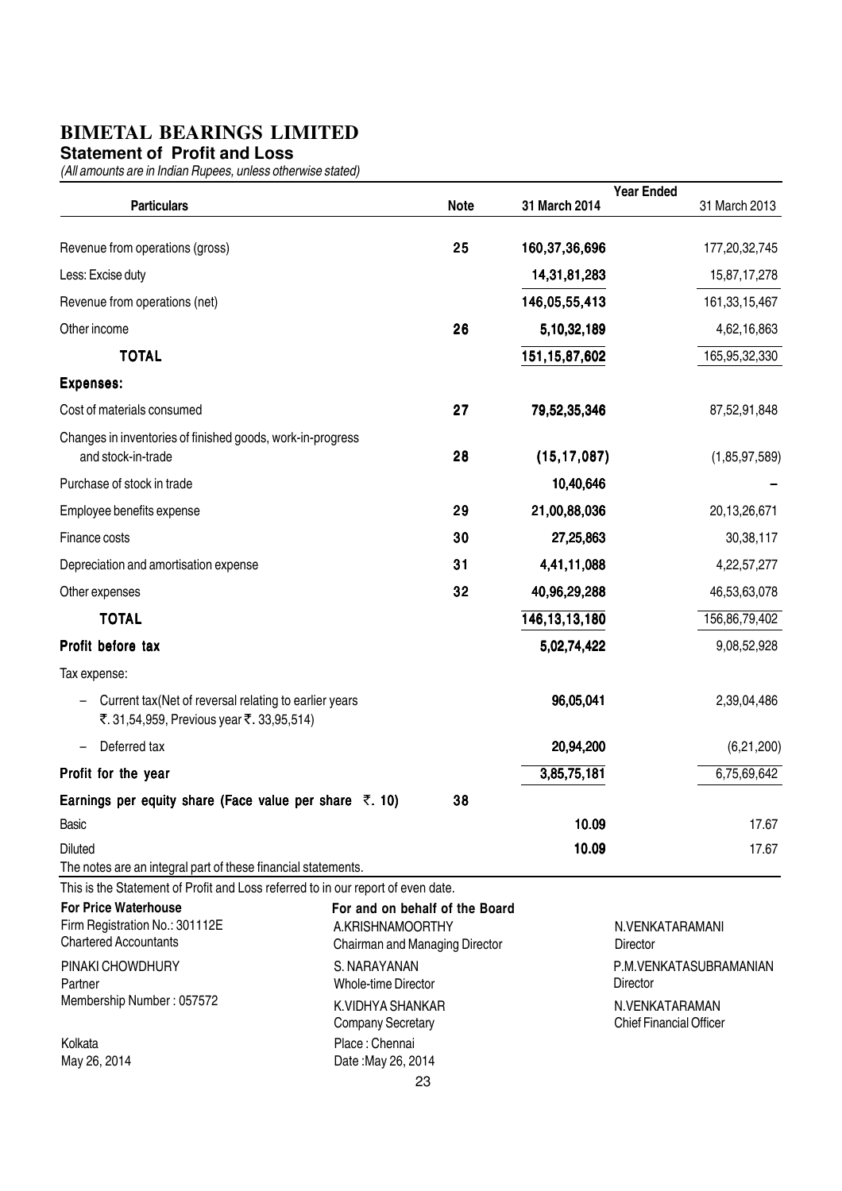# BIMETAL BEARINGS LIMITED

## Statement of Profit and Loss

*(All amounts are in Indian Rupees, unless otherwise stated)*

| Particulars | Note | Year Ended 31 March 2014 | 31 March 2013 |
|---|---|---|---|
| Revenue from operations (gross) | 25 | 160,37,36,696 | 177,20,32,745 |
| Less: Excise duty | | 14,31,81,283 | 15,87,17,278 |
| Revenue from operations (net) | | 146,05,55,413 | 161,33,15,467 |
| Other income | 26 | 5,10,32,189 | 4,62,16,863 |
| **TOTAL** | | 151,15,87,602 | 165,95,32,330 |
| **Expenses:** | | | |
| Cost of materials consumed | 27 | 79,52,35,346 | 87,52,91,848 |
| Changes in inventories of finished goods, work-in-progress and stock-in-trade | 28 | (15,17,087) | (1,85,97,589) |
| Purchase of stock in trade | | 10,40,646 | – |
| Employee benefits expense | 29 | 21,00,88,036 | 20,13,26,671 |
| Finance costs | 30 | 27,25,863 | 30,38,117 |
| Depreciation and amortisation expense | 31 | 4,41,11,088 | 4,22,57,277 |
| Other expenses | 32 | 40,96,29,288 | 46,53,63,078 |
| **TOTAL** | | 146,13,13,180 | 156,86,79,402 |
| **Profit before tax** | | 5,02,74,422 | 9,08,52,928 |
| Tax expense: | | | |
| – Current tax(Net of reversal relating to earlier years ₹. 31,54,959, Previous year ₹. 33,95,514) | | 96,05,041 | 2,39,04,486 |
| – Deferred tax | | 20,94,200 | (6,21,200) |
| **Profit for the year** | | 3,85,75,181 | 6,75,69,642 |
| **Earnings per equity share (Face value per share ₹. 10)** | 38 | | |
| Basic | | 10.09 | 17.67 |
| Diluted | | 10.09 | 17.67 |

The notes are an integral part of these financial statements.

This is the Statement of Profit and Loss referred to in our report of even date.

**For Price Waterhouse**
Firm Registration No.: 301112E
Chartered Accountants

PINAKI CHOWDHURY
Partner
Membership Number : 057572

Kolkata
May 26, 2014

**For and on behalf of the Board**

A.KRISHNAMOORTHY
Chairman and Managing Director

S. NARAYANAN
Whole-time Director

K.VIDHYA SHANKAR
Company Secretary

Place : Chennai
Date :May 26, 2014

N.VENKATARAMANI
Director

P.M.VENKATASUBRAMANIAN
Director

N.VENKATARAMAN
Chief Financial Officer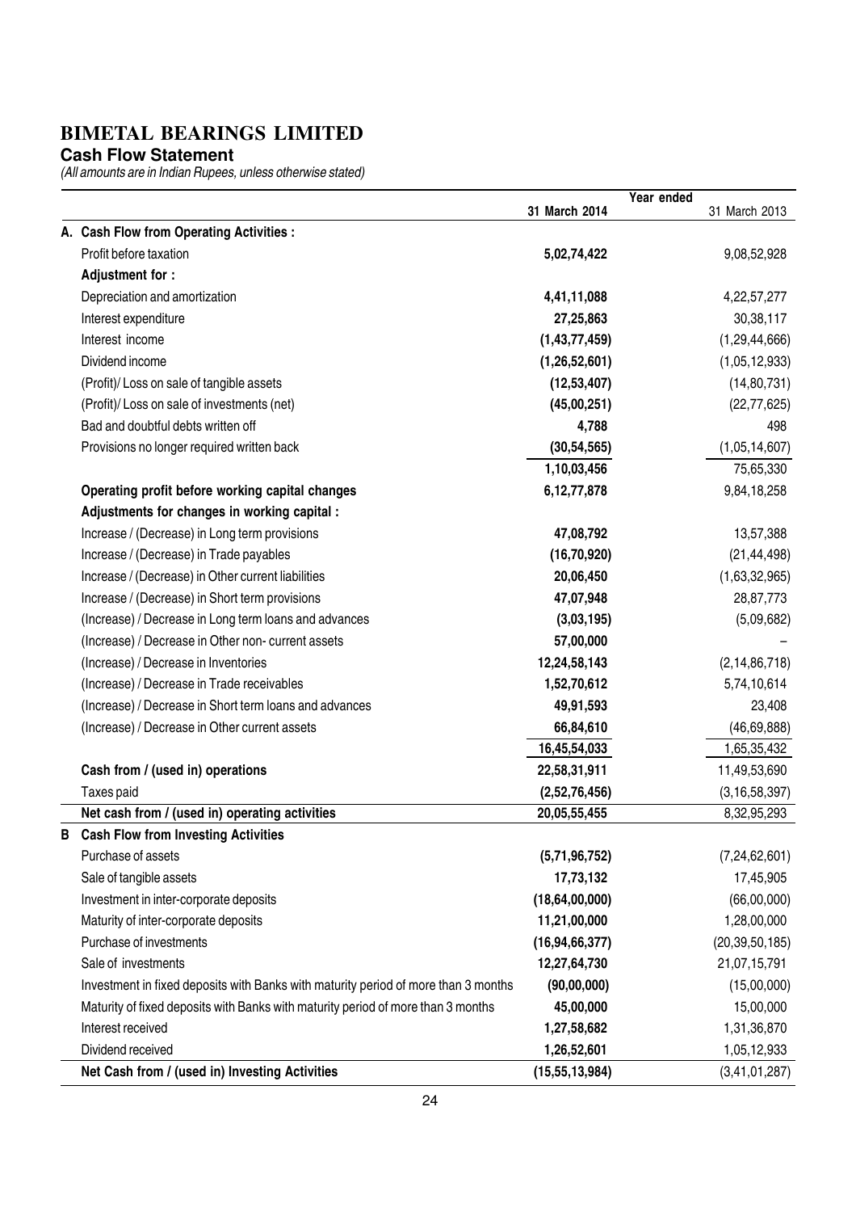# BIMETAL BEARINGS LIMITED

## Cash Flow Statement

*(All amounts are in Indian Rupees, unless otherwise stated)*

| | | Year ended | |
|---|---|---|---|
| | | **31 March 2014** | 31 March 2013 |
| **A.** | **Cash Flow from Operating Activities :** | | |
| | Profit before taxation | **5,02,74,422** | 9,08,52,928 |
| | **Adjustment for :** | | |
| | Depreciation and amortization | **4,41,11,088** | 4,22,57,277 |
| | Interest expenditure | **27,25,863** | 30,38,117 |
| | Interest income | **(1,43,77,459)** | (1,29,44,666) |
| | Dividend income | **(1,26,52,601)** | (1,05,12,933) |
| | (Profit)/ Loss on sale of tangible assets | **(12,53,407)** | (14,80,731) |
| | (Profit)/ Loss on sale of investments (net) | **(45,00,251)** | (22,77,625) |
| | Bad and doubtful debts written off | **4,788** | 498 |
| | Provisions no longer required written back | **(30,54,565)** | (1,05,14,607) |
| | | **1,10,03,456** | 75,65,330 |
| | **Operating profit before working capital changes** | **6,12,77,878** | 9,84,18,258 |
| | **Adjustments for changes in working capital :** | | |
| | Increase / (Decrease) in Long term provisions | **47,08,792** | 13,57,388 |
| | Increase / (Decrease) in Trade payables | **(16,70,920)** | (21,44,498) |
| | Increase / (Decrease) in Other current liabilities | **20,06,450** | (1,63,32,965) |
| | Increase / (Decrease) in Short term provisions | **47,07,948** | 28,87,773 |
| | (Increase) / Decrease in Long term loans and advances | **(3,03,195)** | (5,09,682) |
| | (Increase) / Decrease in Other non- current assets | **57,00,000** | – |
| | (Increase) / Decrease in Inventories | **12,24,58,143** | (2,14,86,718) |
| | (Increase) / Decrease in Trade receivables | **1,52,70,612** | 5,74,10,614 |
| | (Increase) / Decrease in Short term loans and advances | **49,91,593** | 23,408 |
| | (Increase) / Decrease in Other current assets | **66,84,610** | (46,69,888) |
| | | **16,45,54,033** | 1,65,35,432 |
| | **Cash from / (used in) operations** | **22,58,31,911** | 11,49,53,690 |
| | Taxes paid | **(2,52,76,456)** | (3,16,58,397) |
| | **Net cash from / (used in) operating activities** | **20,05,55,455** | 8,32,95,293 |
| **B** | **Cash Flow from Investing Activities** | | |
| | Purchase of assets | **(5,71,96,752)** | (7,24,62,601) |
| | Sale of tangible assets | **17,73,132** | 17,45,905 |
| | Investment in inter-corporate deposits | **(18,64,00,000)** | (66,00,000) |
| | Maturity of inter-corporate deposits | **11,21,00,000** | 1,28,00,000 |
| | Purchase of investments | **(16,94,66,377)** | (20,39,50,185) |
| | Sale of investments | **12,27,64,730** | 21,07,15,791 |
| | Investment in fixed deposits with Banks with maturity period of more than 3 months | **(90,00,000)** | (15,00,000) |
| | Maturity of fixed deposits with Banks with maturity period of more than 3 months | **45,00,000** | 15,00,000 |
| | Interest received | **1,27,58,682** | 1,31,36,870 |
| | Dividend received | **1,26,52,601** | 1,05,12,933 |
| | **Net Cash from / (used in) Investing Activities** | **(15,55,13,984)** | (3,41,01,287) |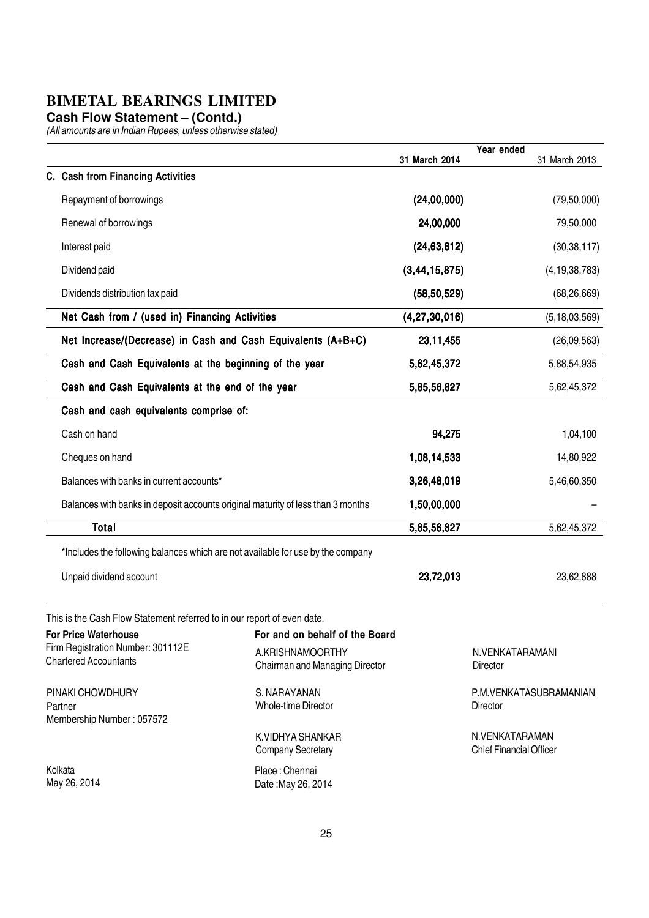# BIMETAL BEARINGS LIMITED

**Cash Flow Statement – (Contd.)**

*(All amounts are in Indian Rupees, unless otherwise stated)*

| | Year ended 31 March 2014 | 31 March 2013 |
|---|---|---|
| **C. Cash from Financing Activities** | | |
| Repayment of borrowings | **(24,00,000)** | (79,50,000) |
| Renewal of borrowings | **24,00,000** | 79,50,000 |
| Interest paid | **(24,63,612)** | (30,38,117) |
| Dividend paid | **(3,44,15,875)** | (4,19,38,783) |
| Dividends distribution tax paid | **(58,50,529)** | (68,26,669) |
| **Net Cash from / (used in) Financing Activities** | **(4,27,30,016)** | (5,18,03,569) |
| **Net Increase/(Decrease) in Cash and Cash Equivalents (A+B+C)** | **23,11,455** | (26,09,563) |
| **Cash and Cash Equivalents at the beginning of the year** | **5,62,45,372** | 5,88,54,935 |
| **Cash and Cash Equivalents at the end of the year** | **5,85,56,827** | 5,62,45,372 |
| **Cash and cash equivalents comprise of:** | | |
| Cash on hand | **94,275** | 1,04,100 |
| Cheques on hand | **1,08,14,533** | 14,80,922 |
| Balances with banks in current accounts* | **3,26,48,019** | 5,46,60,350 |
| Balances with banks in deposit accounts original maturity of less than 3 months | **1,50,00,000** | – |
| **Total** | **5,85,56,827** | 5,62,45,372 |
| *Includes the following balances which are not available for use by the company | | |
| Unpaid dividend account | **23,72,013** | 23,62,888 |

This is the Cash Flow Statement referred to in our report of even date.

**For Price Waterhouse**
Firm Registration Number: 301112E
Chartered Accountants

PINAKI CHOWDHURY
Partner
Membership Number : 057572

Kolkata
May 26, 2014

**For and on behalf of the Board**

A.KRISHNAMOORTHY
Chairman and Managing Director

N.VENKATARAMANI
Director

S. NARAYANAN
Whole-time Director

P.M.VENKATASUBRAMANIAN
Director

K.VIDHYA SHANKAR
Company Secretary

N.VENKATARAMAN
Chief Financial Officer

Place : Chennai
Date :May 26, 2014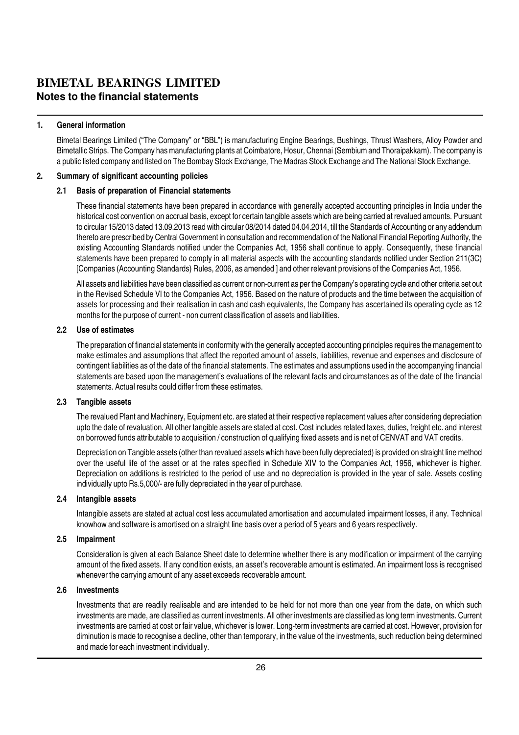# BIMETAL BEARINGS LIMITED

## Notes to the financial statements

### 1. General information

Bimetal Bearings Limited ("The Company" or "BBL") is manufacturing Engine Bearings, Bushings, Thrust Washers, Alloy Powder and Bimetallic Strips. The Company has manufacturing plants at Coimbatore, Hosur, Chennai (Sembium and Thoraipakkam). The company is a public listed company and listed on The Bombay Stock Exchange, The Madras Stock Exchange and The National Stock Exchange.

### 2. Summary of significant accounting policies

#### 2.1 Basis of preparation of Financial statements

These financial statements have been prepared in accordance with generally accepted accounting principles in India under the historical cost convention on accrual basis, except for certain tangible assets which are being carried at revalued amounts. Pursuant to circular 15/2013 dated 13.09.2013 read with circular 08/2014 dated 04.04.2014, till the Standards of Accounting or any addendum thereto are prescribed by Central Government in consultation and recommendation of the National Financial Reporting Authority, the existing Accounting Standards notified under the Companies Act, 1956 shall continue to apply. Consequently, these financial statements have been prepared to comply in all material aspects with the accounting standards notified under Section 211(3C) [Companies (Accounting Standards) Rules, 2006, as amended ] and other relevant provisions of the Companies Act, 1956.

All assets and liabilities have been classified as current or non-current as per the Company's operating cycle and other criteria set out in the Revised Schedule VI to the Companies Act, 1956. Based on the nature of products and the time between the acquisition of assets for processing and their realisation in cash and cash equivalents, the Company has ascertained its operating cycle as 12 months for the purpose of current - non current classification of assets and liabilities.

#### 2.2 Use of estimates

The preparation of financial statements in conformity with the generally accepted accounting principles requires the management to make estimates and assumptions that affect the reported amount of assets, liabilities, revenue and expenses and disclosure of contingent liabilities as of the date of the financial statements. The estimates and assumptions used in the accompanying financial statements are based upon the management's evaluations of the relevant facts and circumstances as of the date of the financial statements. Actual results could differ from these estimates.

#### 2.3 Tangible assets

The revalued Plant and Machinery, Equipment etc. are stated at their respective replacement values after considering depreciation upto the date of revaluation. All other tangible assets are stated at cost. Cost includes related taxes, duties, freight etc. and interest on borrowed funds attributable to acquisition / construction of qualifying fixed assets and is net of CENVAT and VAT credits.

Depreciation on Tangible assets (other than revalued assets which have been fully depreciated) is provided on straight line method over the useful life of the asset or at the rates specified in Schedule XIV to the Companies Act, 1956, whichever is higher. Depreciation on additions is restricted to the period of use and no depreciation is provided in the year of sale. Assets costing individually upto Rs.5,000/- are fully depreciated in the year of purchase.

#### 2.4 Intangible assets

Intangible assets are stated at actual cost less accumulated amortisation and accumulated impairment losses, if any. Technical knowhow and software is amortised on a straight line basis over a period of 5 years and 6 years respectively.

#### 2.5 Impairment

Consideration is given at each Balance Sheet date to determine whether there is any modification or impairment of the carrying amount of the fixed assets. If any condition exists, an asset's recoverable amount is estimated. An impairment loss is recognised whenever the carrying amount of any asset exceeds recoverable amount.

#### 2.6 Investments

Investments that are readily realisable and are intended to be held for not more than one year from the date, on which such investments are made, are classified as current investments. All other investments are classified as long term investments. Current investments are carried at cost or fair value, whichever is lower. Long-term investments are carried at cost. However, provision for diminution is made to recognise a decline, other than temporary, in the value of the investments, such reduction being determined and made for each investment individually.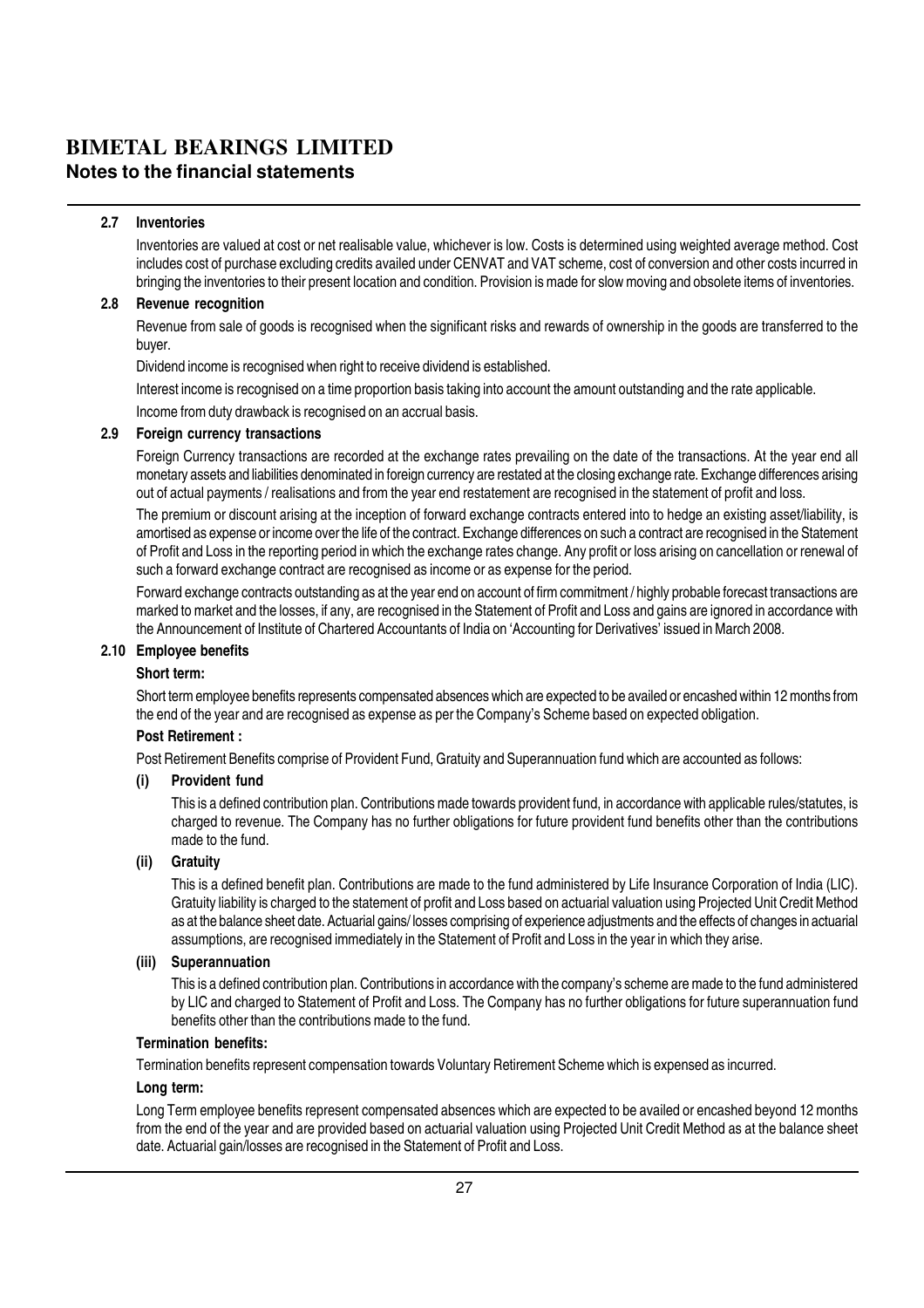# BIMETAL BEARINGS LIMITED

## Notes to the financial statements

### 2.7 Inventories

Inventories are valued at cost or net realisable value, whichever is low. Costs is determined using weighted average method. Cost includes cost of purchase excluding credits availed under CENVAT and VAT scheme, cost of conversion and other costs incurred in bringing the inventories to their present location and condition. Provision is made for slow moving and obsolete items of inventories.

### 2.8 Revenue recognition

Revenue from sale of goods is recognised when the significant risks and rewards of ownership in the goods are transferred to the buyer.

Dividend income is recognised when right to receive dividend is established.

Interest income is recognised on a time proportion basis taking into account the amount outstanding and the rate applicable.

Income from duty drawback is recognised on an accrual basis.

### 2.9 Foreign currency transactions

Foreign Currency transactions are recorded at the exchange rates prevailing on the date of the transactions. At the year end all monetary assets and liabilities denominated in foreign currency are restated at the closing exchange rate. Exchange differences arising out of actual payments / realisations and from the year end restatement are recognised in the statement of profit and loss.

The premium or discount arising at the inception of forward exchange contracts entered into to hedge an existing asset/liability, is amortised as expense or income over the life of the contract. Exchange differences on such a contract are recognised in the Statement of Profit and Loss in the reporting period in which the exchange rates change. Any profit or loss arising on cancellation or renewal of such a forward exchange contract are recognised as income or as expense for the period.

Forward exchange contracts outstanding as at the year end on account of firm commitment / highly probable forecast transactions are marked to market and the losses, if any, are recognised in the Statement of Profit and Loss and gains are ignored in accordance with the Announcement of Institute of Chartered Accountants of India on 'Accounting for Derivatives' issued in March 2008.

### 2.10 Employee benefits

**Short term:**

Short term employee benefits represents compensated absences which are expected to be availed or encashed within 12 months from the end of the year and are recognised as expense as per the Company's Scheme based on expected obligation.

**Post Retirement :**

Post Retirement Benefits comprise of Provident Fund, Gratuity and Superannuation fund which are accounted as follows:

**(i) Provident fund**

This is a defined contribution plan. Contributions made towards provident fund, in accordance with applicable rules/statutes, is charged to revenue. The Company has no further obligations for future provident fund benefits other than the contributions made to the fund.

**(ii) Gratuity**

This is a defined benefit plan. Contributions are made to the fund administered by Life Insurance Corporation of India (LIC). Gratuity liability is charged to the statement of profit and Loss based on actuarial valuation using Projected Unit Credit Method as at the balance sheet date. Actuarial gains/ losses comprising of experience adjustments and the effects of changes in actuarial assumptions, are recognised immediately in the Statement of Profit and Loss in the year in which they arise.

**(iii) Superannuation**

This is a defined contribution plan. Contributions in accordance with the company's scheme are made to the fund administered by LIC and charged to Statement of Profit and Loss. The Company has no further obligations for future superannuation fund benefits other than the contributions made to the fund.

**Termination benefits:**

Termination benefits represent compensation towards Voluntary Retirement Scheme which is expensed as incurred.

**Long term:**

Long Term employee benefits represent compensated absences which are expected to be availed or encashed beyond 12 months from the end of the year and are provided based on actuarial valuation using Projected Unit Credit Method as at the balance sheet date. Actuarial gain/losses are recognised in the Statement of Profit and Loss.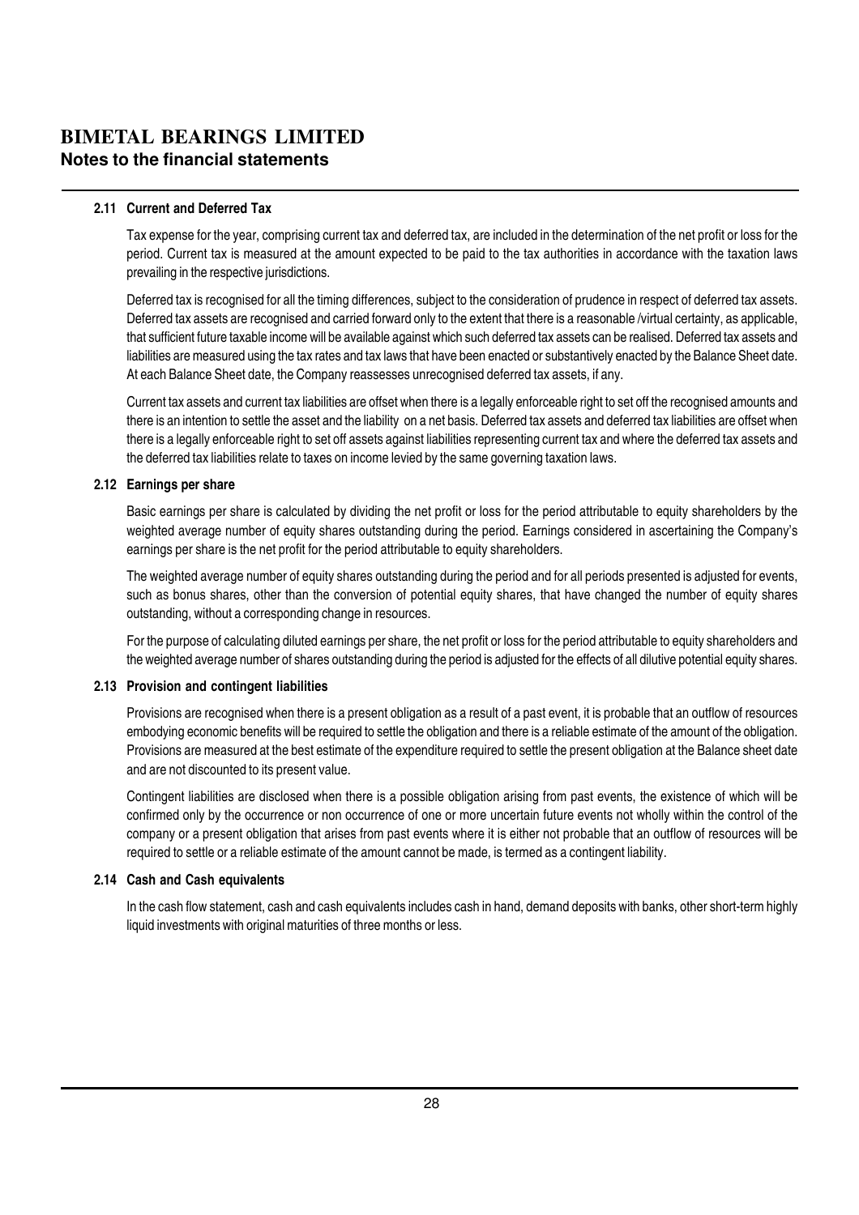# BIMETAL BEARINGS LIMITED
## Notes to the financial statements

### 2.11 Current and Deferred Tax

Tax expense for the year, comprising current tax and deferred tax, are included in the determination of the net profit or loss for the period. Current tax is measured at the amount expected to be paid to the tax authorities in accordance with the taxation laws prevailing in the respective jurisdictions.

Deferred tax is recognised for all the timing differences, subject to the consideration of prudence in respect of deferred tax assets. Deferred tax assets are recognised and carried forward only to the extent that there is a reasonable /virtual certainty, as applicable, that sufficient future taxable income will be available against which such deferred tax assets can be realised. Deferred tax assets and liabilities are measured using the tax rates and tax laws that have been enacted or substantively enacted by the Balance Sheet date. At each Balance Sheet date, the Company reassesses unrecognised deferred tax assets, if any.

Current tax assets and current tax liabilities are offset when there is a legally enforceable right to set off the recognised amounts and there is an intention to settle the asset and the liability on a net basis. Deferred tax assets and deferred tax liabilities are offset when there is a legally enforceable right to set off assets against liabilities representing current tax and where the deferred tax assets and the deferred tax liabilities relate to taxes on income levied by the same governing taxation laws.

### 2.12 Earnings per share

Basic earnings per share is calculated by dividing the net profit or loss for the period attributable to equity shareholders by the weighted average number of equity shares outstanding during the period. Earnings considered in ascertaining the Company's earnings per share is the net profit for the period attributable to equity shareholders.

The weighted average number of equity shares outstanding during the period and for all periods presented is adjusted for events, such as bonus shares, other than the conversion of potential equity shares, that have changed the number of equity shares outstanding, without a corresponding change in resources.

For the purpose of calculating diluted earnings per share, the net profit or loss for the period attributable to equity shareholders and the weighted average number of shares outstanding during the period is adjusted for the effects of all dilutive potential equity shares.

### 2.13 Provision and contingent liabilities

Provisions are recognised when there is a present obligation as a result of a past event, it is probable that an outflow of resources embodying economic benefits will be required to settle the obligation and there is a reliable estimate of the amount of the obligation. Provisions are measured at the best estimate of the expenditure required to settle the present obligation at the Balance sheet date and are not discounted to its present value.

Contingent liabilities are disclosed when there is a possible obligation arising from past events, the existence of which will be confirmed only by the occurrence or non occurrence of one or more uncertain future events not wholly within the control of the company or a present obligation that arises from past events where it is either not probable that an outflow of resources will be required to settle or a reliable estimate of the amount cannot be made, is termed as a contingent liability.

### 2.14 Cash and Cash equivalents

In the cash flow statement, cash and cash equivalents includes cash in hand, demand deposits with banks, other short-term highly liquid investments with original maturities of three months or less.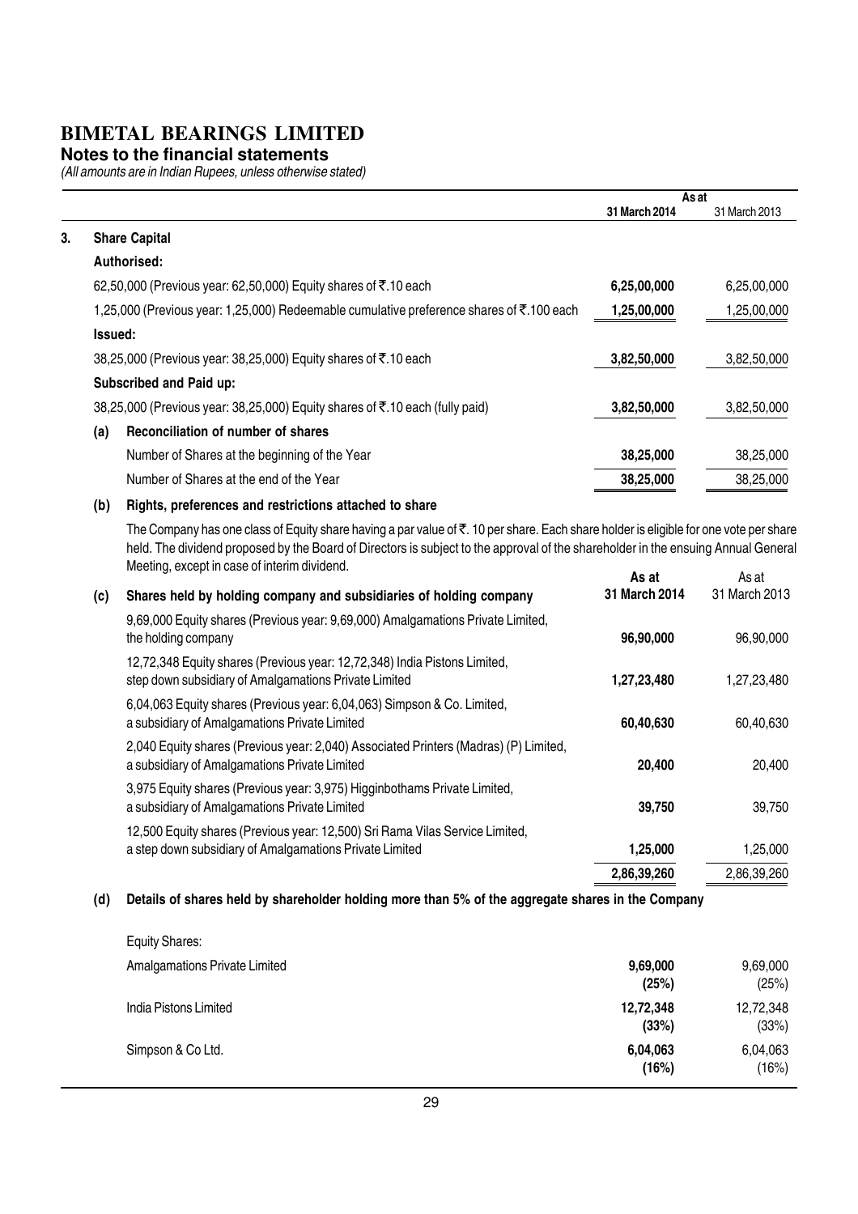# BIMETAL BEARINGS LIMITED

## Notes to the financial statements

*(All amounts are in Indian Rupees, unless otherwise stated)*

| | As at 31 March 2014 | As at 31 March 2013 |
|---|---|---|
| **3. Share Capital** | | |
| **Authorised:** | | |
| 62,50,000 (Previous year: 62,50,000) Equity shares of ₹.10 each | **6,25,00,000** | 6,25,00,000 |
| 1,25,000 (Previous year: 1,25,000) Redeemable cumulative preference shares of ₹.100 each | **1,25,00,000** | 1,25,00,000 |
| **Issued:** | | |
| 38,25,000 (Previous year: 38,25,000) Equity shares of ₹.10 each | **3,82,50,000** | 3,82,50,000 |
| **Subscribed and Paid up:** | | |
| 38,25,000 (Previous year: 38,25,000) Equity shares of ₹.10 each (fully paid) | **3,82,50,000** | 3,82,50,000 |
| **(a) Reconciliation of number of shares** | | |
| Number of Shares at the beginning of the Year | **38,25,000** | 38,25,000 |
| Number of Shares at the end of the Year | **38,25,000** | 38,25,000 |

**(b) Rights, preferences and restrictions attached to share**

The Company has one class of Equity share having a par value of ₹. 10 per share. Each share holder is eligible for one vote per share held. The dividend proposed by the Board of Directors is subject to the approval of the shareholder in the ensuing Annual General Meeting, except in case of interim dividend.

| **(c) Shares held by holding company and subsidiaries of holding company** | **As at 31 March 2014** | As at 31 March 2013 |
|---|---|---|
| 9,69,000 Equity shares (Previous year: 9,69,000) Amalgamations Private Limited, the holding company | **96,90,000** | 96,90,000 |
| 12,72,348 Equity shares (Previous year: 12,72,348) India Pistons Limited, step down subsidiary of Amalgamations Private Limited | **1,27,23,480** | 1,27,23,480 |
| 6,04,063 Equity shares (Previous year: 6,04,063) Simpson & Co. Limited, a subsidiary of Amalgamations Private Limited | **60,40,630** | 60,40,630 |
| 2,040 Equity shares (Previous year: 2,040) Associated Printers (Madras) (P) Limited, a subsidiary of Amalgamations Private Limited | **20,400** | 20,400 |
| 3,975 Equity shares (Previous year: 3,975) Higginbothams Private Limited, a subsidiary of Amalgamations Private Limited | **39,750** | 39,750 |
| 12,500 Equity shares (Previous year: 12,500) Sri Rama Vilas Service Limited, a step down subsidiary of Amalgamations Private Limited | **1,25,000** | 1,25,000 |
| | **2,86,39,260** | 2,86,39,260 |

**(d) Details of shares held by shareholder holding more than 5% of the aggregate shares in the Company**

| Equity Shares: | 31 March 2014 | 31 March 2013 |
|---|---|---|
| Amalgamations Private Limited | **9,69,000 (25%)** | 9,69,000 (25%) |
| India Pistons Limited | **12,72,348 (33%)** | 12,72,348 (33%) |
| Simpson & Co Ltd. | **6,04,063 (16%)** | 6,04,063 (16%) |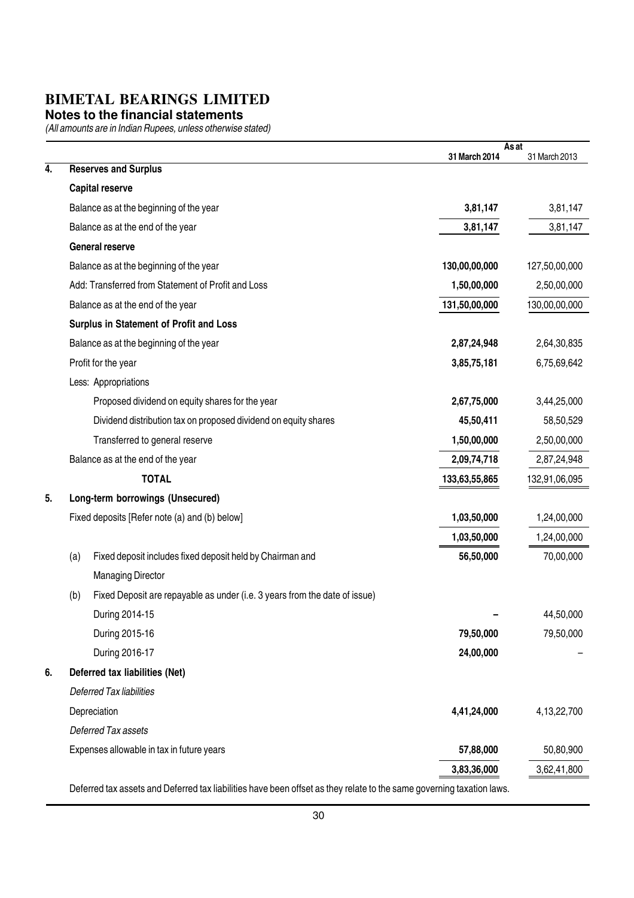# BIMETAL BEARINGS LIMITED

## Notes to the financial statements

*(All amounts are in Indian Rupees, unless otherwise stated)*

| | | As at 31 March 2014 | As at 31 March 2013 |
|---|---|---|---|
| **4.** | **Reserves and Surplus** | | |
| | **Capital reserve** | | |
| | Balance as at the beginning of the year | **3,81,147** | 3,81,147 |
| | Balance as at the end of the year | **3,81,147** | 3,81,147 |
| | **General reserve** | | |
| | Balance as at the beginning of the year | **130,00,00,000** | 127,50,00,000 |
| | Add: Transferred from Statement of Profit and Loss | **1,50,00,000** | 2,50,00,000 |
| | Balance as at the end of the year | **131,50,00,000** | 130,00,00,000 |
| | **Surplus in Statement of Profit and Loss** | | |
| | Balance as at the beginning of the year | **2,87,24,948** | 2,64,30,835 |
| | Profit for the year | **3,85,75,181** | 6,75,69,642 |
| | Less: Appropriations | | |
| | Proposed dividend on equity shares for the year | **2,67,75,000** | 3,44,25,000 |
| | Dividend distribution tax on proposed dividend on equity shares | **45,50,411** | 58,50,529 |
| | Transferred to general reserve | **1,50,00,000** | 2,50,00,000 |
| | Balance as at the end of the year | **2,09,74,718** | 2,87,24,948 |
| | **TOTAL** | **133,63,55,865** | 132,91,06,095 |
| **5.** | **Long-term borrowings (Unsecured)** | | |
| | Fixed deposits [Refer note (a) and (b) below] | **1,03,50,000** | 1,24,00,000 |
| | | **1,03,50,000** | 1,24,00,000 |
| | (a) Fixed deposit includes fixed deposit held by Chairman and Managing Director | **56,50,000** | 70,00,000 |
| | (b) Fixed Deposit are repayable as under (i.e. 3 years from the date of issue) | | |
| | During 2014-15 | **–** | 44,50,000 |
| | During 2015-16 | **79,50,000** | 79,50,000 |
| | During 2016-17 | **24,00,000** | – |
| **6.** | **Deferred tax liabilities (Net)** | | |
| | *Deferred Tax liabilities* | | |
| | Depreciation | **4,41,24,000** | 4,13,22,700 |
| | *Deferred Tax assets* | | |
| | Expenses allowable in tax in future years | **57,88,000** | 50,80,900 |
| | | **3,83,36,000** | 3,62,41,800 |

Deferred tax assets and Deferred tax liabilities have been offset as they relate to the same governing taxation laws.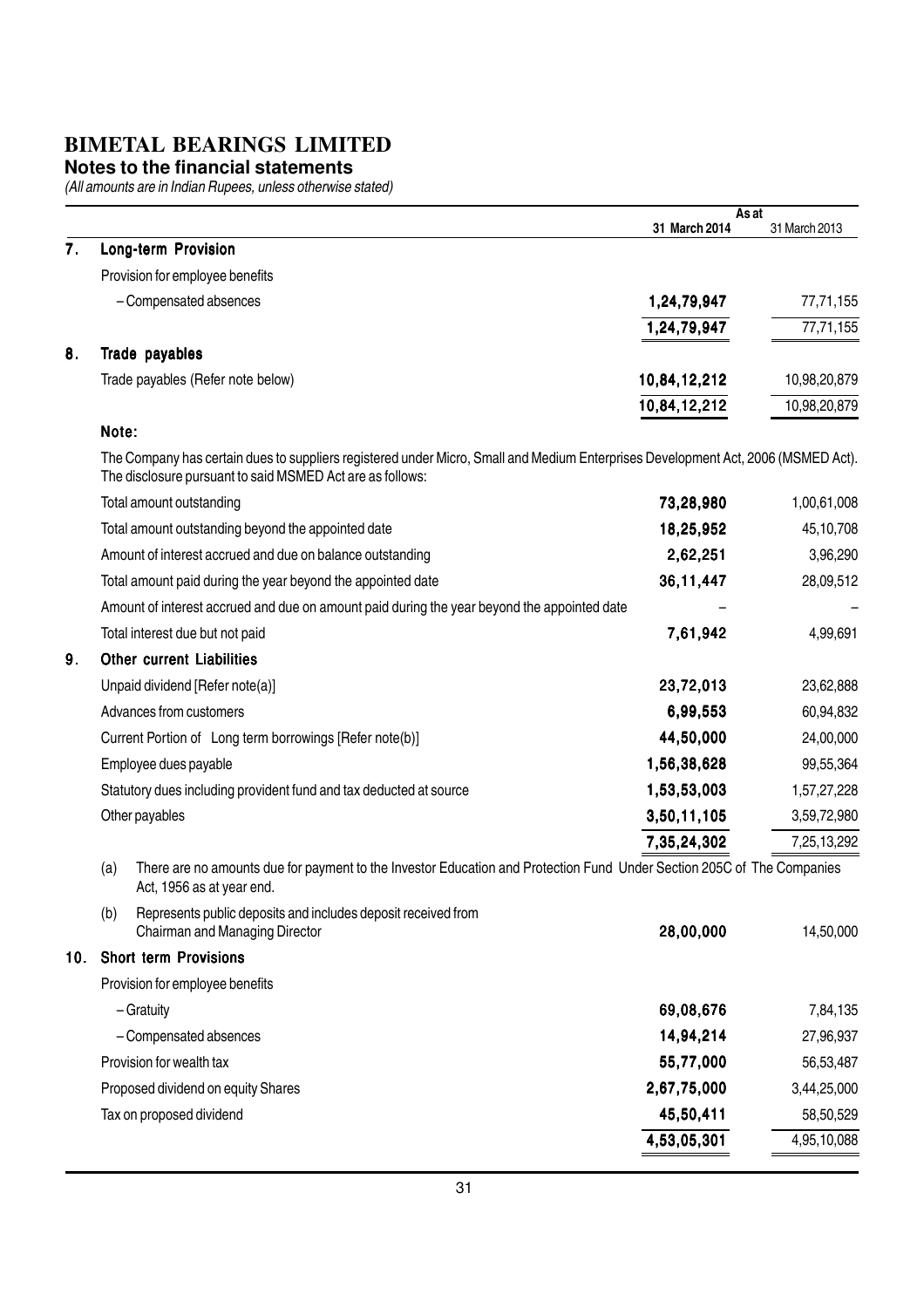# BIMETAL BEARINGS LIMITED

## Notes to the financial statements

*(All amounts are in Indian Rupees, unless otherwise stated)*

| | | As at 31 March 2014 | As at 31 March 2013 |
|---|---|---|---|
| **7.** | **Long-term Provision** | | |
| | Provision for employee benefits | | |
| | – Compensated absences | **1,24,79,947** | 77,71,155 |
| | | **1,24,79,947** | 77,71,155 |
| **8.** | **Trade payables** | | |
| | Trade payables (Refer note below) | **10,84,12,212** | 10,98,20,879 |
| | | **10,84,12,212** | 10,98,20,879 |
| | **Note:** | | |
| | The Company has certain dues to suppliers registered under Micro, Small and Medium Enterprises Development Act, 2006 (MSMED Act). The disclosure pursuant to said MSMED Act are as follows: | | |
| | Total amount outstanding | **73,28,980** | 1,00,61,008 |
| | Total amount outstanding beyond the appointed date | **18,25,952** | 45,10,708 |
| | Amount of interest accrued and due on balance outstanding | **2,62,251** | 3,96,290 |
| | Total amount paid during the year beyond the appointed date | **36,11,447** | 28,09,512 |
| | Amount of interest accrued and due on amount paid during the year beyond the appointed date | – | – |
| | Total interest due but not paid | **7,61,942** | 4,99,691 |
| **9.** | **Other current Liabilities** | | |
| | Unpaid dividend [Refer note(a)] | **23,72,013** | 23,62,888 |
| | Advances from customers | **6,99,553** | 60,94,832 |
| | Current Portion of Long term borrowings [Refer note(b)] | **44,50,000** | 24,00,000 |
| | Employee dues payable | **1,56,38,628** | 99,55,364 |
| | Statutory dues including provident fund and tax deducted at source | **1,53,53,003** | 1,57,27,228 |
| | Other payables | **3,50,11,105** | 3,59,72,980 |
| | | **7,35,24,302** | 7,25,13,292 |
| | (a) There are no amounts due for payment to the Investor Education and Protection Fund Under Section 205C of The Companies Act, 1956 as at year end. | | |
| | (b) Represents public deposits and includes deposit received from Chairman and Managing Director | **28,00,000** | 14,50,000 |
| **10.** | **Short term Provisions** | | |
| | Provision for employee benefits | | |
| | – Gratuity | **69,08,676** | 7,84,135 |
| | – Compensated absences | **14,94,214** | 27,96,937 |
| | Provision for wealth tax | **55,77,000** | 56,53,487 |
| | Proposed dividend on equity Shares | **2,67,75,000** | 3,44,25,000 |
| | Tax on proposed dividend | **45,50,411** | 58,50,529 |
| | | **4,53,05,301** | 4,95,10,088 |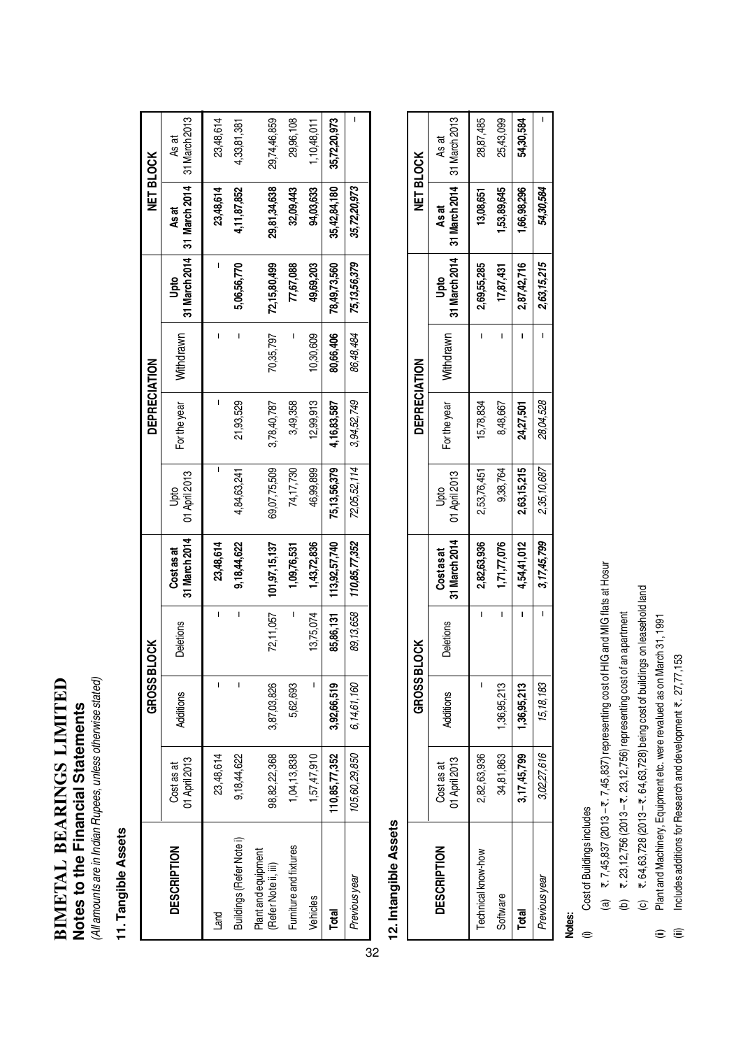# BIMETAL BEARINGS LIMITED

## Notes to the Financial Statements

*(All amounts are in Indian Rupees, unless otherwise stated)*

### 11. Tangible Assets

| DESCRIPTION | GROSS BLOCK | | | | DEPRECIATION | | | | NET BLOCK | |
|---|---|---|---|---|---|---|---|---|---|---|
| | Cost as at 01 April 2013 | Additions | Deletions | Cost as at 31 March 2014 | Upto 01 April 2013 | For the year | Withdrawn | Upto 31 March 2014 | As at 31 March 2014 | As at 31 March 2013 |
| Land | 23,48,614 | – | – | **23,48,614** | – | – | – | – | **23,48,614** | 23,48,614 |
| Buildings (Refer Note i) | 9,18,44,622 | – | – | **9,18,44,622** | 4,84,63,241 | 21,93,529 | – | **5,06,56,770** | **4,11,87,852** | 4,33,81,381 |
| Plant and equipment (Refer Note ii, iii) | 98,82,22,368 | 3,87,03,826 | 72,11,057 | **101,97,15,137** | 69,07,75,509 | 3,78,40,787 | 70,35,797 | **72,15,80,499** | **29,81,34,638** | 29,74,46,859 |
| Furniture and fixtures | 1,04,13,838 | 5,62,693 | – | **1,09,76,531** | 74,17,730 | 3,49,358 | – | **77,67,088** | **32,09,443** | 29,96,108 |
| Vehicles | 1,57,47,910 | – | 13,75,074 | **1,43,72,836** | 46,99,899 | 12,99,913 | 10,30,609 | **49,69,203** | **94,03,633** | 1,10,48,011 |
| **Total** | **110,85,77,352** | **3,92,66,519** | **85,86,131** | **113,92,57,740** | **75,13,56,379** | **4,16,83,587** | **80,66,406** | **78,49,73,560** | **35,42,84,180** | **35,72,20,973** |
| *Previous year* | *105,60,29,850* | *6,14,61,160* | *89,13,658* | *110,85,77,352* | *72,05,52,114* | *3,94,52,749* | *86,48,484* | *75,13,56,379* | *35,72,20,973* | – |

### 12. Intangible Assets

| DESCRIPTION | GROSS BLOCK | | | | DEPRECIATION | | | | NET BLOCK | |
|---|---|---|---|---|---|---|---|---|---|---|
| | Cost as at 01 April 2013 | Additions | Deletions | Cost as at 31 March 2014 | Upto 01 April 2013 | For the year | Withdrawn | Upto 31 March 2014 | As at 31 March 2014 | As at 31 March 2013 |
| Technical know-how | 2,82,63,936 | – | – | **2,82,63,936** | 2,53,76,451 | 15,78,834 | – | **2,69,55,285** | **13,08,651** | 28,87,485 |
| Software | 34,81,863 | 1,36,95,213 | – | **1,71,77,076** | 9,38,764 | 8,48,667 | – | **17,87,431** | **1,53,89,645** | 25,43,099 |
| **Total** | **3,17,45,799** | **1,36,95,213** | **–** | **4,54,41,012** | **2,63,15,215** | **24,27,501** | **–** | **2,87,42,716** | **1,66,98,296** | **54,30,584** |
| *Previous year* | *3,02,27,616* | *15,18,183* | – | *3,17,45,799* | *2,35,10,687* | *28,04,528* | – | *2,63,15,215* | *54,30,584* | – |

**Notes:**

(i) Cost of Buildings includes

(a) ₹. 7,45,837 (2013 – ₹. 7,45,837) representing cost of HIG and MIG flats at Hosur

(b) ₹. 23,12,756 (2013 – ₹. 23,12,756) representing cost of an apartment

(c) ₹. 64,63,728 (2013 – ₹. 64,63,728) being cost of buildings on leasehold land

(ii) Plant and Machinery, Equipment etc. were revalued as on March 31, 1991

(iii) Includes additions for Research and development ₹. 27,77,153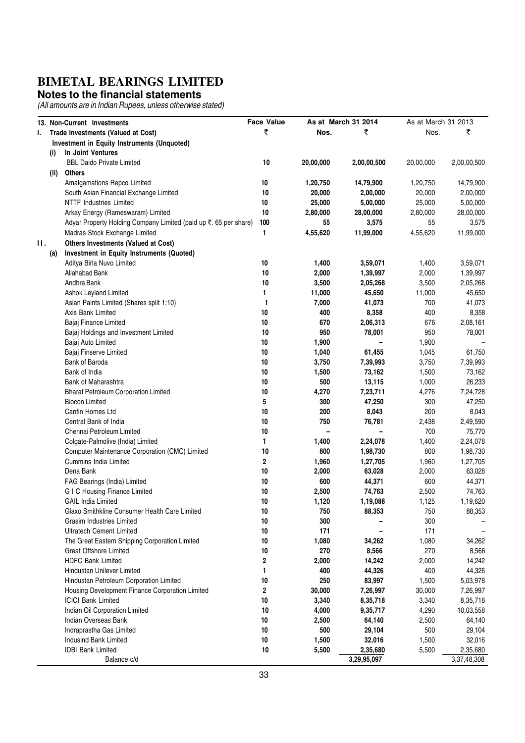# BIMETAL BEARINGS LIMITED

## Notes to the financial statements

*(All amounts are in Indian Rupees, unless otherwise stated)*

| | | 13. Non-Current Investments | Face Value | As at March 31 2014 | | As at March 31 2013 | |
|---|---|---|---|---|---|---|---|
| | | | ₹ | Nos. | ₹ | Nos. | ₹ |
| **I.** | | **Trade Investments (Valued at Cost)** | | | | | |
| | | **Investment in Equity Instruments (Unquoted)** | | | | | |
| | **(i)** | **In Joint Ventures** | | | | | |
| | | BBL Daido Private Limited | **10** | **20,00,000** | **2,00,00,500** | 20,00,000 | 2,00,00,500 |
| | **(ii)** | **Others** | | | | | |
| | | Amalgamations Repco Limited | **10** | **1,20,750** | **14,79,900** | 1,20,750 | 14,79,900 |
| | | South Asian Financial Exchange Limited | **10** | **20,000** | **2,00,000** | 20,000 | 2,00,000 |
| | | NTTF Industries Limited | **10** | **25,000** | **5,00,000** | 25,000 | 5,00,000 |
| | | Arkay Energy (Rameswaram) Limited | **10** | **2,80,000** | **28,00,000** | 2,80,000 | 28,00,000 |
| | | Adyar Property Holding Company Limited (paid up ₹. 65 per share) | **100** | **55** | **3,575** | 55 | 3,575 |
| | | Madras Stock Exchange Limited | **1** | **4,55,620** | **11,99,000** | 4,55,620 | 11,99,000 |
| **II.** | | **Others Investments (Valued at Cost)** | | | | | |
| | **(a)** | **Investment in Equity Instruments (Quoted)** | | | | | |
| | | Aditya Birla Nuvo Limited | **10** | **1,400** | **3,59,071** | 1,400 | 3,59,071 |
| | | Allahabad Bank | **10** | **2,000** | **1,39,997** | 2,000 | 1,39,997 |
| | | Andhra Bank | **10** | **3,500** | **2,05,268** | 3,500 | 2,05,268 |
| | | Ashok Leyland Limited | **1** | **11,000** | **45,650** | 11,000 | 45,650 |
| | | Asian Paints Limited (Shares split 1:10) | **1** | **7,000** | **41,073** | 700 | 41,073 |
| | | Axis Bank Limited | **10** | **400** | **8,358** | 400 | 8,358 |
| | | Bajaj Finance Limited | **10** | **670** | **2,06,313** | 676 | 2,08,161 |
| | | Bajaj Holdings and Investment Limited | **10** | **950** | **78,001** | 950 | 78,001 |
| | | Bajaj Auto Limited | **10** | **1,900** | **–** | 1,900 | – |
| | | Bajaj Finserve Limited | **10** | **1,040** | **61,455** | 1,045 | 61,750 |
| | | Bank of Baroda | **10** | **3,750** | **7,39,993** | 3,750 | 7,39,993 |
| | | Bank of India | **10** | **1,500** | **73,162** | 1,500 | 73,162 |
| | | Bank of Maharashtra | **10** | **500** | **13,115** | 1,000 | 26,233 |
| | | Bharat Petroleum Corporation Limited | **10** | **4,270** | **7,23,711** | 4,276 | 7,24,728 |
| | | Biocon Limited | **5** | **300** | **47,250** | 300 | 47,250 |
| | | Canfin Homes Ltd | **10** | **200** | **8,043** | 200 | 8,043 |
| | | Central Bank of India | **10** | **750** | **76,781** | 2,438 | 2,49,590 |
| | | Chennai Petroleum Limited | **10** | **–** | **–** | 700 | 75,770 |
| | | Colgate-Palmolive (India) Limited | **1** | **1,400** | **2,24,078** | 1,400 | 2,24,078 |
| | | Computer Maintenance Corporation (CMC) Limited | **10** | **800** | **1,98,730** | 800 | 1,98,730 |
| | | Cummins India Limited | **2** | **1,960** | **1,27,705** | 1,960 | 1,27,705 |
| | | Dena Bank | **10** | **2,000** | **63,028** | 2,000 | 63,028 |
| | | FAG Bearings (India) Limited | **10** | **600** | **44,371** | 600 | 44,371 |
| | | G I C Housing Finance Limited | **10** | **2,500** | **74,763** | 2,500 | 74,763 |
| | | GAIL India Limited | **10** | **1,120** | **1,19,088** | 1,125 | 1,19,620 |
| | | Glaxo Smithkline Consumer Health Care Limited | **10** | **750** | **88,353** | 750 | 88,353 |
| | | Grasim Industries Limited | **10** | **300** | **–** | 300 | – |
| | | Ultratech Cement Limited | **10** | **171** | **–** | 171 | – |
| | | The Great Eastern Shipping Corporation Limited | **10** | **1,080** | **34,262** | 1,080 | 34,262 |
| | | Great Offshore Limited | **10** | **270** | **8,566** | 270 | 8,566 |
| | | HDFC Bank Limited | **2** | **2,000** | **14,242** | 2,000 | 14,242 |
| | | Hindustan Unilever Limited | **1** | **400** | **44,326** | 400 | 44,326 |
| | | Hindustan Petroleum Corporation Limited | **10** | **250** | **83,997** | 1,500 | 5,03,978 |
| | | Housing Development Finance Corporation Limited | **2** | **30,000** | **7,26,997** | 30,000 | 7,26,997 |
| | | ICICI Bank Limited | **10** | **3,340** | **8,35,718** | 3,340 | 8,35,718 |
| | | Indian Oil Corporation Limited | **10** | **4,000** | **9,35,717** | 4,290 | 10,03,558 |
| | | Indian Overseas Bank | **10** | **2,500** | **64,140** | 2,500 | 64,140 |
| | | Indraprastha Gas Limited | **10** | **500** | **29,104** | 500 | 29,104 |
| | | Indusind Bank Limited | **10** | **1,500** | **32,016** | 1,500 | 32,016 |
| | | IDBI Bank Limited | **10** | **5,500** | **2,35,680** | 5,500 | 2,35,680 |
| | | Balance c/d | | | **3,29,95,097** | | 3,37,48,308 |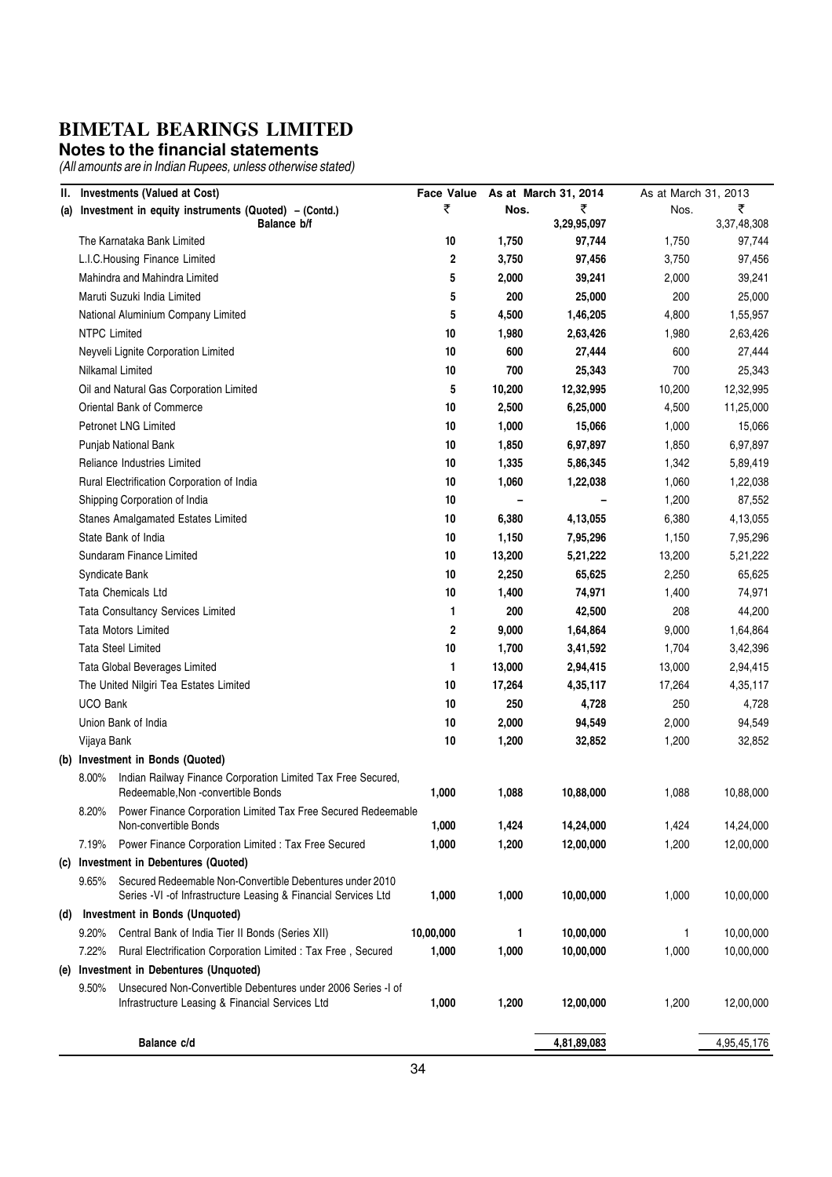# BIMETAL BEARINGS LIMITED

## Notes to the financial statements

*(All amounts are in Indian Rupees, unless otherwise stated)*

| II. Investments (Valued at Cost) | Face Value | As at March 31, 2014 | | As at March 31, 2013 | |
|---|---|---|---|---|---|
| (a) Investment in equity instruments (Quoted) – (Contd.) | ₹ | Nos. | ₹ | Nos. | ₹ |
| Balance b/f | | | 3,29,95,097 | | 3,37,48,308 |
| The Karnataka Bank Limited | 10 | 1,750 | 97,744 | 1,750 | 97,744 |
| L.I.C.Housing Finance Limited | 2 | 3,750 | 97,456 | 3,750 | 97,456 |
| Mahindra and Mahindra Limited | 5 | 2,000 | 39,241 | 2,000 | 39,241 |
| Maruti Suzuki India Limited | 5 | 200 | 25,000 | 200 | 25,000 |
| National Aluminium Company Limited | 5 | 4,500 | 1,46,205 | 4,800 | 1,55,957 |
| NTPC Limited | 10 | 1,980 | 2,63,426 | 1,980 | 2,63,426 |
| Neyveli Lignite Corporation Limited | 10 | 600 | 27,444 | 600 | 27,444 |
| Nilkamal Limited | 10 | 700 | 25,343 | 700 | 25,343 |
| Oil and Natural Gas Corporation Limited | 5 | 10,200 | 12,32,995 | 10,200 | 12,32,995 |
| Oriental Bank of Commerce | 10 | 2,500 | 6,25,000 | 4,500 | 11,25,000 |
| Petronet LNG Limited | 10 | 1,000 | 15,066 | 1,000 | 15,066 |
| Punjab National Bank | 10 | 1,850 | 6,97,897 | 1,850 | 6,97,897 |
| Reliance Industries Limited | 10 | 1,335 | 5,86,345 | 1,342 | 5,89,419 |
| Rural Electrification Corporation of India | 10 | 1,060 | 1,22,038 | 1,060 | 1,22,038 |
| Shipping Corporation of India | 10 | – | – | 1,200 | 87,552 |
| Stanes Amalgamated Estates Limited | 10 | 6,380 | 4,13,055 | 6,380 | 4,13,055 |
| State Bank of India | 10 | 1,150 | 7,95,296 | 1,150 | 7,95,296 |
| Sundaram Finance Limited | 10 | 13,200 | 5,21,222 | 13,200 | 5,21,222 |
| Syndicate Bank | 10 | 2,250 | 65,625 | 2,250 | 65,625 |
| Tata Chemicals Ltd | 10 | 1,400 | 74,971 | 1,400 | 74,971 |
| Tata Consultancy Services Limited | 1 | 200 | 42,500 | 208 | 44,200 |
| Tata Motors Limited | 2 | 9,000 | 1,64,864 | 9,000 | 1,64,864 |
| Tata Steel Limited | 10 | 1,700 | 3,41,592 | 1,704 | 3,42,396 |
| Tata Global Beverages Limited | 1 | 13,000 | 2,94,415 | 13,000 | 2,94,415 |
| The United Nilgiri Tea Estates Limited | 10 | 17,264 | 4,35,117 | 17,264 | 4,35,117 |
| UCO Bank | 10 | 250 | 4,728 | 250 | 4,728 |
| Union Bank of India | 10 | 2,000 | 94,549 | 2,000 | 94,549 |
| Vijaya Bank | 10 | 1,200 | 32,852 | 1,200 | 32,852 |
| (b) Investment in Bonds (Quoted) | | | | | |
| 8.00% Indian Railway Finance Corporation Limited Tax Free Secured, Redeemable,Non -convertible Bonds | 1,000 | 1,088 | 10,88,000 | 1,088 | 10,88,000 |
| 8.20% Power Finance Corporation Limited Tax Free Secured Redeemable Non-convertible Bonds | 1,000 | 1,424 | 14,24,000 | 1,424 | 14,24,000 |
| 7.19% Power Finance Corporation Limited : Tax Free Secured | 1,000 | 1,200 | 12,00,000 | 1,200 | 12,00,000 |
| (c) Investment in Debentures (Quoted) | | | | | |
| 9.65% Secured Redeemable Non-Convertible Debentures under 2010 Series -VI -of Infrastructure Leasing & Financial Services Ltd | 1,000 | 1,000 | 10,00,000 | 1,000 | 10,00,000 |
| (d) Investment in Bonds (Unquoted) | | | | | |
| 9.20% Central Bank of India Tier II Bonds (Series XII) | 10,00,000 | 1 | 10,00,000 | 1 | 10,00,000 |
| 7.22% Rural Electrification Corporation Limited : Tax Free , Secured | 1,000 | 1,000 | 10,00,000 | 1,000 | 10,00,000 |
| (e) Investment in Debentures (Unquoted) | | | | | |
| 9.50% Unsecured Non-Convertible Debentures under 2006 Series -I of Infrastructure Leasing & Financial Services Ltd | 1,000 | 1,200 | 12,00,000 | 1,200 | 12,00,000 |
| Balance c/d | | | 4,81,89,083 | | 4,95,45,176 |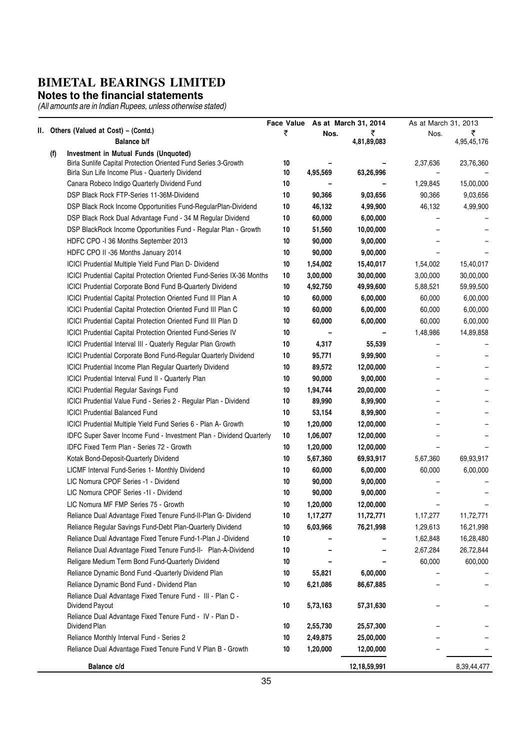# BIMETAL BEARINGS LIMITED

## Notes to the financial statements

*(All amounts are in Indian Rupees, unless otherwise stated)*

| II. Others (Valued at Cost) – (Contd.) | Face Value ₹ | As at March 31, 2014 Nos. | ₹ | As at March 31, 2013 Nos. | ₹ |
|---|---|---|---|---|---|
| **Balance b/f** | | | 4,81,89,083 | | 4,95,45,176 |
| **(f) Investment in Mutual Funds (Unquoted)** | | | | | |
| Birla Sunlife Capital Protection Oriented Fund Series 3-Growth | 10 | – | – | 2,37,636 | 23,76,360 |
| Birla Sun Life Income Plus - Quarterly Dividend | 10 | 4,95,569 | 63,26,996 | – | – |
| Canara Robeco Indigo Quarterly Dividend Fund | 10 | – | – | 1,29,845 | 15,00,000 |
| DSP Black Rock FTP-Series 11-36M-Dividend | 10 | 90,366 | 9,03,656 | 90,366 | 9,03,656 |
| DSP Black Rock Income Opportunities Fund-RegularPlan-Dividend | 10 | 46,132 | 4,99,900 | 46,132 | 4,99,900 |
| DSP Black Rock Dual Advantage Fund - 34 M Regular Dividend | 10 | 60,000 | 6,00,000 | – | – |
| DSP BlackRock Income Opportunities Fund - Regular Plan - Growth | 10 | 51,560 | 10,00,000 | – | – |
| HDFC CPO -I 36 Months September 2013 | 10 | 90,000 | 9,00,000 | – | – |
| HDFC CPO II -36 Months January 2014 | 10 | 90,000 | 9,00,000 | – | – |
| ICICI Prudential Multiple Yield Fund Plan D- Dividend | 10 | 1,54,002 | 15,40,017 | 1,54,002 | 15,40,017 |
| ICICI Prudential Capital Protection Oriented Fund-Series IX-36 Months | 10 | 3,00,000 | 30,00,000 | 3,00,000 | 30,00,000 |
| ICICI Prudential Corporate Bond Fund B-Quarterly Dividend | 10 | 4,92,750 | 49,99,600 | 5,88,521 | 59,99,500 |
| ICICI Prudential Capital Protection Oriented Fund III Plan A | 10 | 60,000 | 6,00,000 | 60,000 | 6,00,000 |
| ICICI Prudential Capital Protection Oriented Fund III Plan C | 10 | 60,000 | 6,00,000 | 60,000 | 6,00,000 |
| ICICI Prudential Capital Protection Oriented Fund III Plan D | 10 | 60,000 | 6,00,000 | 60,000 | 6,00,000 |
| ICICI Prudential Capital Protection Oriented Fund-Series IV | 10 | – | – | 1,48,986 | 14,89,858 |
| ICICI Prudential Interval III - Quaterly Regular Plan Growth | 10 | 4,317 | 55,539 | – | – |
| ICICI Prudential Corporate Bond Fund-Regular Quarterly Dividend | 10 | 95,771 | 9,99,900 | – | – |
| ICICI Prudential Income Plan Regular Quarterly Dividend | 10 | 89,572 | 12,00,000 | – | – |
| ICICI Prudential Interval Fund II - Quarterly Plan | 10 | 90,000 | 9,00,000 | – | – |
| ICICI Prudential Regular Savings Fund | 10 | 1,94,744 | 20,00,000 | – | – |
| ICICI Prudential Value Fund - Series 2 - Regular Plan - Dividend | 10 | 89,990 | 8,99,900 | – | – |
| ICICI Prudential Balanced Fund | 10 | 53,154 | 8,99,900 | – | – |
| ICICI Prudential Multiple Yield Fund Series 6 - Plan A- Growth | 10 | 1,20,000 | 12,00,000 | – | – |
| IDFC Super Saver Income Fund - Investment Plan - Dividend Quarterly | 10 | 1,06,007 | 12,00,000 | – | – |
| IDFC Fixed Term Plan - Series 72 - Growth | 10 | 1,20,000 | 12,00,000 | – | – |
| Kotak Bond-Deposit-Quarterly Dividend | 10 | 5,67,360 | 69,93,917 | 5,67,360 | 69,93,917 |
| LICMF Interval Fund-Series 1- Monthly Dividend | 10 | 60,000 | 6,00,000 | 60,000 | 6,00,000 |
| LIC Nomura CPOF Series -1 - Dividend | 10 | 90,000 | 9,00,000 | – | – |
| LIC Nomura CPOF Series -1I - Dividend | 10 | 90,000 | 9,00,000 | – | – |
| LIC Nomura MF FMP Series 75 - Growth | 10 | 1,20,000 | 12,00,000 | – | – |
| Reliance Dual Advantage Fixed Tenure Fund-II-Plan G- Dividend | 10 | 1,17,277 | 11,72,771 | 1,17,277 | 11,72,771 |
| Reliance Regular Savings Fund-Debt Plan-Quarterly Dividend | 10 | 6,03,966 | 76,21,998 | 1,29,613 | 16,21,998 |
| Reliance Dual Advantage Fixed Tenure Fund-1-Plan J -Dividend | 10 | – | – | 1,62,848 | 16,28,480 |
| Reliance Dual Advantage Fixed Tenure Fund-II- Plan-A-Dividend | 10 | – | – | 2,67,284 | 26,72,844 |
| Religare Medium Term Bond Fund-Quarterly Dividend | 10 | – | – | 60,000 | 600,000 |
| Reliance Dynamic Bond Fund -Quarterly Dividend Plan | 10 | 55,821 | 6,00,000 | – | – |
| Reliance Dynamic Bond Fund - Dividend Plan | 10 | 6,21,086 | 86,67,885 | – | – |
| Reliance Dual Advantage Fixed Tenure Fund - III - Plan C - Dividend Payout | 10 | 5,73,163 | 57,31,630 | – | – |
| Reliance Dual Advantage Fixed Tenure Fund - IV - Plan D - Dividend Plan | 10 | 2,55,730 | 25,57,300 | – | – |
| Reliance Monthly Interval Fund - Series 2 | 10 | 2,49,875 | 25,00,000 | – | – |
| Reliance Dual Advantage Fixed Tenure Fund V Plan B - Growth | 10 | 1,20,000 | 12,00,000 | – | – |
| **Balance c/d** | | | 12,18,59,991 | | 8,39,44,477 |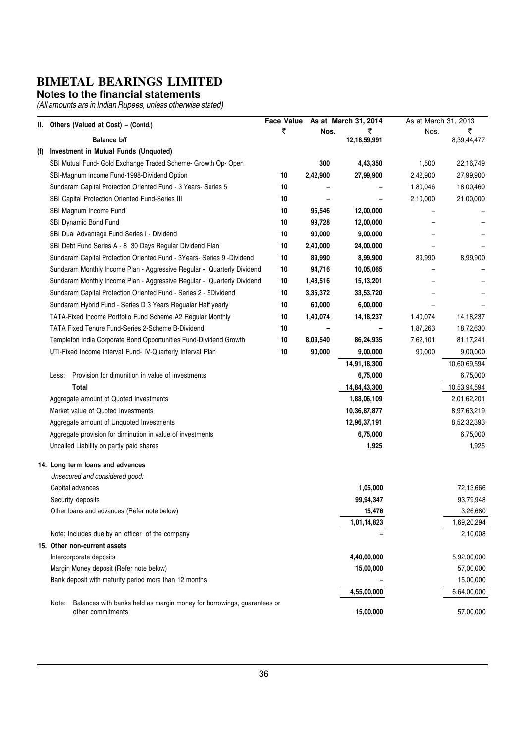# BIMETAL BEARINGS LIMITED

## Notes to the financial statements

*(All amounts are in Indian Rupees, unless otherwise stated)*

| II. Others (Valued at Cost) – (Contd.) | Face Value ₹ | As at March 31, 2014 Nos. | As at March 31, 2014 ₹ | As at March 31, 2013 Nos. | As at March 31, 2013 ₹ |
|---|---|---|---|---|---|
| **Balance b/f** | | | 12,18,59,991 | | 8,39,44,477 |
| **(f) Investment in Mutual Funds (Unquoted)** | | | | | |
| SBI Mutual Fund- Gold Exchange Traded Scheme- Growth Op- Open | | 300 | 4,43,350 | 1,500 | 22,16,749 |
| SBI-Magnum Income Fund-1998-Dividend Option | 10 | 2,42,900 | 27,99,900 | 2,42,900 | 27,99,900 |
| Sundaram Capital Protection Oriented Fund - 3 Years- Series 5 | 10 | – | – | 1,80,046 | 18,00,460 |
| SBI Capital Protection Oriented Fund-Series III | 10 | – | – | 2,10,000 | 21,00,000 |
| SBI Magnum Income Fund | 10 | 96,546 | 12,00,000 | – | – |
| SBI Dynamic Bond Fund | 10 | 99,728 | 12,00,000 | – | – |
| SBI Dual Advantage Fund Series I - Dividend | 10 | 90,000 | 9,00,000 | – | – |
| SBI Debt Fund Series A - 8 30 Days Regular Dividend Plan | 10 | 2,40,000 | 24,00,000 | – | – |
| Sundaram Capital Protection Oriented Fund - 3Years- Series 9 -Dividend | 10 | 89,990 | 8,99,900 | 89,990 | 8,99,900 |
| Sundaram Monthly Income Plan - Aggressive Regular - Quarterly Dividend | 10 | 94,716 | 10,05,065 | – | – |
| Sundaram Monthly Income Plan - Aggressive Regular - Quarterly Dividend | 10 | 1,48,516 | 15,13,201 | – | – |
| Sundaram Capital Protection Oriented Fund - Series 2 - 5Dividend | 10 | 3,35,372 | 33,53,720 | – | – |
| Sundaram Hybrid Fund - Series D 3 Years Regualar Half yearly | 10 | 60,000 | 6,00,000 | – | – |
| TATA-Fixed Income Portfolio Fund Scheme A2 Regular Monthly | 10 | 1,40,074 | 14,18,237 | 1,40,074 | 14,18,237 |
| TATA Fixed Tenure Fund-Series 2-Scheme B-Dividend | 10 | – | – | 1,87,263 | 18,72,630 |
| Templeton India Corporate Bond Opportunities Fund-Dividend Growth | 10 | 8,09,540 | 86,24,935 | 7,62,101 | 81,17,241 |
| UTI-Fixed Income Interval Fund- IV-Quarterly Interval Plan | 10 | 90,000 | 9,00,000 | 90,000 | 9,00,000 |
| | | | 14,91,18,300 | | 10,60,69,594 |
| Less: Provision for dimunition in value of investments | | | 6,75,000 | | 6,75,000 |
| **Total** | | | 14,84,43,300 | | 10,53,94,594 |
| Aggregate amount of Quoted Investments | | | 1,88,06,109 | | 2,01,62,201 |
| Market value of Quoted Investments | | | 10,36,87,877 | | 8,97,63,219 |
| Aggregate amount of Unquoted Investments | | | 12,96,37,191 | | 8,52,32,393 |
| Aggregate provision for diminution in value of investments | | | 6,75,000 | | 6,75,000 |
| Uncalled Liability on partly paid shares | | | 1,925 | | 1,925 |

### 14. Long term loans and advances

| | As at March 31, 2014 ₹ | As at March 31, 2013 ₹ |
|---|---|---|
| *Unsecured and considered good:* | | |
| Capital advances | 1,05,000 | 72,13,666 |
| Security deposits | 99,94,347 | 93,79,948 |
| Other loans and advances (Refer note below) | 15,476 | 3,26,680 |
| | 1,01,14,823 | 1,69,20,294 |
| Note: Includes due by an officer of the company | – | 2,10,008 |

### 15. Other non-current assets

| | As at March 31, 2014 ₹ | As at March 31, 2013 ₹ |
|---|---|---|
| Intercorporate deposits | 4,40,00,000 | 5,92,00,000 |
| Margin Money deposit (Refer note below) | 15,00,000 | 57,00,000 |
| Bank deposit with maturity period more than 12 months | – | 15,00,000 |
| | 4,55,00,000 | 6,64,00,000 |
| Note: Balances with banks held as margin money for borrowings, guarantees or other commitments | 15,00,000 | 57,00,000 |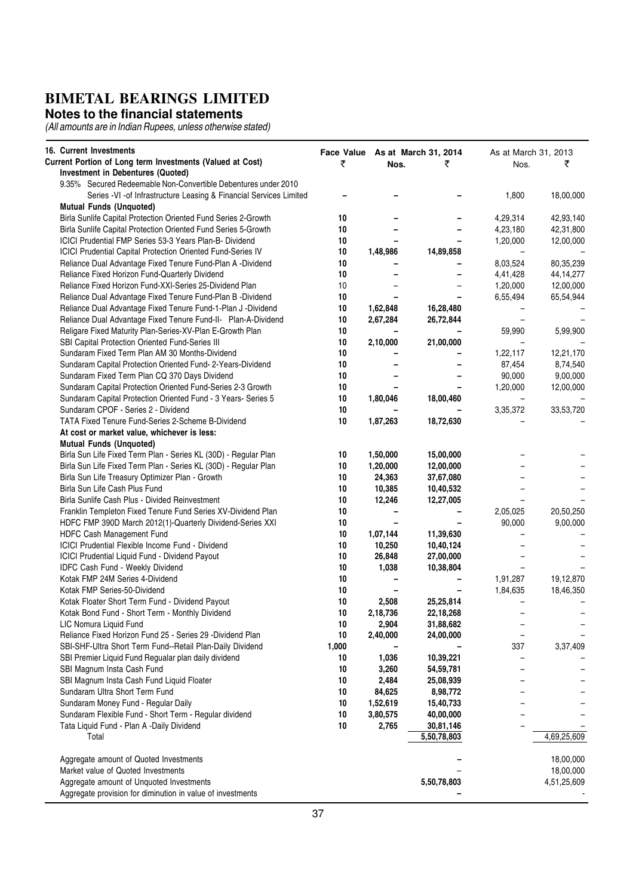# BIMETAL BEARINGS LIMITED

## Notes to the financial statements

*(All amounts are in Indian Rupees, unless otherwise stated)*

| 16. Current Investments | Face Value | As at March 31, 2014 | | As at March 31, 2013 | |
|---|---|---|---|---|---|
| **Current Portion of Long term Investments (Valued at Cost)** | ₹ | Nos. | ₹ | Nos. | ₹ |
| **Investment in Debentures (Quoted)** | | | | | |
| 9.35% Secured Redeemable Non-Convertible Debentures under 2010 Series -VI -of Infrastructure Leasing & Financial Services Limited | – | – | – | 1,800 | 18,00,000 |
| **Mutual Funds (Unquoted)** | | | | | |
| Birla Sunlife Capital Protection Oriented Fund Series 2-Growth | 10 | – | – | 4,29,314 | 42,93,140 |
| Birla Sunlife Capital Protection Oriented Fund Series 5-Growth | 10 | – | – | 4,23,180 | 42,31,800 |
| ICICI Prudential FMP Series 53-3 Years Plan-B- Dividend | 10 | – | – | 1,20,000 | 12,00,000 |
| ICICI Prudential Capital Protection Oriented Fund-Series IV | 10 | 1,48,986 | 14,89,858 | – | – |
| Reliance Dual Advantage Fixed Tenure Fund-Plan A -Dividend | 10 | – | – | 8,03,524 | 80,35,239 |
| Reliance Fixed Horizon Fund-Quarterly Dividend | 10 | – | – | 4,41,428 | 44,14,277 |
| Reliance Fixed Horizon Fund-XXI-Series 25-Dividend Plan | 10 | – | – | 1,20,000 | 12,00,000 |
| Reliance Dual Advantage Fixed Tenure Fund-Plan B -Dividend | 10 | – | – | 6,55,494 | 65,54,944 |
| Reliance Dual Advantage Fixed Tenure Fund-1-Plan J -Dividend | 10 | 1,62,848 | 16,28,480 | – | – |
| Reliance Dual Advantage Fixed Tenure Fund-II- Plan-A-Dividend | 10 | 2,67,284 | 26,72,844 | – | – |
| Religare Fixed Maturity Plan-Series-XV-Plan E-Growth Plan | 10 | – | – | 59,990 | 5,99,900 |
| SBI Capital Protection Oriented Fund-Series III | 10 | 2,10,000 | 21,00,000 | – | – |
| Sundaram Fixed Term Plan AM 30 Months-Dividend | 10 | – | – | 1,22,117 | 12,21,170 |
| Sundaram Capital Protection Oriented Fund- 2-Years-Dividend | 10 | – | – | 87,454 | 8,74,540 |
| Sundaram Fixed Term Plan CQ 370 Days Dividend | 10 | – | – | 90,000 | 9,00,000 |
| Sundaram Capital Protection Oriented Fund-Series 2-3 Growth | 10 | – | – | 1,20,000 | 12,00,000 |
| Sundaram Capital Protection Oriented Fund - 3 Years- Series 5 | 10 | 1,80,046 | 18,00,460 | – | – |
| Sundaram CPOF - Series 2 - Dividend | 10 | – | – | 3,35,372 | 33,53,720 |
| TATA Fixed Tenure Fund-Series 2-Scheme B-Dividend | 10 | 1,87,263 | 18,72,630 | – | – |
| **At cost or market value, whichever is less:** | | | | | |
| **Mutual Funds (Unquoted)** | | | | | |
| Birla Sun Life Fixed Term Plan - Series KL (30D) - Regular Plan | 10 | 1,50,000 | 15,00,000 | – | – |
| Birla Sun Life Fixed Term Plan - Series KL (30D) - Regular Plan | 10 | 1,20,000 | 12,00,000 | – | – |
| Birla Sun Life Treasury Optimizer Plan - Growth | 10 | 24,363 | 37,67,080 | – | – |
| Birla Sun Life Cash Plus Fund | 10 | 10,385 | 10,40,532 | – | – |
| Birla Sunlife Cash Plus - Divided Reinvestment | 10 | 12,246 | 12,27,005 | – | – |
| Franklin Templeton Fixed Tenure Fund Series XV-Dividend Plan | 10 | – | – | 2,05,025 | 20,50,250 |
| HDFC FMP 390D March 2012(1)-Quarterly Dividend-Series XXI | 10 | – | – | 90,000 | 9,00,000 |
| HDFC Cash Management Fund | 10 | 1,07,144 | 11,39,630 | – | – |
| ICICI Prudential Flexible Income Fund - Dividend | 10 | 10,250 | 10,40,124 | – | – |
| ICICI Prudential Liquid Fund - Dividend Payout | 10 | 26,848 | 27,00,000 | – | – |
| IDFC Cash Fund - Weekly Dividend | 10 | 1,038 | 10,38,804 | – | – |
| Kotak FMP 24M Series 4-Dividend | 10 | – | – | 1,91,287 | 19,12,870 |
| Kotak FMP Series-50-Dividend | 10 | – | – | 1,84,635 | 18,46,350 |
| Kotak Floater Short Term Fund - Dividend Payout | 10 | 2,508 | 25,25,814 | – | – |
| Kotak Bond Fund - Short Term - Monthly Dividend | 10 | 2,18,736 | 22,18,268 | – | – |
| LIC Nomura Liquid Fund | 10 | 2,904 | 31,88,682 | – | – |
| Reliance Fixed Horizon Fund 25 - Series 29 -Dividend Plan | 10 | 2,40,000 | 24,00,000 | – | – |
| SBI-SHF-Ultra Short Term Fund--Retail Plan-Daily Dividend | 1,000 | – | – | 337 | 3,37,409 |
| SBI Premier Liquid Fund Regualar plan daily dividend | 10 | 1,036 | 10,39,221 | – | – |
| SBI Magnum Insta Cash Fund | 10 | 3,260 | 54,59,781 | – | – |
| SBI Magnum Insta Cash Fund Liquid Floater | 10 | 2,484 | 25,08,939 | – | – |
| Sundaram Ultra Short Term Fund | 10 | 84,625 | 8,98,772 | – | – |
| Sundaram Money Fund - Regular Daily | 10 | 1,52,619 | 15,40,733 | – | – |
| Sundaram Flexible Fund - Short Term - Regular dividend | 10 | 3,80,575 | 40,00,000 | – | – |
| Tata Liquid Fund - Plan A -Daily Dividend | 10 | 2,765 | 30,81,146 | – | – |
| Total | | | 5,50,78,803 | | 4,69,25,609 |
| | | | | | |
| Aggregate amount of Quoted Investments | | | – | | 18,00,000 |
| Market value of Quoted Investments | | | – | | 18,00,000 |
| Aggregate amount of Unquoted Investments | | | 5,50,78,803 | | 4,51,25,609 |
| Aggregate provision for diminution in value of investments | | | – | | - |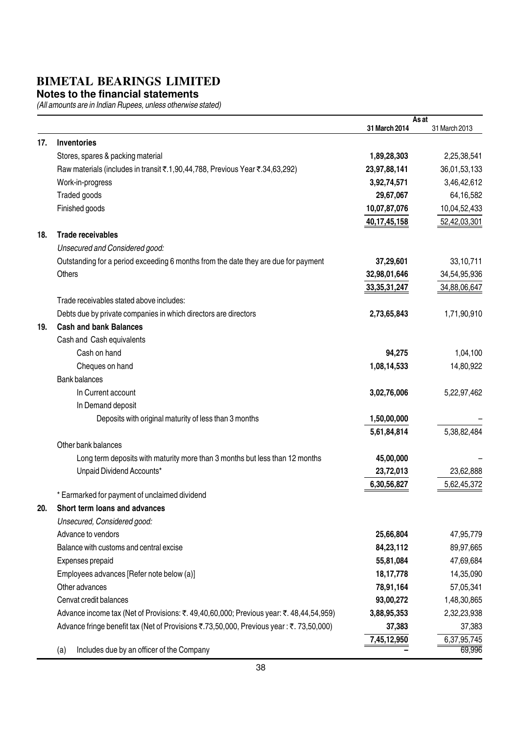# BIMETAL BEARINGS LIMITED

## Notes to the financial statements

*(All amounts are in Indian Rupees, unless otherwise stated)*

| | | As at 31 March 2014 | As at 31 March 2013 |
|---|---|---|---|
| **17.** | **Inventories** | | |
| | Stores, spares & packing material | **1,89,28,303** | 2,25,38,541 |
| | Raw materials (includes in transit ₹.1,90,44,788, Previous Year ₹.34,63,292) | **23,97,88,141** | 36,01,53,133 |
| | Work-in-progress | **3,92,74,571** | 3,46,42,612 |
| | Traded goods | **29,67,067** | 64,16,582 |
| | Finished goods | **10,07,87,076** | 10,04,52,433 |
| | | **40,17,45,158** | 52,42,03,301 |
| **18.** | **Trade receivables** | | |
| | *Unsecured and Considered good:* | | |
| | Outstanding for a period exceeding 6 months from the date they are due for payment | **37,29,601** | 33,10,711 |
| | Others | **32,98,01,646** | 34,54,95,936 |
| | | **33,35,31,247** | 34,88,06,647 |
| | Trade receivables stated above includes: | | |
| | Debts due by private companies in which directors are directors | **2,73,65,843** | 1,71,90,910 |
| **19.** | **Cash and bank Balances** | | |
| | Cash and Cash equivalents | | |
| | Cash on hand | **94,275** | 1,04,100 |
| | Cheques on hand | **1,08,14,533** | 14,80,922 |
| | Bank balances | | |
| | In Current account | **3,02,76,006** | 5,22,97,462 |
| | In Demand deposit | | |
| | Deposits with original maturity of less than 3 months | **1,50,00,000** | – |
| | | **5,61,84,814** | 5,38,82,484 |
| | Other bank balances | | |
| | Long term deposits with maturity more than 3 months but less than 12 months | **45,00,000** | – |
| | Unpaid Dividend Accounts* | **23,72,013** | 23,62,888 |
| | | **6,30,56,827** | 5,62,45,372 |
| | * Earmarked for payment of unclaimed dividend | | |
| **20.** | **Short term loans and advances** | | |
| | *Unsecured, Considered good:* | | |
| | Advance to vendors | **25,66,804** | 47,95,779 |
| | Balance with customs and central excise | **84,23,112** | 89,97,665 |
| | Expenses prepaid | **55,81,084** | 47,69,684 |
| | Employees advances [Refer note below (a)] | **18,17,778** | 14,35,090 |
| | Other advances | **78,91,164** | 57,05,341 |
| | Cenvat credit balances | **93,00,272** | 1,48,30,865 |
| | Advance income tax (Net of Provisions: ₹. 49,40,60,000; Previous year: ₹. 48,44,54,959) | **3,88,95,353** | 2,32,23,938 |
| | Advance fringe benefit tax (Net of Provisions ₹.73,50,000, Previous year : ₹. 73,50,000) | **37,383** | 37,383 |
| | | **7,45,12,950** | 6,37,95,745 |
| | (a) Includes due by an officer of the Company | **–** | 69,996 |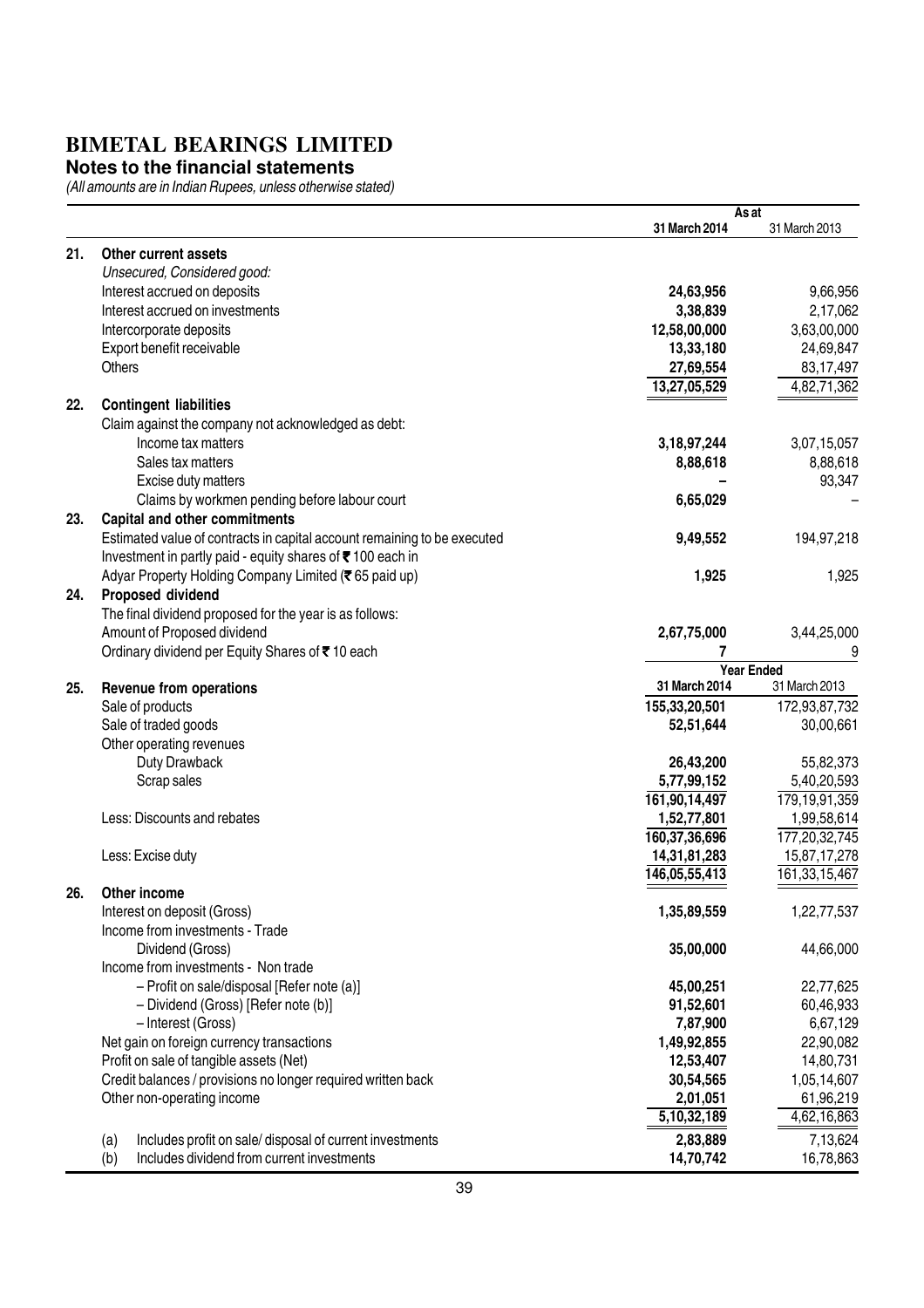# BIMETAL BEARINGS LIMITED

## Notes to the financial statements

*(All amounts are in Indian Rupees, unless otherwise stated)*

| | | As at | |
|---|---|---|---|
| | | **31 March 2014** | 31 March 2013 |
| **21.** | **Other current assets** | | |
| | *Unsecured, Considered good:* | | |
| | Interest accrued on deposits | **24,63,956** | 9,66,956 |
| | Interest accrued on investments | **3,38,839** | 2,17,062 |
| | Intercorporate deposits | **12,58,00,000** | 3,63,00,000 |
| | Export benefit receivable | **13,33,180** | 24,69,847 |
| | Others | **27,69,554** | 83,17,497 |
| | | **13,27,05,529** | 4,82,71,362 |
| **22.** | **Contingent liabilities** | | |
| | Claim against the company not acknowledged as debt: | | |
| | Income tax matters | **3,18,97,244** | 3,07,15,057 |
| | Sales tax matters | **8,88,618** | 8,88,618 |
| | Excise duty matters | **–** | 93,347 |
| | Claims by workmen pending before labour court | **6,65,029** | – |
| **23.** | **Capital and other commitments** | | |
| | Estimated value of contracts in capital account remaining to be executed | **9,49,552** | 194,97,218 |
| | Investment in partly paid - equity shares of ₹ 100 each in | | |
| | Adyar Property Holding Company Limited (₹ 65 paid up) | **1,925** | 1,925 |
| **24.** | **Proposed dividend** | | |
| | The final dividend proposed for the year is as follows: | | |
| | Amount of Proposed dividend | **2,67,75,000** | 3,44,25,000 |
| | Ordinary dividend per Equity Shares of ₹ 10 each | **7** | 9 |
| | | **Year Ended** | |
| **25.** | **Revenue from operations** | **31 March 2014** | 31 March 2013 |
| | Sale of products | **155,33,20,501** | 172,93,87,732 |
| | Sale of traded goods | **52,51,644** | 30,00,661 |
| | Other operating revenues | | |
| | Duty Drawback | **26,43,200** | 55,82,373 |
| | Scrap sales | **5,77,99,152** | 5,40,20,593 |
| | | **161,90,14,497** | 179,19,91,359 |
| | Less: Discounts and rebates | **1,52,77,801** | 1,99,58,614 |
| | | **160,37,36,696** | 177,20,32,745 |
| | Less: Excise duty | **14,31,81,283** | 15,87,17,278 |
| | | **146,05,55,413** | 161,33,15,467 |
| **26.** | **Other income** | | |
| | Interest on deposit (Gross) | **1,35,89,559** | 1,22,77,537 |
| | Income from investments - Trade | | |
| | Dividend (Gross) | **35,00,000** | 44,66,000 |
| | Income from investments - Non trade | | |
| | – Profit on sale/disposal [Refer note (a)] | **45,00,251** | 22,77,625 |
| | – Dividend (Gross) [Refer note (b)] | **91,52,601** | 60,46,933 |
| | – Interest (Gross) | **7,87,900** | 6,67,129 |
| | Net gain on foreign currency transactions | **1,49,92,855** | 22,90,082 |
| | Profit on sale of tangible assets (Net) | **12,53,407** | 14,80,731 |
| | Credit balances / provisions no longer required written back | **30,54,565** | 1,05,14,607 |
| | Other non-operating income | **2,01,051** | 61,96,219 |
| | | **5,10,32,189** | 4,62,16,863 |
| | (a) Includes profit on sale/ disposal of current investments | **2,83,889** | 7,13,624 |
| | (b) Includes dividend from current investments | **14,70,742** | 16,78,863 |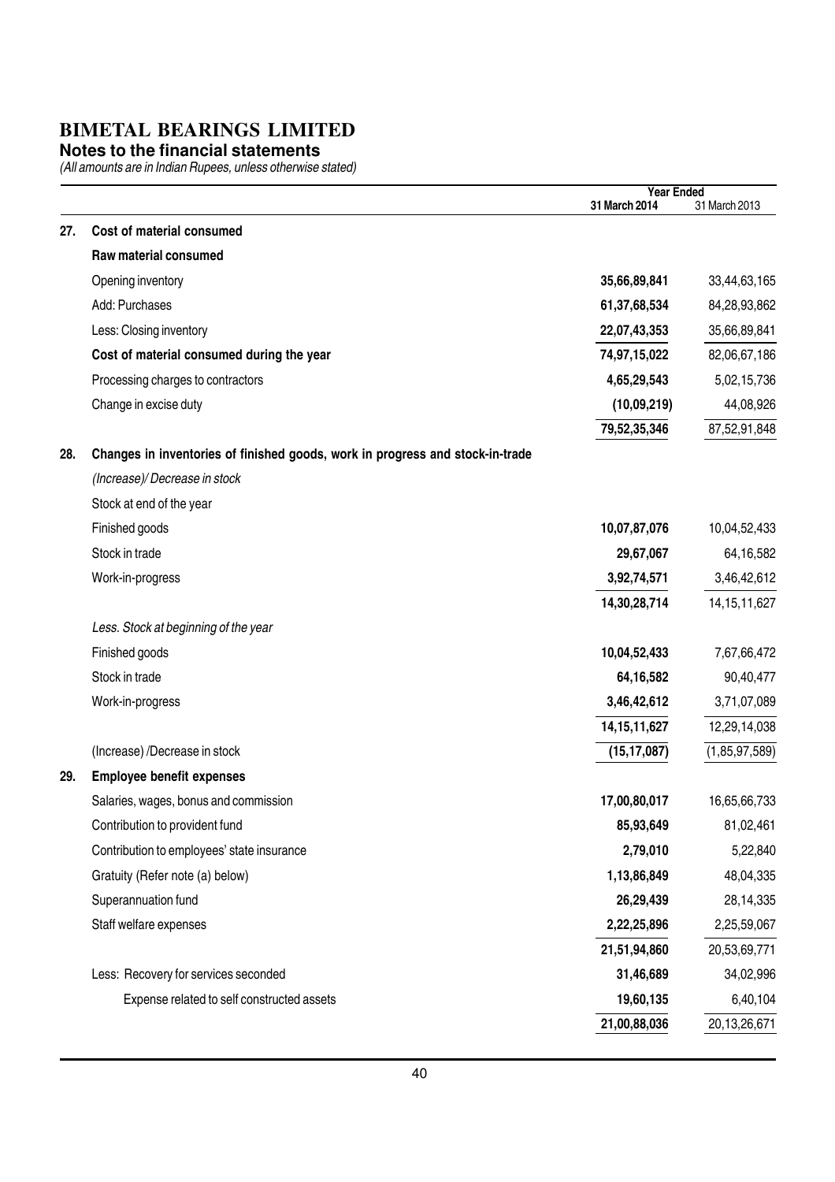# BIMETAL BEARINGS LIMITED

## Notes to the financial statements

*(All amounts are in Indian Rupees, unless otherwise stated)*

| | | Year Ended 31 March 2014 | 31 March 2013 |
|---|---|---|---|
| **27.** | **Cost of material consumed** | | |
| | **Raw material consumed** | | |
| | Opening inventory | **35,66,89,841** | 33,44,63,165 |
| | Add: Purchases | **61,37,68,534** | 84,28,93,862 |
| | Less: Closing inventory | **22,07,43,353** | 35,66,89,841 |
| | **Cost of material consumed during the year** | **74,97,15,022** | 82,06,67,186 |
| | Processing charges to contractors | **4,65,29,543** | 5,02,15,736 |
| | Change in excise duty | **(10,09,219)** | 44,08,926 |
| | | **79,52,35,346** | 87,52,91,848 |
| **28.** | **Changes in inventories of finished goods, work in progress and stock-in-trade** | | |
| | *(Increase)/ Decrease in stock* | | |
| | Stock at end of the year | | |
| | Finished goods | **10,07,87,076** | 10,04,52,433 |
| | Stock in trade | **29,67,067** | 64,16,582 |
| | Work-in-progress | **3,92,74,571** | 3,46,42,612 |
| | | **14,30,28,714** | 14,15,11,627 |
| | *Less. Stock at beginning of the year* | | |
| | Finished goods | **10,04,52,433** | 7,67,66,472 |
| | Stock in trade | **64,16,582** | 90,40,477 |
| | Work-in-progress | **3,46,42,612** | 3,71,07,089 |
| | | **14,15,11,627** | 12,29,14,038 |
| | (Increase) /Decrease in stock | **(15,17,087)** | (1,85,97,589) |
| **29.** | **Employee benefit expenses** | | |
| | Salaries, wages, bonus and commission | **17,00,80,017** | 16,65,66,733 |
| | Contribution to provident fund | **85,93,649** | 81,02,461 |
| | Contribution to employees' state insurance | **2,79,010** | 5,22,840 |
| | Gratuity (Refer note (a) below) | **1,13,86,849** | 48,04,335 |
| | Superannuation fund | **26,29,439** | 28,14,335 |
| | Staff welfare expenses | **2,22,25,896** | 2,25,59,067 |
| | | **21,51,94,860** | 20,53,69,771 |
| | Less: Recovery for services seconded | **31,46,689** | 34,02,996 |
| | Expense related to self constructed assets | **19,60,135** | 6,40,104 |
| | | **21,00,88,036** | 20,13,26,671 |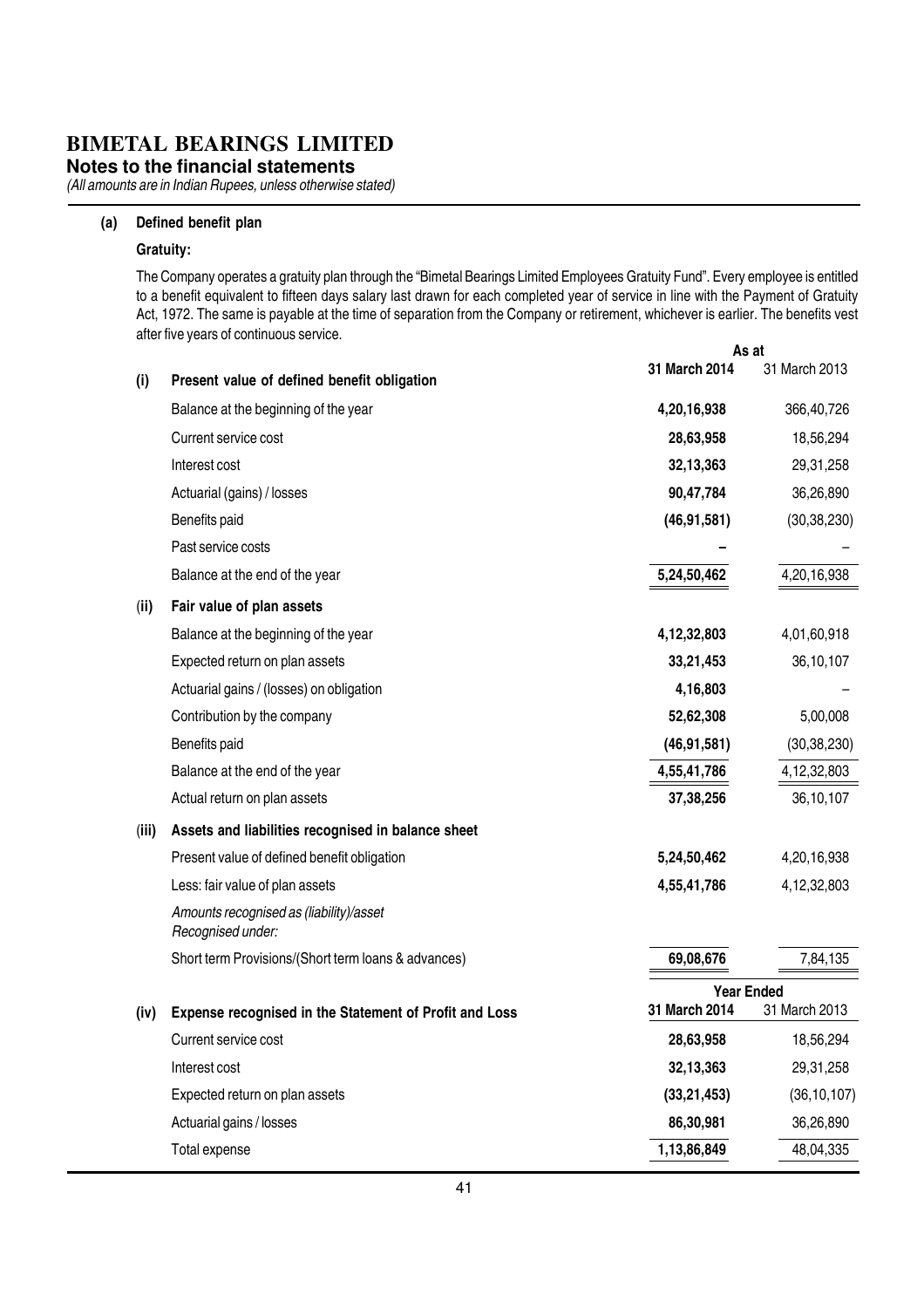# BIMETAL BEARINGS LIMITED

**Notes to the financial statements**

*(All amounts are in Indian Rupees, unless otherwise stated)*

**(a) Defined benefit plan**

**Gratuity:**

The Company operates a gratuity plan through the "Bimetal Bearings Limited Employees Gratuity Fund". Every employee is entitled to a benefit equivalent to fifteen days salary last drawn for each completed year of service in line with the Payment of Gratuity Act, 1972. The same is payable at the time of separation from the Company or retirement, whichever is earlier. The benefits vest after five years of continuous service.

| | | As at | |
|---|---|---|---|
| | | **31 March 2014** | 31 March 2013 |
| **(i)** | **Present value of defined benefit obligation** | | |
| | Balance at the beginning of the year | **4,20,16,938** | 366,40,726 |
| | Current service cost | **28,63,958** | 18,56,294 |
| | Interest cost | **32,13,363** | 29,31,258 |
| | Actuarial (gains) / losses | **90,47,784** | 36,26,890 |
| | Benefits paid | **(46,91,581)** | (30,38,230) |
| | Past service costs | **–** | – |
| | Balance at the end of the year | **5,24,50,462** | 4,20,16,938 |
| **(ii)** | **Fair value of plan assets** | | |
| | Balance at the beginning of the year | **4,12,32,803** | 4,01,60,918 |
| | Expected return on plan assets | **33,21,453** | 36,10,107 |
| | Actuarial gains / (losses) on obligation | **4,16,803** | – |
| | Contribution by the company | **52,62,308** | 5,00,008 |
| | Benefits paid | **(46,91,581)** | (30,38,230) |
| | Balance at the end of the year | **4,55,41,786** | 4,12,32,803 |
| | Actual return on plan assets | **37,38,256** | 36,10,107 |
| **(iii)** | **Assets and liabilities recognised in balance sheet** | | |
| | Present value of defined benefit obligation | **5,24,50,462** | 4,20,16,938 |
| | Less: fair value of plan assets | **4,55,41,786** | 4,12,32,803 |
| | *Amounts recognised as (liability)/asset Recognised under:* | | |
| | Short term Provisions/(Short term loans & advances) | **69,08,676** | 7,84,135 |

| | | Year Ended | |
|---|---|---|---|
| **(iv)** | **Expense recognised in the Statement of Profit and Loss** | **31 March 2014** | 31 March 2013 |
| | Current service cost | **28,63,958** | 18,56,294 |
| | Interest cost | **32,13,363** | 29,31,258 |
| | Expected return on plan assets | **(33,21,453)** | (36,10,107) |
| | Actuarial gains / losses | **86,30,981** | 36,26,890 |
| | Total expense | **1,13,86,849** | 48,04,335 |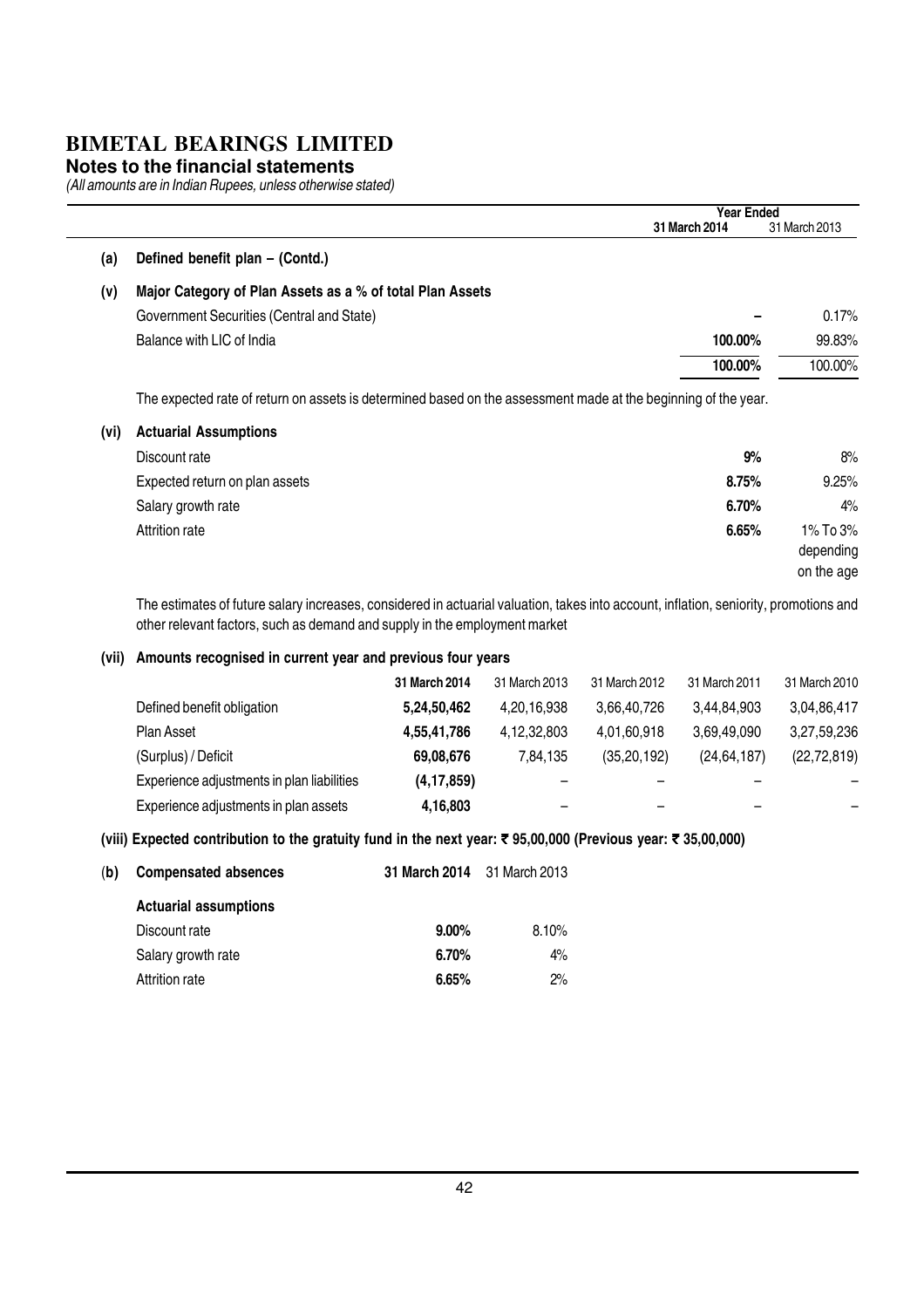# BIMETAL BEARINGS LIMITED

**Notes to the financial statements**

*(All amounts are in Indian Rupees, unless otherwise stated)*

| | | Year Ended 31 March 2014 | 31 March 2013 |
|---|---|---|---|
| **(a)** | **Defined benefit plan – (Contd.)** | | |
| **(v)** | **Major Category of Plan Assets as a % of total Plan Assets** | | |
| | Government Securities (Central and State) | – | 0.17% |
| | Balance with LIC of India | **100.00%** | 99.83% |
| | | **100.00%** | 100.00% |

The expected rate of return on assets is determined based on the assessment made at the beginning of the year.

| | | 31 March 2014 | 31 March 2013 |
|---|---|---|---|
| **(vi)** | **Actuarial Assumptions** | | |
| | Discount rate | **9%** | 8% |
| | Expected return on plan assets | **8.75%** | 9.25% |
| | Salary growth rate | **6.70%** | 4% |
| | Attrition rate | **6.65%** | 1% To 3% depending on the age |

The estimates of future salary increases, considered in actuarial valuation, takes into account, inflation, seniority, promotions and other relevant factors, such as demand and supply in the employment market

**(vii) Amounts recognised in current year and previous four years**

| | 31 March 2014 | 31 March 2013 | 31 March 2012 | 31 March 2011 | 31 March 2010 |
|---|---|---|---|---|---|
| Defined benefit obligation | **5,24,50,462** | 4,20,16,938 | 3,66,40,726 | 3,44,84,903 | 3,04,86,417 |
| Plan Asset | **4,55,41,786** | 4,12,32,803 | 4,01,60,918 | 3,69,49,090 | 3,27,59,236 |
| (Surplus) / Deficit | **69,08,676** | 7,84,135 | (35,20,192) | (24,64,187) | (22,72,819) |
| Experience adjustments in plan liabilities | **(4,17,859)** | – | – | – | – |
| Experience adjustments in plan assets | **4,16,803** | – | – | – | – |

**(viii) Expected contribution to the gratuity fund in the next year: ₹ 95,00,000 (Previous year: ₹ 35,00,000)**

| **(b) Compensated absences** | **31 March 2014** | 31 March 2013 |
|---|---|---|
| **Actuarial assumptions** | | |
| Discount rate | **9.00%** | 8.10% |
| Salary growth rate | **6.70%** | 4% |
| Attrition rate | **6.65%** | 2% |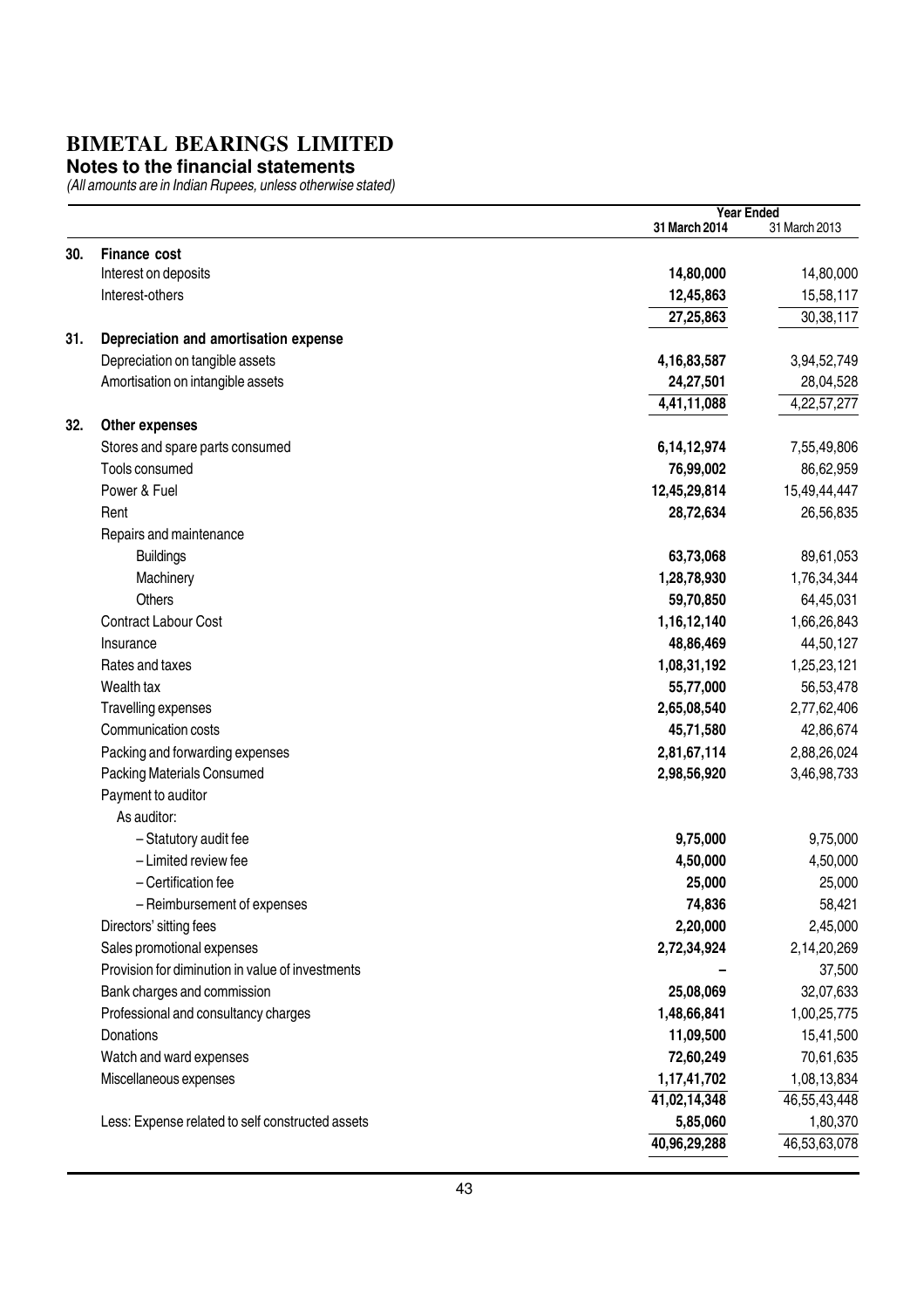# BIMETAL BEARINGS LIMITED

**Notes to the financial statements**

*(All amounts are in Indian Rupees, unless otherwise stated)*

| | | Year Ended 31 March 2014 | 31 March 2013 |
|---|---|---|---|
| **30.** | **Finance cost** | | |
| | Interest on deposits | **14,80,000** | 14,80,000 |
| | Interest-others | **12,45,863** | 15,58,117 |
| | | **27,25,863** | 30,38,117 |
| **31.** | **Depreciation and amortisation expense** | | |
| | Depreciation on tangible assets | **4,16,83,587** | 3,94,52,749 |
| | Amortisation on intangible assets | **24,27,501** | 28,04,528 |
| | | **4,41,11,088** | 4,22,57,277 |
| **32.** | **Other expenses** | | |
| | Stores and spare parts consumed | **6,14,12,974** | 7,55,49,806 |
| | Tools consumed | **76,99,002** | 86,62,959 |
| | Power & Fuel | **12,45,29,814** | 15,49,44,447 |
| | Rent | **28,72,634** | 26,56,835 |
| | Repairs and maintenance | | |
| | Buildings | **63,73,068** | 89,61,053 |
| | Machinery | **1,28,78,930** | 1,76,34,344 |
| | Others | **59,70,850** | 64,45,031 |
| | Contract Labour Cost | **1,16,12,140** | 1,66,26,843 |
| | Insurance | **48,86,469** | 44,50,127 |
| | Rates and taxes | **1,08,31,192** | 1,25,23,121 |
| | Wealth tax | **55,77,000** | 56,53,478 |
| | Travelling expenses | **2,65,08,540** | 2,77,62,406 |
| | Communication costs | **45,71,580** | 42,86,674 |
| | Packing and forwarding expenses | **2,81,67,114** | 2,88,26,024 |
| | Packing Materials Consumed | **2,98,56,920** | 3,46,98,733 |
| | Payment to auditor | | |
| | As auditor: | | |
| | – Statutory audit fee | **9,75,000** | 9,75,000 |
| | – Limited review fee | **4,50,000** | 4,50,000 |
| | – Certification fee | **25,000** | 25,000 |
| | – Reimbursement of expenses | **74,836** | 58,421 |
| | Directors' sitting fees | **2,20,000** | 2,45,000 |
| | Sales promotional expenses | **2,72,34,924** | 2,14,20,269 |
| | Provision for diminution in value of investments | **–** | 37,500 |
| | Bank charges and commission | **25,08,069** | 32,07,633 |
| | Professional and consultancy charges | **1,48,66,841** | 1,00,25,775 |
| | Donations | **11,09,500** | 15,41,500 |
| | Watch and ward expenses | **72,60,249** | 70,61,635 |
| | Miscellaneous expenses | **1,17,41,702** | 1,08,13,834 |
| | | **41,02,14,348** | 46,55,43,448 |
| | Less: Expense related to self constructed assets | **5,85,060** | 1,80,370 |
| | | **40,96,29,288** | 46,53,63,078 |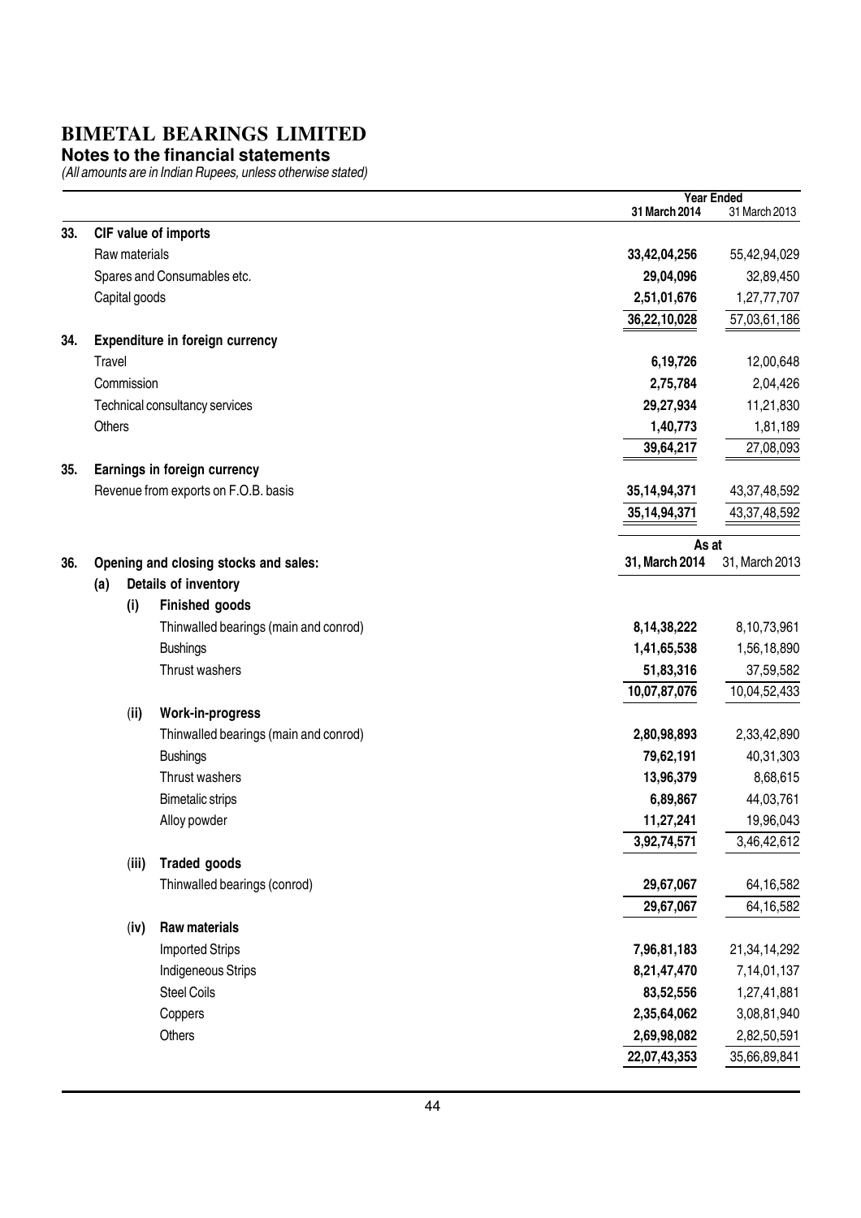# BIMETAL BEARINGS LIMITED

## Notes to the financial statements

*(All amounts are in Indian Rupees, unless otherwise stated)*

| | | Year Ended 31 March 2014 | Year Ended 31 March 2013 |
|---|---|---|---|
| **33.** | **CIF value of imports** | | |
| | Raw materials | **33,42,04,256** | 55,42,94,029 |
| | Spares and Consumables etc. | **29,04,096** | 32,89,450 |
| | Capital goods | **2,51,01,676** | 1,27,77,707 |
| | | **36,22,10,028** | 57,03,61,186 |
| **34.** | **Expenditure in foreign currency** | | |
| | Travel | **6,19,726** | 12,00,648 |
| | Commission | **2,75,784** | 2,04,426 |
| | Technical consultancy services | **29,27,934** | 11,21,830 |
| | Others | **1,40,773** | 1,81,189 |
| | | **39,64,217** | 27,08,093 |
| **35.** | **Earnings in foreign currency** | | |
| | Revenue from exports on F.O.B. basis | **35,14,94,371** | 43,37,48,592 |
| | | **35,14,94,371** | 43,37,48,592 |

| | | As at 31, March 2014 | As at 31, March 2013 |
|---|---|---|---|
| **36.** | **Opening and closing stocks and sales:** | | |
| **(a)** | **Details of inventory** | | |
| **(i)** | **Finished goods** | | |
| | Thinwalled bearings (main and conrod) | **8,14,38,222** | 8,10,73,961 |
| | Bushings | **1,41,65,538** | 1,56,18,890 |
| | Thrust washers | **51,83,316** | 37,59,582 |
| | | **10,07,87,076** | 10,04,52,433 |
| **(ii)** | **Work-in-progress** | | |
| | Thinwalled bearings (main and conrod) | **2,80,98,893** | 2,33,42,890 |
| | Bushings | **79,62,191** | 40,31,303 |
| | Thrust washers | **13,96,379** | 8,68,615 |
| | Bimetalic strips | **6,89,867** | 44,03,761 |
| | Alloy powder | **11,27,241** | 19,96,043 |
| | | **3,92,74,571** | 3,46,42,612 |
| **(iii)** | **Traded goods** | | |
| | Thinwalled bearings (conrod) | **29,67,067** | 64,16,582 |
| | | **29,67,067** | 64,16,582 |
| **(iv)** | **Raw materials** | | |
| | Imported Strips | **7,96,81,183** | 21,34,14,292 |
| | Indigeneous Strips | **8,21,47,470** | 7,14,01,137 |
| | Steel Coils | **83,52,556** | 1,27,41,881 |
| | Coppers | **2,35,64,062** | 3,08,81,940 |
| | Others | **2,69,98,082** | 2,82,50,591 |
| | | **22,07,43,353** | 35,66,89,841 |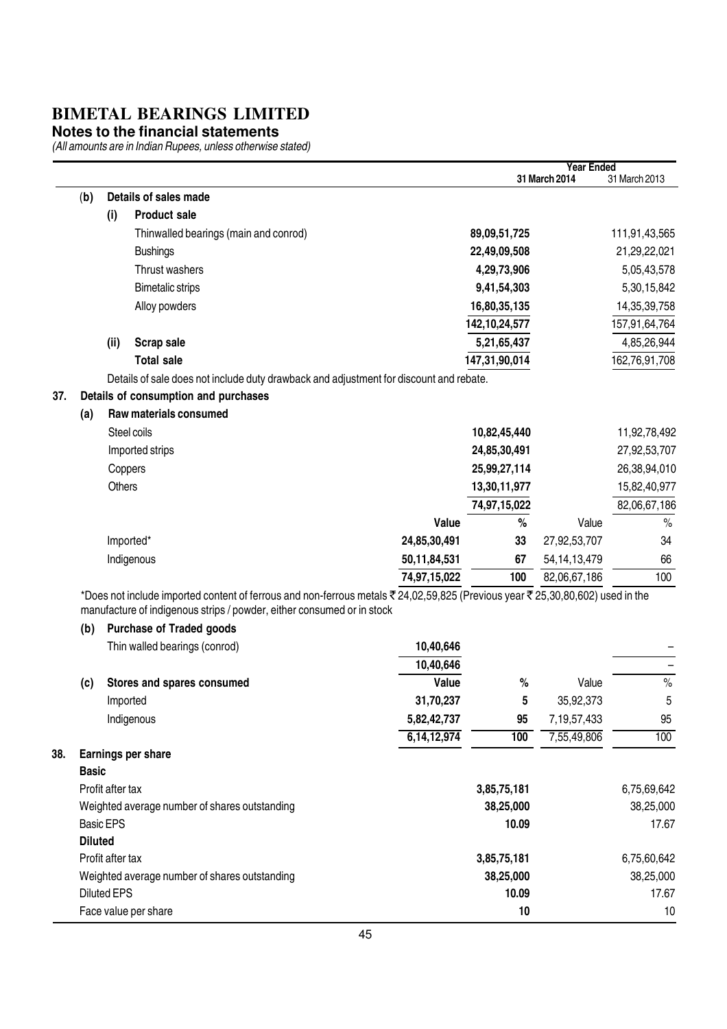# BIMETAL BEARINGS LIMITED

## Notes to the financial statements

*(All amounts are in Indian Rupees, unless otherwise stated)*

| | | Year Ended 31 March 2014 | | 31 March 2013 |
|---|---|---|---|---|
| **(b) Details of sales made** | | | | |
| **(i) Product sale** | | | | |
| Thinwalled bearings (main and conrod) | | **89,09,51,725** | | 111,91,43,565 |
| Bushings | | **22,49,09,508** | | 21,29,22,021 |
| Thrust washers | | **4,29,73,906** | | 5,05,43,578 |
| Bimetalic strips | | **9,41,54,303** | | 5,30,15,842 |
| Alloy powders | | **16,80,35,135** | | 14,35,39,758 |
| | | **142,10,24,577** | | 157,91,64,764 |
| **(ii) Scrap sale** | | **5,21,65,437** | | 4,85,26,944 |
| **Total sale** | | **147,31,90,014** | | 162,76,91,708 |

Details of sale does not include duty drawback and adjustment for discount and rebate.

**37. Details of consumption and purchases**

| | | 31 March 2014 | | 31 March 2013 |
|---|---|---|---|---|
| **(a) Raw materials consumed** | | | | |
| Steel coils | | **10,82,45,440** | | 11,92,78,492 |
| Imported strips | | **24,85,30,491** | | 27,92,53,707 |
| Coppers | | **25,99,27,114** | | 26,38,94,010 |
| Others | | **13,30,11,977** | | 15,82,40,977 |
| | | **74,97,15,022** | | 82,06,67,186 |
| | **Value** | **%** | Value | % |
| Imported* | **24,85,30,491** | **33** | 27,92,53,707 | 34 |
| Indigenous | **50,11,84,531** | **67** | 54,14,13,479 | 66 |
| | **74,97,15,022** | **100** | 82,06,67,186 | 100 |

*Does not include imported content of ferrous and non-ferrous metals ₹ 24,02,59,825 (Previous year ₹ 25,30,80,602) used in the manufacture of indigenous strips / powder, either consumed or in stock

| | | | | |
|---|---|---|---|---|
| **(b) Purchase of Traded goods** | | | | |
| Thin walled bearings (conrod) | **10,40,646** | | | – |
| | **10,40,646** | | | – |
| **(c) Stores and spares consumed** | **Value** | **%** | Value | % |
| Imported | **31,70,237** | **5** | 35,92,373 | 5 |
| Indigenous | **5,82,42,737** | **95** | 7,19,57,433 | 95 |
| | **6,14,12,974** | **100** | 7,55,49,806 | 100 |

**38. Earnings per share**

| | 31 March 2014 | 31 March 2013 |
|---|---|---|
| **Basic** | | |
| Profit after tax | **3,85,75,181** | 6,75,69,642 |
| Weighted average number of shares outstanding | **38,25,000** | 38,25,000 |
| Basic EPS | **10.09** | 17.67 |
| **Diluted** | | |
| Profit after tax | **3,85,75,181** | 6,75,60,642 |
| Weighted average number of shares outstanding | **38,25,000** | 38,25,000 |
| Diluted EPS | **10.09** | 17.67 |
| Face value per share | **10** | 10 |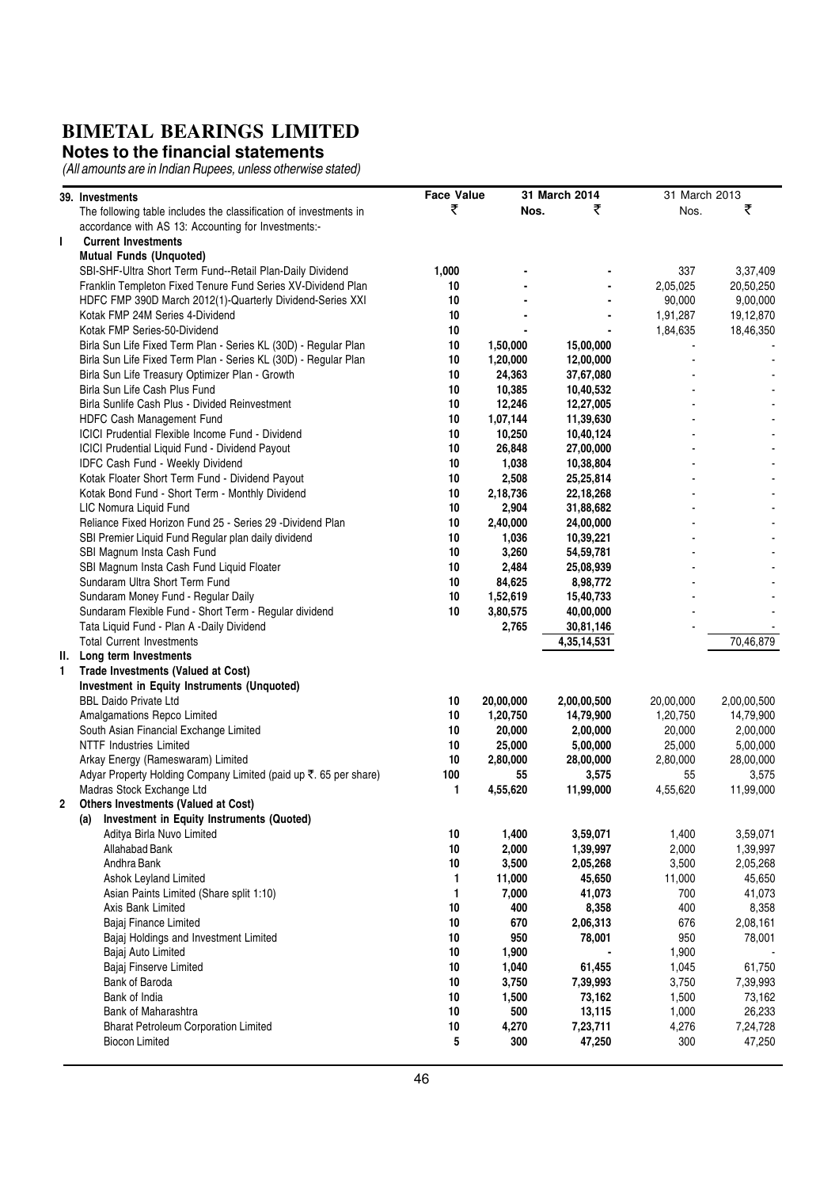# BIMETAL BEARINGS LIMITED

## Notes to the financial statements

*(All amounts are in Indian Rupees, unless otherwise stated)*

| | 39. Investments | Face Value | 31 March 2014 | | 31 March 2013 | |
|---|---|---|---|---|---|---|
| | The following table includes the classification of investments in accordance with AS 13: Accounting for Investments:- | ₹ | Nos. | ₹ | Nos. | ₹ |
| **I** | **Current Investments** | | | | | |
| | **Mutual Funds (Unquoted)** | | | | | |
| | SBI-SHF-Ultra Short Term Fund--Retail Plan-Daily Dividend | 1,000 | - | - | 337 | 3,37,409 |
| | Franklin Templeton Fixed Tenure Fund Series XV-Dividend Plan | 10 | - | - | 2,05,025 | 20,50,250 |
| | HDFC FMP 390D March 2012(1)-Quarterly Dividend-Series XXI | 10 | - | - | 90,000 | 9,00,000 |
| | Kotak FMP 24M Series 4-Dividend | 10 | - | - | 1,91,287 | 19,12,870 |
| | Kotak FMP Series-50-Dividend | 10 | - | - | 1,84,635 | 18,46,350 |
| | Birla Sun Life Fixed Term Plan - Series KL (30D) - Regular Plan | 10 | 1,50,000 | 15,00,000 | - | - |
| | Birla Sun Life Fixed Term Plan - Series KL (30D) - Regular Plan | 10 | 1,20,000 | 12,00,000 | - | - |
| | Birla Sun Life Treasury Optimizer Plan - Growth | 10 | 24,363 | 37,67,080 | - | - |
| | Birla Sun Life Cash Plus Fund | 10 | 10,385 | 10,40,532 | - | - |
| | Birla Sunlife Cash Plus - Divided Reinvestment | 10 | 12,246 | 12,27,005 | - | - |
| | HDFC Cash Management Fund | 10 | 1,07,144 | 11,39,630 | - | - |
| | ICICI Prudential Flexible Income Fund - Dividend | 10 | 10,250 | 10,40,124 | - | - |
| | ICICI Prudential Liquid Fund - Dividend Payout | 10 | 26,848 | 27,00,000 | - | - |
| | IDFC Cash Fund - Weekly Dividend | 10 | 1,038 | 10,38,804 | - | - |
| | Kotak Floater Short Term Fund - Dividend Payout | 10 | 2,508 | 25,25,814 | - | - |
| | Kotak Bond Fund - Short Term - Monthly Dividend | 10 | 2,18,736 | 22,18,268 | - | - |
| | LIC Nomura Liquid Fund | 10 | 2,904 | 31,88,682 | - | - |
| | Reliance Fixed Horizon Fund 25 - Series 29 -Dividend Plan | 10 | 2,40,000 | 24,00,000 | - | - |
| | SBI Premier Liquid Fund Regular plan daily dividend | 10 | 1,036 | 10,39,221 | - | - |
| | SBI Magnum Insta Cash Fund | 10 | 3,260 | 54,59,781 | - | - |
| | SBI Magnum Insta Cash Fund Liquid Floater | 10 | 2,484 | 25,08,939 | - | - |
| | Sundaram Ultra Short Term Fund | 10 | 84,625 | 8,98,772 | - | - |
| | Sundaram Money Fund - Regular Daily | 10 | 1,52,619 | 15,40,733 | - | - |
| | Sundaram Flexible Fund - Short Term - Regular dividend | 10 | 3,80,575 | 40,00,000 | - | - |
| | Tata Liquid Fund - Plan A -Daily Dividend | | 2,765 | 30,81,146 | - | - |
| | Total Current Investments | | | 4,35,14,531 | | 70,46,879 |
| **II.** | **Long term Investments** | | | | | |
| **1** | **Trade Investments (Valued at Cost)** | | | | | |
| | **Investment in Equity Instruments (Unquoted)** | | | | | |
| | BBL Daido Private Ltd | 10 | 20,00,000 | 2,00,00,500 | 20,00,000 | 2,00,00,500 |
| | Amalgamations Repco Limited | 10 | 1,20,750 | 14,79,900 | 1,20,750 | 14,79,900 |
| | South Asian Financial Exchange Limited | 10 | 20,000 | 2,00,000 | 20,000 | 2,00,000 |
| | NTTF Industries Limited | 10 | 25,000 | 5,00,000 | 25,000 | 5,00,000 |
| | Arkay Energy (Rameswaram) Limited | 10 | 2,80,000 | 28,00,000 | 2,80,000 | 28,00,000 |
| | Adyar Property Holding Company Limited (paid up ₹. 65 per share) | 100 | 55 | 3,575 | 55 | 3,575 |
| | Madras Stock Exchange Ltd | 1 | 4,55,620 | 11,99,000 | 4,55,620 | 11,99,000 |
| **2** | **Others Investments (Valued at Cost)** | | | | | |
| | **(a) Investment in Equity Instruments (Quoted)** | | | | | |
| | Aditya Birla Nuvo Limited | 10 | 1,400 | 3,59,071 | 1,400 | 3,59,071 |
| | Allahabad Bank | 10 | 2,000 | 1,39,997 | 2,000 | 1,39,997 |
| | Andhra Bank | 10 | 3,500 | 2,05,268 | 3,500 | 2,05,268 |
| | Ashok Leyland Limited | 1 | 11,000 | 45,650 | 11,000 | 45,650 |
| | Asian Paints Limited (Share split 1:10) | 1 | 7,000 | 41,073 | 700 | 41,073 |
| | Axis Bank Limited | 10 | 400 | 8,358 | 400 | 8,358 |
| | Bajaj Finance Limited | 10 | 670 | 2,06,313 | 676 | 2,08,161 |
| | Bajaj Holdings and Investment Limited | 10 | 950 | 78,001 | 950 | 78,001 |
| | Bajaj Auto Limited | 10 | 1,900 | - | 1,900 | - |
| | Bajaj Finserve Limited | 10 | 1,040 | 61,455 | 1,045 | 61,750 |
| | Bank of Baroda | 10 | 3,750 | 7,39,993 | 3,750 | 7,39,993 |
| | Bank of India | 10 | 1,500 | 73,162 | 1,500 | 73,162 |
| | Bank of Maharashtra | 10 | 500 | 13,115 | 1,000 | 26,233 |
| | Bharat Petroleum Corporation Limited | 10 | 4,270 | 7,23,711 | 4,276 | 7,24,728 |
| | Biocon Limited | 5 | 300 | 47,250 | 300 | 47,250 |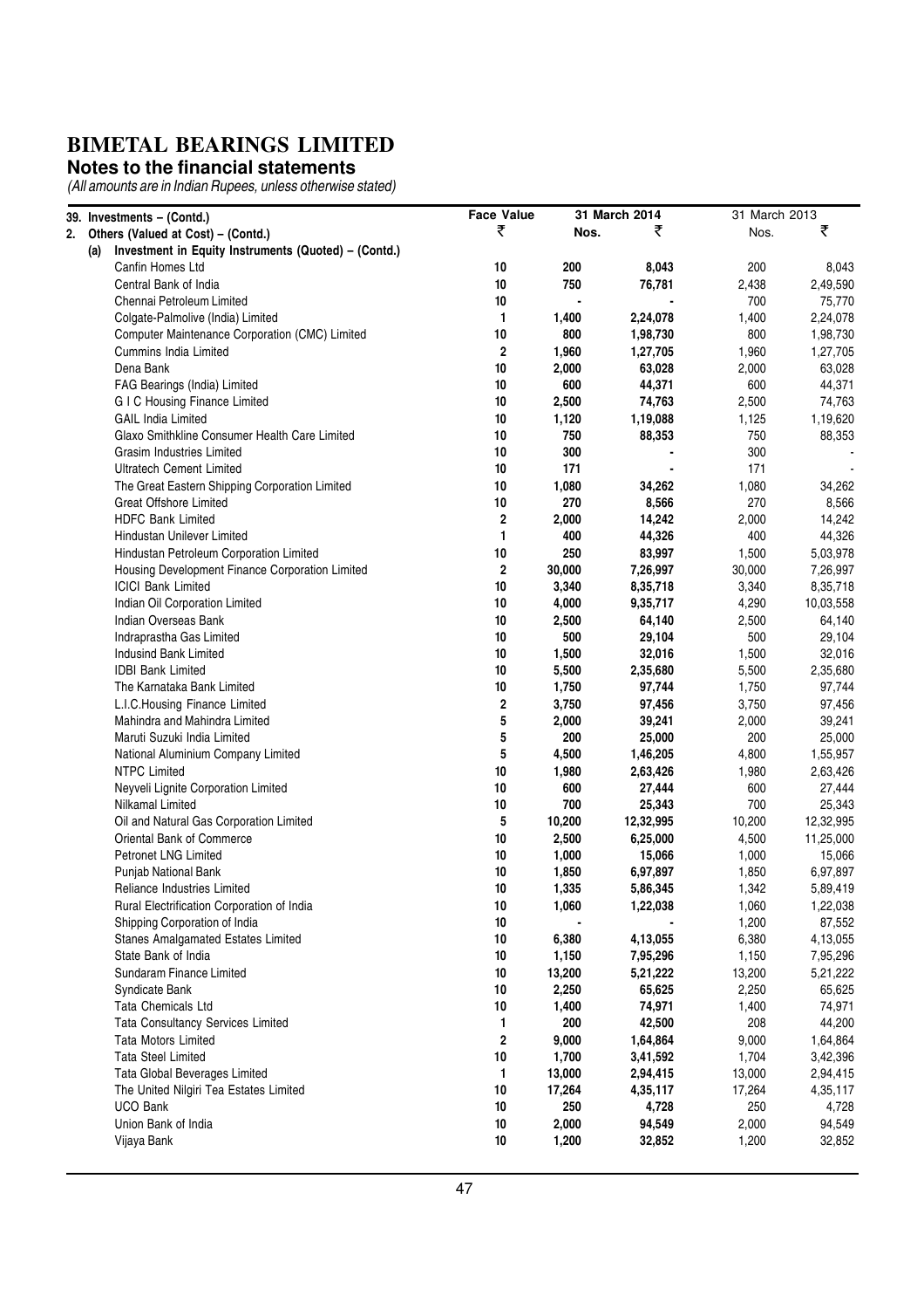# BIMETAL BEARINGS LIMITED

## Notes to the financial statements

*(All amounts are in Indian Rupees, unless otherwise stated)*

| 39. Investments – (Contd.) | Face Value | 31 March 2014 | | 31 March 2013 | |
|---|---|---|---|---|---|
| 2. Others (Valued at Cost) – (Contd.) | ₹ | Nos. | ₹ | Nos. | ₹ |
| (a) Investment in Equity Instruments (Quoted) – (Contd.) | | | | | |
| Canfin Homes Ltd | 10 | 200 | 8,043 | 200 | 8,043 |
| Central Bank of India | 10 | 750 | 76,781 | 2,438 | 2,49,590 |
| Chennai Petroleum Limited | 10 | - | - | 700 | 75,770 |
| Colgate-Palmolive (India) Limited | 1 | 1,400 | 2,24,078 | 1,400 | 2,24,078 |
| Computer Maintenance Corporation (CMC) Limited | 10 | 800 | 1,98,730 | 800 | 1,98,730 |
| Cummins India Limited | 2 | 1,960 | 1,27,705 | 1,960 | 1,27,705 |
| Dena Bank | 10 | 2,000 | 63,028 | 2,000 | 63,028 |
| FAG Bearings (India) Limited | 10 | 600 | 44,371 | 600 | 44,371 |
| G I C Housing Finance Limited | 10 | 2,500 | 74,763 | 2,500 | 74,763 |
| GAIL India Limited | 10 | 1,120 | 1,19,088 | 1,125 | 1,19,620 |
| Glaxo Smithkline Consumer Health Care Limited | 10 | 750 | 88,353 | 750 | 88,353 |
| Grasim Industries Limited | 10 | 300 | - | 300 | - |
| Ultratech Cement Limited | 10 | 171 | - | 171 | - |
| The Great Eastern Shipping Corporation Limited | 10 | 1,080 | 34,262 | 1,080 | 34,262 |
| Great Offshore Limited | 10 | 270 | 8,566 | 270 | 8,566 |
| HDFC Bank Limited | 2 | 2,000 | 14,242 | 2,000 | 14,242 |
| Hindustan Unilever Limited | 1 | 400 | 44,326 | 400 | 44,326 |
| Hindustan Petroleum Corporation Limited | 10 | 250 | 83,997 | 1,500 | 5,03,978 |
| Housing Development Finance Corporation Limited | 2 | 30,000 | 7,26,997 | 30,000 | 7,26,997 |
| ICICI Bank Limited | 10 | 3,340 | 8,35,718 | 3,340 | 8,35,718 |
| Indian Oil Corporation Limited | 10 | 4,000 | 9,35,717 | 4,290 | 10,03,558 |
| Indian Overseas Bank | 10 | 2,500 | 64,140 | 2,500 | 64,140 |
| Indraprastha Gas Limited | 10 | 500 | 29,104 | 500 | 29,104 |
| Indusind Bank Limited | 10 | 1,500 | 32,016 | 1,500 | 32,016 |
| IDBI Bank Limited | 10 | 5,500 | 2,35,680 | 5,500 | 2,35,680 |
| The Karnataka Bank Limited | 10 | 1,750 | 97,744 | 1,750 | 97,744 |
| L.I.C.Housing Finance Limited | 2 | 3,750 | 97,456 | 3,750 | 97,456 |
| Mahindra and Mahindra Limited | 5 | 2,000 | 39,241 | 2,000 | 39,241 |
| Maruti Suzuki India Limited | 5 | 200 | 25,000 | 200 | 25,000 |
| National Aluminium Company Limited | 5 | 4,500 | 1,46,205 | 4,800 | 1,55,957 |
| NTPC Limited | 10 | 1,980 | 2,63,426 | 1,980 | 2,63,426 |
| Neyveli Lignite Corporation Limited | 10 | 600 | 27,444 | 600 | 27,444 |
| Nilkamal Limited | 10 | 700 | 25,343 | 700 | 25,343 |
| Oil and Natural Gas Corporation Limited | 5 | 10,200 | 12,32,995 | 10,200 | 12,32,995 |
| Oriental Bank of Commerce | 10 | 2,500 | 6,25,000 | 4,500 | 11,25,000 |
| Petronet LNG Limited | 10 | 1,000 | 15,066 | 1,000 | 15,066 |
| Punjab National Bank | 10 | 1,850 | 6,97,897 | 1,850 | 6,97,897 |
| Reliance Industries Limited | 10 | 1,335 | 5,86,345 | 1,342 | 5,89,419 |
| Rural Electrification Corporation of India | 10 | 1,060 | 1,22,038 | 1,060 | 1,22,038 |
| Shipping Corporation of India | 10 | - | - | 1,200 | 87,552 |
| Stanes Amalgamated Estates Limited | 10 | 6,380 | 4,13,055 | 6,380 | 4,13,055 |
| State Bank of India | 10 | 1,150 | 7,95,296 | 1,150 | 7,95,296 |
| Sundaram Finance Limited | 10 | 13,200 | 5,21,222 | 13,200 | 5,21,222 |
| Syndicate Bank | 10 | 2,250 | 65,625 | 2,250 | 65,625 |
| Tata Chemicals Ltd | 10 | 1,400 | 74,971 | 1,400 | 74,971 |
| Tata Consultancy Services Limited | 1 | 200 | 42,500 | 208 | 44,200 |
| Tata Motors Limited | 2 | 9,000 | 1,64,864 | 9,000 | 1,64,864 |
| Tata Steel Limited | 10 | 1,700 | 3,41,592 | 1,704 | 3,42,396 |
| Tata Global Beverages Limited | 1 | 13,000 | 2,94,415 | 13,000 | 2,94,415 |
| The United Nilgiri Tea Estates Limited | 10 | 17,264 | 4,35,117 | 17,264 | 4,35,117 |
| UCO Bank | 10 | 250 | 4,728 | 250 | 4,728 |
| Union Bank of India | 10 | 2,000 | 94,549 | 2,000 | 94,549 |
| Vijaya Bank | 10 | 1,200 | 32,852 | 1,200 | 32,852 |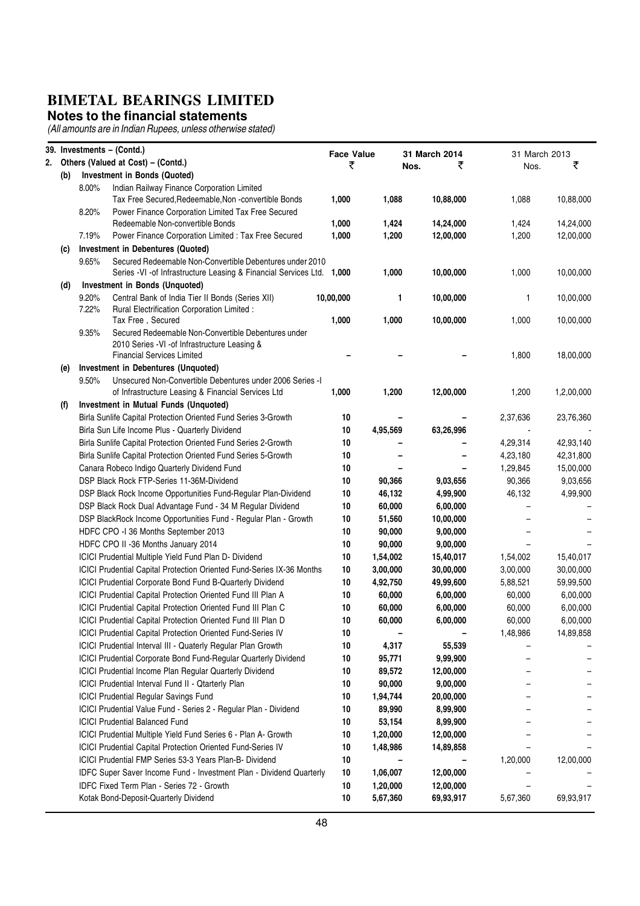# BIMETAL BEARINGS LIMITED

## Notes to the financial statements

*(All amounts are in Indian Rupees, unless otherwise stated)*

| 39. Investments – (Contd.) | Face Value | 31 March 2014 | | 31 March 2013 | |
|---|---|---|---|---|---|
| 2. Others (Valued at Cost) – (Contd.) | ₹ | Nos. | ₹ | Nos. | ₹ |
| **(b) Investment in Bonds (Quoted)** | | | | | |
| 8.00% Indian Railway Finance Corporation Limited Tax Free Secured,Redeemable,Non -convertible Bonds | 1,000 | 1,088 | 10,88,000 | 1,088 | 10,88,000 |
| 8.20% Power Finance Corporation Limited Tax Free Secured Redeemable Non-convertible Bonds | 1,000 | 1,424 | 14,24,000 | 1,424 | 14,24,000 |
| 7.19% Power Finance Corporation Limited : Tax Free Secured | 1,000 | 1,200 | 12,00,000 | 1,200 | 12,00,000 |
| **(c) Investment in Debentures (Quoted)** | | | | | |
| 9.65% Secured Redeemable Non-Convertible Debentures under 2010 Series -VI -of Infrastructure Leasing & Financial Services Ltd. | 1,000 | 1,000 | 10,00,000 | 1,000 | 10,00,000 |
| **(d) Investment in Bonds (Unquoted)** | | | | | |
| 9.20% Central Bank of India Tier II Bonds (Series XII) | 10,00,000 | 1 | 10,00,000 | 1 | 10,00,000 |
| 7.22% Rural Electrification Corporation Limited : Tax Free , Secured | 1,000 | 1,000 | 10,00,000 | 1,000 | 10,00,000 |
| 9.35% Secured Redeemable Non-Convertible Debentures under 2010 Series -VI -of Infrastructure Leasing & Financial Services Limited | – | – | – | 1,800 | 18,00,000 |
| **(e) Investment in Debentures (Unquoted)** | | | | | |
| 9.50% Unsecured Non-Convertible Debentures under 2006 Series -I of Infrastructure Leasing & Financial Services Ltd | 1,000 | 1,200 | 12,00,000 | 1,200 | 1,2,00,000 |
| **(f) Investment in Mutual Funds (Unquoted)** | | | | | |
| Birla Sunlife Capital Protection Oriented Fund Series 3-Growth | 10 | – | – | 2,37,636 | 23,76,360 |
| Birla Sun Life Income Plus - Quarterly Dividend | 10 | 4,95,569 | 63,26,996 | - | - |
| Birla Sunlife Capital Protection Oriented Fund Series 2-Growth | 10 | – | – | 4,29,314 | 42,93,140 |
| Birla Sunlife Capital Protection Oriented Fund Series 5-Growth | 10 | – | – | 4,23,180 | 42,31,800 |
| Canara Robeco Indigo Quarterly Dividend Fund | 10 | – | – | 1,29,845 | 15,00,000 |
| DSP Black Rock FTP-Series 11-36M-Dividend | 10 | 90,366 | 9,03,656 | 90,366 | 9,03,656 |
| DSP Black Rock Income Opportunities Fund-Regular Plan-Dividend | 10 | 46,132 | 4,99,900 | 46,132 | 4,99,900 |
| DSP Black Rock Dual Advantage Fund - 34 M Regular Dividend | 10 | 60,000 | 6,00,000 | – | – |
| DSP BlackRock Income Opportunities Fund - Regular Plan - Growth | 10 | 51,560 | 10,00,000 | – | – |
| HDFC CPO -I 36 Months September 2013 | 10 | 90,000 | 9,00,000 | – | – |
| HDFC CPO II -36 Months January 2014 | 10 | 90,000 | 9,00,000 | – | – |
| ICICI Prudential Multiple Yield Fund Plan D- Dividend | 10 | 1,54,002 | 15,40,017 | 1,54,002 | 15,40,017 |
| ICICI Prudential Capital Protection Oriented Fund-Series IX-36 Months | 10 | 3,00,000 | 30,00,000 | 3,00,000 | 30,00,000 |
| ICICI Prudential Corporate Bond Fund B-Quarterly Dividend | 10 | 4,92,750 | 49,99,600 | 5,88,521 | 59,99,500 |
| ICICI Prudential Capital Protection Oriented Fund III Plan A | 10 | 60,000 | 6,00,000 | 60,000 | 6,00,000 |
| ICICI Prudential Capital Protection Oriented Fund III Plan C | 10 | 60,000 | 6,00,000 | 60,000 | 6,00,000 |
| ICICI Prudential Capital Protection Oriented Fund III Plan D | 10 | 60,000 | 6,00,000 | 60,000 | 6,00,000 |
| ICICI Prudential Capital Protection Oriented Fund-Series IV | 10 | – | – | 1,48,986 | 14,89,858 |
| ICICI Prudential Interval III - Quaterly Regular Plan Growth | 10 | 4,317 | 55,539 | – | – |
| ICICI Prudential Corporate Bond Fund-Regular Quarterly Dividend | 10 | 95,771 | 9,99,900 | – | – |
| ICICI Prudential Income Plan Regular Quarterly Dividend | 10 | 89,572 | 12,00,000 | – | – |
| ICICI Prudential Interval Fund II - Qtarterly Plan | 10 | 90,000 | 9,00,000 | – | – |
| ICICI Prudential Regular Savings Fund | 10 | 1,94,744 | 20,00,000 | – | – |
| ICICI Prudential Value Fund - Series 2 - Regular Plan - Dividend | 10 | 89,990 | 8,99,900 | – | – |
| ICICI Prudential Balanced Fund | 10 | 53,154 | 8,99,900 | – | – |
| ICICI Prudential Multiple Yield Fund Series 6 - Plan A- Growth | 10 | 1,20,000 | 12,00,000 | – | – |
| ICICI Prudential Capital Protection Oriented Fund-Series IV | 10 | 1,48,986 | 14,89,858 | – | – |
| ICICI Prudential FMP Series 53-3 Years Plan-B- Dividend | 10 | – | – | 1,20,000 | 12,00,000 |
| IDFC Super Saver Income Fund - Investment Plan - Dividend Quarterly | 10 | 1,06,007 | 12,00,000 | – | – |
| IDFC Fixed Term Plan - Series 72 - Growth | 10 | 1,20,000 | 12,00,000 | – | – |
| Kotak Bond-Deposit-Quarterly Dividend | 10 | 5,67,360 | 69,93,917 | 5,67,360 | 69,93,917 |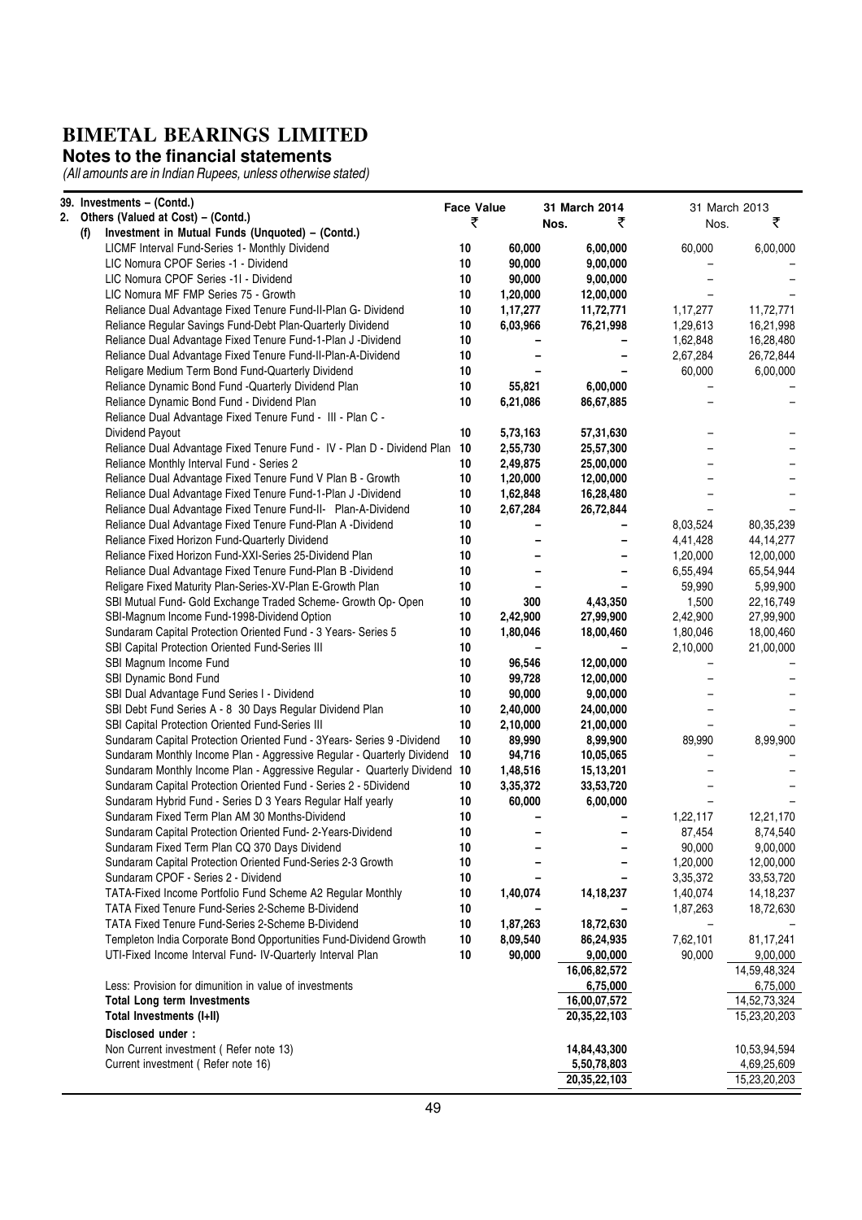# BIMETAL BEARINGS LIMITED

## Notes to the financial statements

*(All amounts are in Indian Rupees, unless otherwise stated)*

**39. Investments – (Contd.)**

**2. Others (Valued at Cost) – (Contd.)**

**(f) Investment in Mutual Funds (Unquoted) – (Contd.)**

| | Face Value ₹ | 31 March 2014 Nos. | 31 March 2014 ₹ | 31 March 2013 Nos. | 31 March 2013 ₹ |
|---|---|---|---|---|---|
| LICMF Interval Fund-Series 1- Monthly Dividend | 10 | 60,000 | 6,00,000 | 60,000 | 6,00,000 |
| LIC Nomura CPOF Series -1 - Dividend | 10 | 90,000 | 9,00,000 | – | – |
| LIC Nomura CPOF Series -1I - Dividend | 10 | 90,000 | 9,00,000 | – | – |
| LIC Nomura MF FMP Series 75 - Growth | 10 | 1,20,000 | 12,00,000 | – | – |
| Reliance Dual Advantage Fixed Tenure Fund-II-Plan G- Dividend | 10 | 1,17,277 | 11,72,771 | 1,17,277 | 11,72,771 |
| Reliance Regular Savings Fund-Debt Plan-Quarterly Dividend | 10 | 6,03,966 | 76,21,998 | 1,29,613 | 16,21,998 |
| Reliance Dual Advantage Fixed Tenure Fund-1-Plan J -Dividend | 10 | – | – | 1,62,848 | 16,28,480 |
| Reliance Dual Advantage Fixed Tenure Fund-II-Plan-A-Dividend | 10 | – | – | 2,67,284 | 26,72,844 |
| Religare Medium Term Bond Fund-Quarterly Dividend | 10 | – | – | 60,000 | 6,00,000 |
| Reliance Dynamic Bond Fund -Quarterly Dividend Plan | 10 | 55,821 | 6,00,000 | – | – |
| Reliance Dynamic Bond Fund - Dividend Plan | 10 | 6,21,086 | 86,67,885 | – | – |
| Reliance Dual Advantage Fixed Tenure Fund - III - Plan C - Dividend Payout | 10 | 5,73,163 | 57,31,630 | – | – |
| Reliance Dual Advantage Fixed Tenure Fund - IV - Plan D - Dividend Plan | 10 | 2,55,730 | 25,57,300 | – | – |
| Reliance Monthly Interval Fund - Series 2 | 10 | 2,49,875 | 25,00,000 | – | – |
| Reliance Dual Advantage Fixed Tenure Fund V Plan B - Growth | 10 | 1,20,000 | 12,00,000 | – | – |
| Reliance Dual Advantage Fixed Tenure Fund-1-Plan J -Dividend | 10 | 1,62,848 | 16,28,480 | – | – |
| Reliance Dual Advantage Fixed Tenure Fund-II- Plan-A-Dividend | 10 | 2,67,284 | 26,72,844 | – | – |
| Reliance Dual Advantage Fixed Tenure Fund-Plan A -Dividend | 10 | – | – | 8,03,524 | 80,35,239 |
| Reliance Fixed Horizon Fund-Quarterly Dividend | 10 | – | – | 4,41,428 | 44,14,277 |
| Reliance Fixed Horizon Fund-XXI-Series 25-Dividend Plan | 10 | – | – | 1,20,000 | 12,00,000 |
| Reliance Dual Advantage Fixed Tenure Fund-Plan B -Dividend | 10 | – | – | 6,55,494 | 65,54,944 |
| Religare Fixed Maturity Plan-Series-XV-Plan E-Growth Plan | 10 | – | – | 59,990 | 5,99,900 |
| SBI Mutual Fund- Gold Exchange Traded Scheme- Growth Op- Open | 10 | 300 | 4,43,350 | 1,500 | 22,16,749 |
| SBI-Magnum Income Fund-1998-Dividend Option | 10 | 2,42,900 | 27,99,900 | 2,42,900 | 27,99,900 |
| Sundaram Capital Protection Oriented Fund - 3 Years- Series 5 | 10 | 1,80,046 | 18,00,460 | 1,80,046 | 18,00,460 |
| SBI Capital Protection Oriented Fund-Series III | 10 | – | – | 2,10,000 | 21,00,000 |
| SBI Magnum Income Fund | 10 | 96,546 | 12,00,000 | – | – |
| SBI Dynamic Bond Fund | 10 | 99,728 | 12,00,000 | – | – |
| SBI Dual Advantage Fund Series I - Dividend | 10 | 90,000 | 9,00,000 | – | – |
| SBI Debt Fund Series A - 8 30 Days Regular Dividend Plan | 10 | 2,40,000 | 24,00,000 | – | – |
| SBI Capital Protection Oriented Fund-Series III | 10 | 2,10,000 | 21,00,000 | – | – |
| Sundaram Capital Protection Oriented Fund - 3Years- Series 9 -Dividend | 10 | 89,990 | 8,99,900 | 89,990 | 8,99,900 |
| Sundaram Monthly Income Plan - Aggressive Regular - Quarterly Dividend | 10 | 94,716 | 10,05,065 | – | – |
| Sundaram Monthly Income Plan - Aggressive Regular - Quarterly Dividend | 10 | 1,48,516 | 15,13,201 | – | – |
| Sundaram Capital Protection Oriented Fund - Series 2 - 5Dividend | 10 | 3,35,372 | 33,53,720 | – | – |
| Sundaram Hybrid Fund - Series D 3 Years Regular Half yearly | 10 | 60,000 | 6,00,000 | – | – |
| Sundaram Fixed Term Plan AM 30 Months-Dividend | 10 | – | – | 1,22,117 | 12,21,170 |
| Sundaram Capital Protection Oriented Fund- 2-Years-Dividend | 10 | – | – | 87,454 | 8,74,540 |
| Sundaram Fixed Term Plan CQ 370 Days Dividend | 10 | – | – | 90,000 | 9,00,000 |
| Sundaram Capital Protection Oriented Fund-Series 2-3 Growth | 10 | – | – | 1,20,000 | 12,00,000 |
| Sundaram CPOF - Series 2 - Dividend | 10 | – | – | 3,35,372 | 33,53,720 |
| TATA-Fixed Income Portfolio Fund Scheme A2 Regular Monthly | 10 | 1,40,074 | 14,18,237 | 1,40,074 | 14,18,237 |
| TATA Fixed Tenure Fund-Series 2-Scheme B-Dividend | 10 | – | – | 1,87,263 | 18,72,630 |
| TATA Fixed Tenure Fund-Series 2-Scheme B-Dividend | 10 | 1,87,263 | 18,72,630 | – | – |
| Templeton India Corporate Bond Opportunities Fund-Dividend Growth | 10 | 8,09,540 | 86,24,935 | 7,62,101 | 81,17,241 |
| UTI-Fixed Income Interval Fund- IV-Quarterly Interval Plan | 10 | 90,000 | 9,00,000 | 90,000 | 9,00,000 |
| | | | 16,06,82,572 | | 14,59,48,324 |
| Less: Provision for dimunition in value of investments | | | 6,75,000 | | 6,75,000 |
| **Total Long term Investments** | | | 16,00,07,572 | | 14,52,73,324 |
| **Total Investments (I+II)** | | | 20,35,22,103 | | 15,23,20,203 |
| **Disclosed under :** | | | | | |
| Non Current investment ( Refer note 13) | | | 14,84,43,300 | | 10,53,94,594 |
| Current investment ( Refer note 16) | | | 5,50,78,803 | | 4,69,25,609 |
| | | | 20,35,22,103 | | 15,23,20,203 |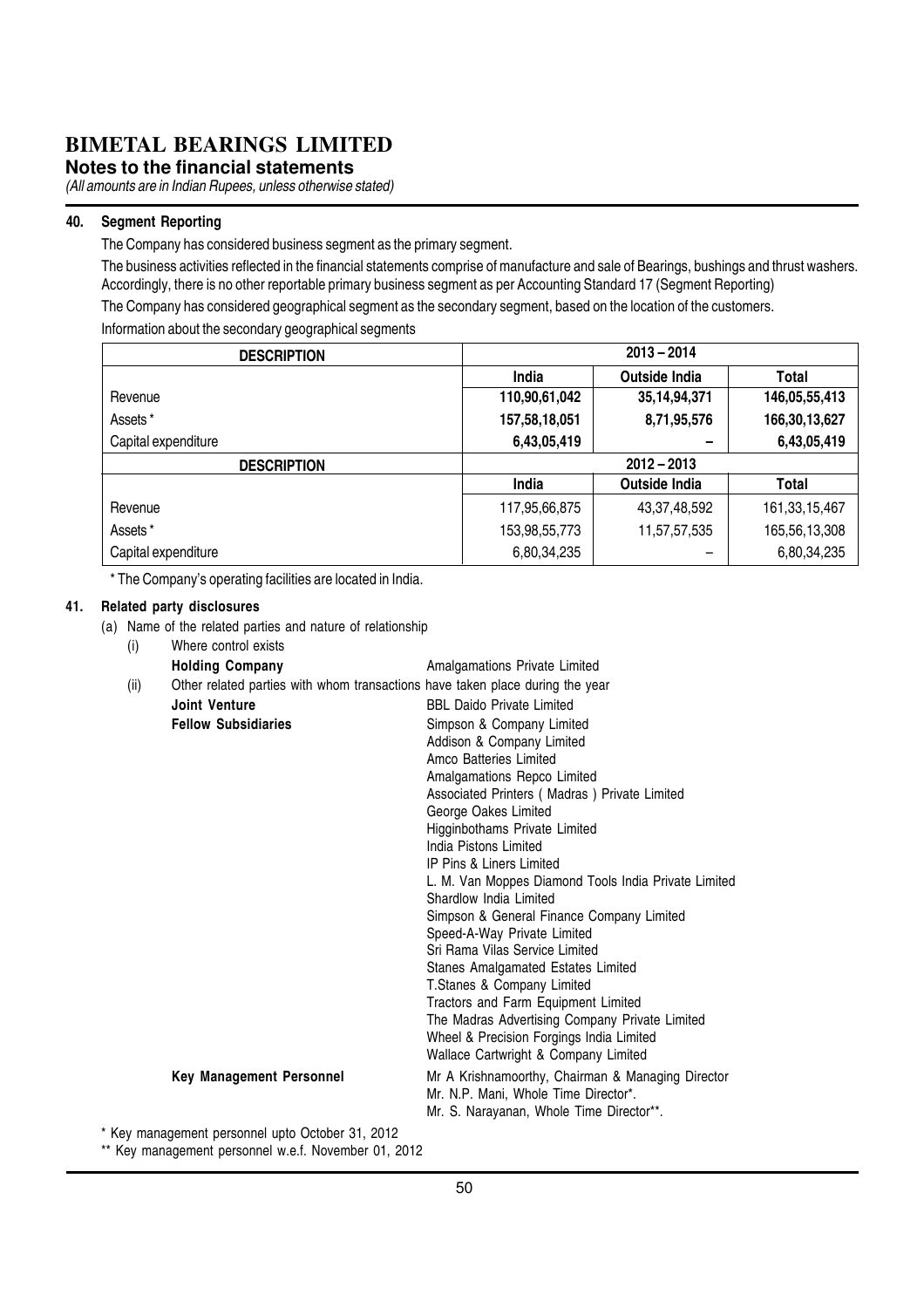# BIMETAL BEARINGS LIMITED

## Notes to the financial statements

*(All amounts are in Indian Rupees, unless otherwise stated)*

### 40. Segment Reporting

The Company has considered business segment as the primary segment.

The business activities reflected in the financial statements comprise of manufacture and sale of Bearings, bushings and thrust washers. Accordingly, there is no other reportable primary business segment as per Accounting Standard 17 (Segment Reporting)

The Company has considered geographical segment as the secondary segment, based on the location of the customers.

Information about the secondary geographical segments

| DESCRIPTION | 2013 – 2014 | | |
|---|---|---|---|
| | **India** | **Outside India** | **Total** |
| Revenue | **110,90,61,042** | **35,14,94,371** | **146,05,55,413** |
| Assets * | **157,58,18,051** | **8,71,95,576** | **166,30,13,627** |
| Capital expenditure | **6,43,05,419** | **–** | **6,43,05,419** |
| **DESCRIPTION** | **2012 – 2013** | | |
| | **India** | **Outside India** | **Total** |
| Revenue | 117,95,66,875 | 43,37,48,592 | 161,33,15,467 |
| Assets * | 153,98,55,773 | 11,57,57,535 | 165,56,13,308 |
| Capital expenditure | 6,80,34,235 | – | 6,80,34,235 |

\* The Company's operating facilities are located in India.

### 41. Related party disclosures

(a) Name of the related parties and nature of relationship

(i) Where control exists

**Holding Company** — Amalgamations Private Limited

(ii) Other related parties with whom transactions have taken place during the year

**Joint Venture** — BBL Daido Private Limited

**Fellow Subsidiaries**
- Simpson & Company Limited
- Addison & Company Limited
- Amco Batteries Limited
- Amalgamations Repco Limited
- Associated Printers ( Madras ) Private Limited
- George Oakes Limited
- Higginbothams Private Limited
- India Pistons Limited
- IP Pins & Liners Limited
- L. M. Van Moppes Diamond Tools India Private Limited
- Shardlow India Limited
- Simpson & General Finance Company Limited
- Speed-A-Way Private Limited
- Sri Rama Vilas Service Limited
- Stanes Amalgamated Estates Limited
- T.Stanes & Company Limited
- Tractors and Farm Equipment Limited
- The Madras Advertising Company Private Limited
- Wheel & Precision Forgings India Limited
- Wallace Cartwright & Company Limited

**Key Management Personnel**
- Mr A Krishnamoorthy, Chairman & Managing Director
- Mr. N.P. Mani, Whole Time Director*.
- Mr. S. Narayanan, Whole Time Director**.

\* Key management personnel upto October 31, 2012

\*\* Key management personnel w.e.f. November 01, 2012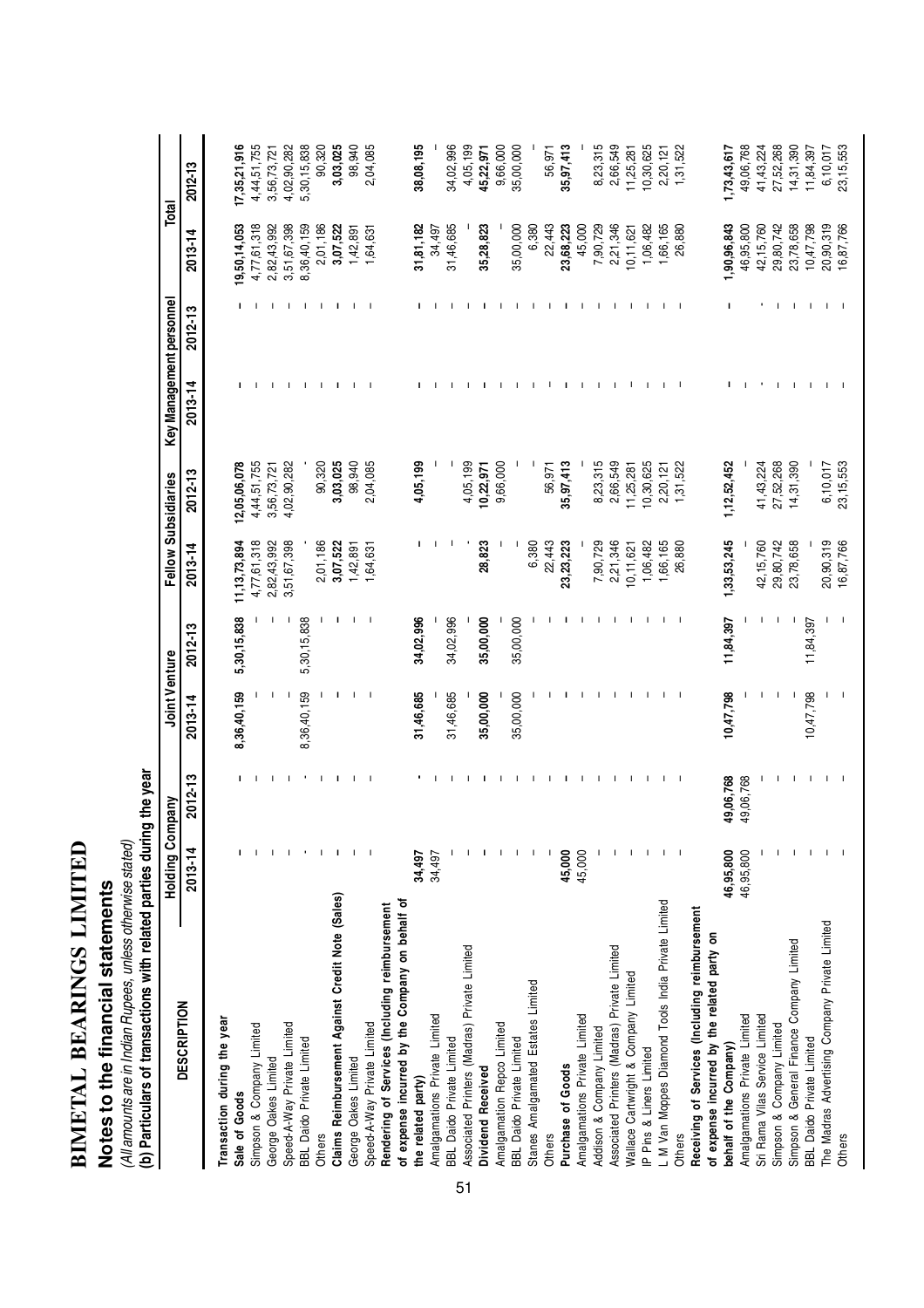# BIMETAL BEARINGS LIMITED

## Notes to the financial statements

*(All amounts are in Indian Rupees, unless otherwise stated)*

**(b) Particulars of transactions with related parties during the year**

| DESCRIPTION | Holding Company | | Joint Venture | | Fellow Subsidiaries | | Key Management personnel | | Total | |
|---|---|---|---|---|---|---|---|---|---|---|
| | 2013-14 | 2012-13 | 2013-14 | 2012-13 | 2013-14 | 2012-13 | 2013-14 | 2012-13 | 2013-14 | 2012-13 |
| **Transaction during the year** | | | | | | | | | | |
| **Sale of Goods** | - | - | 8,36,40,159 | 5,30,15,838 | 11,13,73,894 | 12,05,06,078 | - | - | 19,50,14,053 | 17,35,21,916 |
| Simpson & Company Limited | - | - | - | - | 4,77,61,318 | 4,44,51,755 | - | - | 4,77,61,318 | 4,44,51,755 |
| George Oakes Limited | - | - | - | - | 2,82,43,992 | 3,56,73,721 | - | - | 2,82,43,992 | 3,56,73,721 |
| Speed-A-Way Private Limited | - | - | - | - | 3,51,67,398 | 4,02,90,282 | - | - | 3,51,67,398 | 4,02,90,282 |
| BBL Daido Private Limited | - | - | 8,36,40,159 | 5,30,15,838 | - | - | - | - | 8,36,40,159 | 5,30,15,838 |
| Others | - | - | - | - | 2,01,186 | 90,320 | - | - | 2,01,186 | 90,320 |
| **Claims Reimbursement Against Credit Note (Sales)** | - | - | - | - | 3,07,522 | 3,03,025 | - | - | 3,07,522 | 3,03,025 |
| George Oakes Limited | - | - | - | - | 1,42,891 | 98,940 | - | - | 1,42,891 | 98,940 |
| Speed-A-Way Private Limited | - | - | - | - | 1,64,631 | 2,04,085 | - | - | 1,64,631 | 2,04,085 |
| **Rendering of Services (Including reimbursement of expense incurred by the Company on behalf of the related party)** | 34,497 | - | 31,46,685 | 34,02,996 | - | 4,05,199 | - | - | 31,81,182 | 38,08,195 |
| Amalgamations Private Limited | 34,497 | - | - | - | - | - | - | - | 34,497 | - |
| BBL Daido Private Limited | - | - | 31,46,685 | 34,02,996 | - | - | - | - | 31,46,685 | 34,02,996 |
| Associated Printers (Madras) Private Limited | - | - | - | - | - | 4,05,199 | - | - | - | 4,05,199 |
| **Dividend Received** | - | - | 35,00,000 | 35,00,000 | 28,823 | 10,22,971 | - | - | 35,28,823 | 45,22,971 |
| Amalgamation Repco Limited | - | - | - | - | - | 9,66,000 | - | - | - | 9,66,000 |
| BBL Daido Private Limited | - | - | 35,00,000 | 35,00,000 | - | - | - | - | 35,00,000 | 35,00,000 |
| Stanes Amalgamated Estates Limited | - | - | - | - | 6,380 | - | - | - | 6,380 | - |
| Others | - | - | - | - | 22,443 | 56,971 | - | - | 22,443 | 56,971 |
| **Purchase of Goods** | 45,000 | - | - | - | 23,23,223 | 35,97,413 | - | - | 23,68,223 | 35,97,413 |
| Amalgamations Private Limited | 45,000 | - | - | - | - | - | - | - | 45,000 | - |
| Addison & Company Limited | - | - | - | - | 7,90,729 | 8,23,315 | - | - | 7,90,729 | 8,23,315 |
| Associated Printers (Madras) Private Limited | - | - | - | - | 2,21,346 | 2,66,549 | - | - | 2,21,346 | 2,66,549 |
| Wallace Cartwright & Company Limited | - | - | - | - | 10,11,621 | 11,25,281 | - | - | 10,11,621 | 11,25,281 |
| IP Pins & Liners Limited | - | - | - | - | 1,06,482 | 10,30,625 | - | - | 1,06,482 | 10,30,625 |
| L M Van Moppes Diamond Tools India Private Limited | - | - | - | - | 1,66,165 | 2,20,121 | - | - | 1,66,165 | 2,20,121 |
| Others | - | - | - | - | 26,880 | 1,31,522 | - | - | 26,880 | 1,31,522 |
| **Receiving of Services (Including reimbursement of expense incurred by the related party on behalf of the Company)** | 46,95,800 | 49,06,768 | 10,47,798 | 11,84,397 | 1,33,53,245 | 1,12,52,452 | - | - | 1,90,96,843 | 1,73,43,617 |
| Amalgamations Private Limited | 46,95,800 | 49,06,768 | - | - | - | - | - | - | 46,95,800 | 49,06,768 |
| Sri Rama Vilas Service Limited | - | - | - | - | 42,15,760 | 41,43,224 | - | - | 42,15,760 | 41,43,224 |
| Simpson & Company Limited | - | - | - | - | 29,80,742 | 27,52,268 | - | - | 29,80,742 | 27,52,268 |
| Simpson & General Finance Company Limited | - | - | - | - | 23,78,658 | 14,31,390 | - | - | 23,78,658 | 14,31,390 |
| BBL Daido Private Limited | - | - | 10,47,798 | 11,84,397 | - | - | - | - | 10,47,798 | 11,84,397 |
| The Madras Advertising Company Private Limited | - | - | - | - | 20,90,319 | 6,10,017 | - | - | 20,90,319 | 6,10,017 |
| Others | - | - | - | - | 16,87,766 | 23,15,553 | - | - | 16,87,766 | 23,15,553 |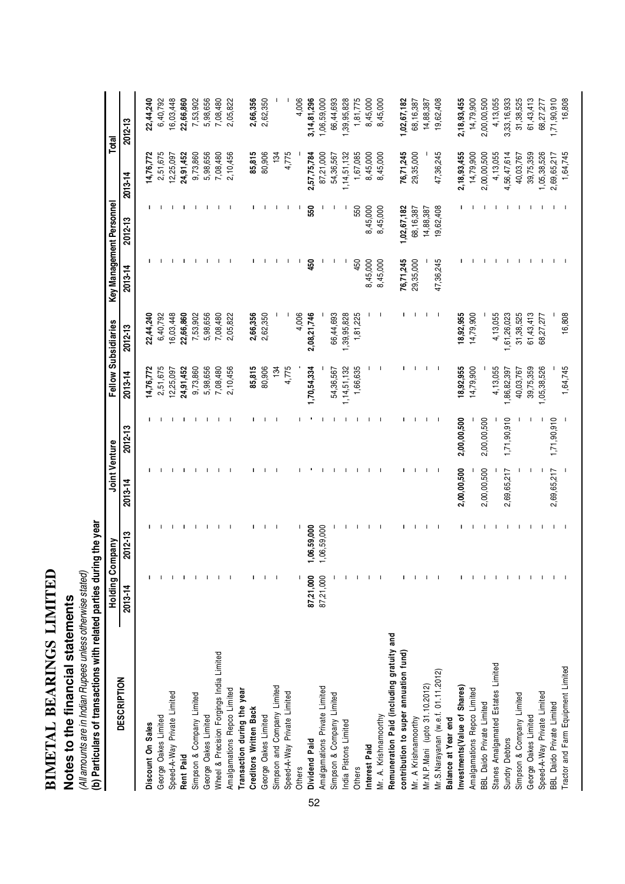# BIMETAL BEARINGS LIMITED

## Notes to the financial statements

*(All amounts are in Indian Rupees unless otherwise stated)*

**(b) Particulars of transactions with related parties during the year**

| DESCRIPTION | Holding Company | | Joint Venture | | Fellow Subsidiaries | | Key Management Personnel | | Total | |
|---|---|---|---|---|---|---|---|---|---|---|
| | 2013-14 | 2012-13 | 2013-14 | 2012-13 | 2013-14 | 2012-13 | 2013-14 | 2012-13 | 2013-14 | 2012-13 |
| **Discount On Sales** | - | - | - | - | 14,76,772 | 22,44,240 | - | - | 14,76,772 | 22,44,240 |
| George Oakes Limited | - | - | - | - | 2,51,675 | 6,40,792 | - | - | 2,51,675 | 6,40,792 |
| Speed-A-Way Private Limited | - | - | - | - | 12,25,097 | 16,03,448 | - | - | 12,25,097 | 16,03,448 |
| **Rent Paid** | - | - | - | - | 24,91,452 | 22,66,860 | - | - | 24,91,452 | 22,66,860 |
| Simpson & Company Limited | - | - | - | - | 9,73,860 | 7,53,902 | - | - | 9,73,860 | 7,53,902 |
| George Oakes Limited | - | - | - | - | 5,98,656 | 5,98,656 | - | - | 5,98,656 | 5,98,656 |
| Wheel & Precision Forgings India Limited | - | - | - | - | 7,08,480 | 7,08,480 | - | - | 7,08,480 | 7,08,480 |
| Amalgamations Repco Limited | - | - | - | - | 2,10,456 | 2,05,822 | - | - | 2,10,456 | 2,05,822 |
| **Transaction during the year** | | | | | | | | | | |
| **Creditors Written Back** | - | - | - | - | 85,815 | 2,66,356 | - | - | 85,815 | 2,66,356 |
| George Oakes Limited | - | - | - | - | 80,906 | 2,62,350 | - | - | 80,906 | 2,62,350 |
| Simpson and Company Limited | - | - | - | - | 134 | - | - | - | 134 | - |
| Speed-A-Way Private Limited | - | - | - | - | 4,775 | - | - | - | 4,775 | - |
| Others | - | - | - | - | - | 4,006 | - | - | - | 4,006 |
| **Dividend Paid** | 87,21,000 | 1,06,59,000 | - | - | 1,70,54,334 | 2,08,21,746 | 450 | 550 | 2,57,75,784 | 3,14,81,296 |
| Amalgamations Private Limited | 87,21,000 | 1,06,59,000 | - | - | - | - | - | - | 87,21,000 | 1,06,59,000 |
| Simpson & Company Limited | - | - | - | - | 54,36,567 | 66,44,693 | - | - | 54,36,567 | 66,44,693 |
| India Pistons Limited | - | - | - | - | 1,14,51,132 | 1,39,95,828 | - | - | 1,14,51,132 | 1,39,95,828 |
| Others | - | - | - | - | 1,66,635 | 1,81,225 | 450 | 550 | 1,67,085 | 1,81,775 |
| **Interest Paid** | - | - | - | - | - | - | 8,45,000 | 8,45,000 | 8,45,000 | 8,45,000 |
| Mr. A. Krishnamoorthy | - | - | - | - | - | - | 8,45,000 | 8,45,000 | 8,45,000 | 8,45,000 |
| **Remuneration Paid (including gratuity and contribution to super annuation fund)** | - | - | - | - | - | - | 76,71,245 | 1,02,67,182 | 76,71,245 | 1,02,67,182 |
| Mr. A Krishnamoorthy | - | - | - | - | - | - | 29,35,000 | 68,16,387 | 29,35,000 | 68,16,387 |
| Mr.N.P.Mani (upto 31.10.2012) | - | - | - | - | - | - | - | 14,88,387 | - | 14,88,387 |
| Mr.S.Narayanan (w.e.f. 01.11.2012) | - | - | - | - | - | - | 47,36,245 | 19,62,408 | 47,36,245 | 19,62,408 |
| **Balance at Year end** | | | | | | | | | | |
| **Investments(Value of Shares)** | - | - | 2,00,00,500 | 2,00,00,500 | 18,92,955 | 18,92,955 | - | - | 2,18,93,455 | 2,18,93,455 |
| Amalgamations Repco Limited | - | - | - | - | 14,79,900 | 14,79,900 | - | - | 14,79,900 | 14,79,900 |
| BBL Daido Private Limited | - | - | 2,00,00,500 | 2,00,00,500 | - | - | - | - | 2,00,00,500 | 2,00,00,500 |
| Stanes Amalgamated Estates Limited | - | - | - | - | 4,13,055 | 4,13,055 | - | - | 4,13,055 | 4,13,055 |
| Sundry Debtors | - | - | 2,69,65,217 | 1,71,90,910 | 1,86,82,397 | 1,61,26,023 | - | - | 4,56,47,614 | 3,33,16,933 |
| Simpson & Company Limited | - | - | - | - | 40,03,767 | 31,38,525 | - | - | 40,03,767 | 31,38,525 |
| George Oakes Limited | - | - | - | - | 39,75,359 | 61,43,413 | - | - | 39,75,359 | 61,43,413 |
| Speed-A-Way Private Limited | - | - | - | - | 1,05,38,526 | 68,27,277 | - | - | 1,05,38,526 | 68,27,277 |
| BBL Daido Private Limited | - | - | 2,69,65,217 | 1,71,90,910 | - | - | - | - | 2,69,65,217 | 1,71,90,910 |
| Tractor and Farm Equipment Limited | - | - | - | - | 1,64,745 | 16,808 | - | - | 1,64,745 | 16,808 |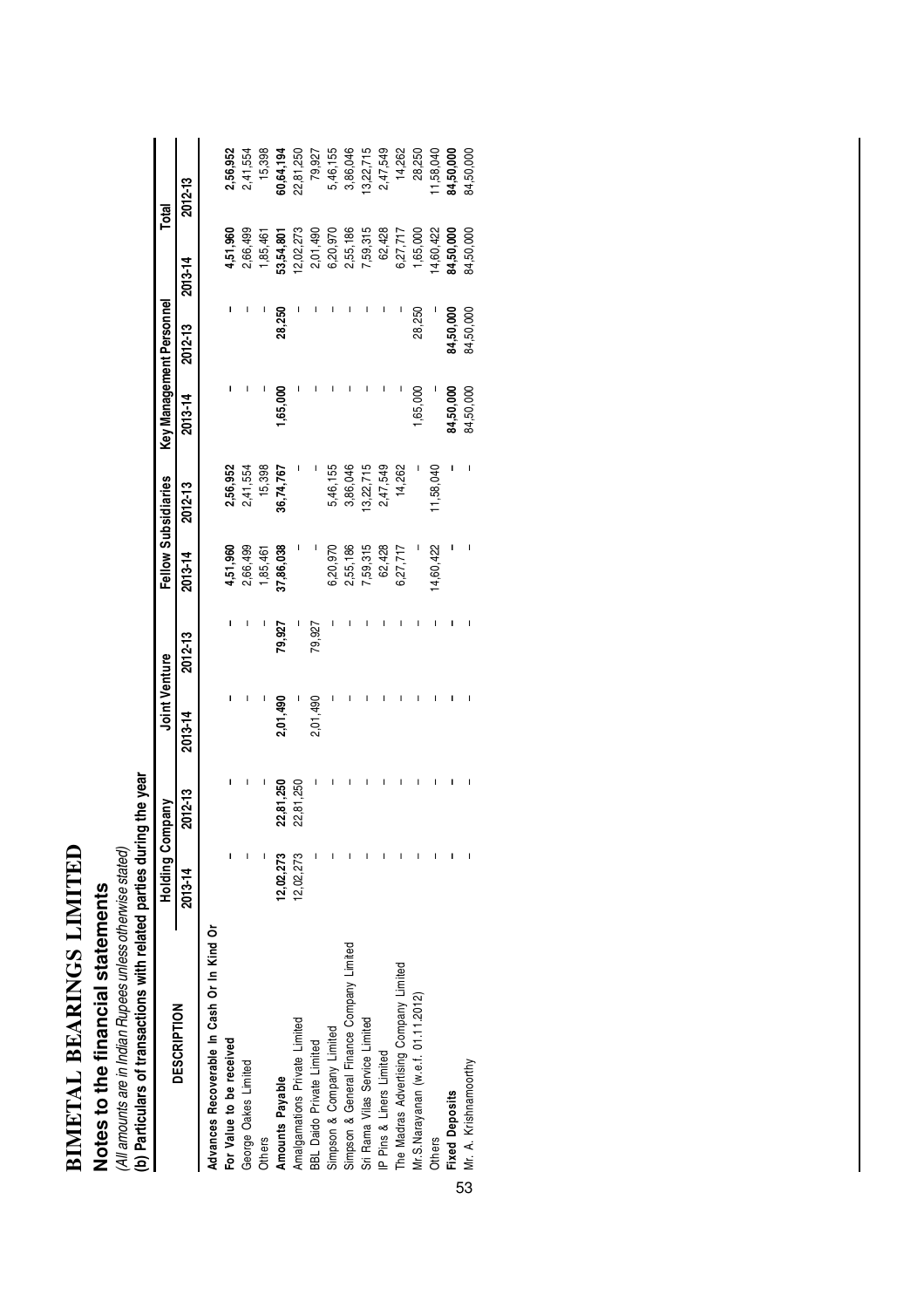# BIMETAL BEARINGS LIMITED

## Notes to the financial statements

*(All amounts are in Indian Rupees unless otherwise stated)*

**(b) Particulars of transactions with related parties during the year**

| DESCRIPTION | Holding Company | | Joint Venture | | Fellow Subsidiaries | | Key Management Personnel | | Total | |
|---|---|---|---|---|---|---|---|---|---|---|
| | 2013-14 | 2012-13 | 2013-14 | 2012-13 | 2013-14 | 2012-13 | 2013-14 | 2012-13 | 2013-14 | 2012-13 |
| **Advances Recoverable In Cash Or In Kind Or** | | | | | | | | | | |
| **For Value to be received** | - | - | - | - | **4,51,960** | **2,56,952** | - | - | **4,51,960** | **2,56,952** |
| George Oakes Limited | - | - | - | - | 2,66,499 | 2,41,554 | - | - | 2,66,499 | 2,41,554 |
| Others | - | - | - | - | 1,85,461 | 15,398 | - | - | 1,85,461 | 15,398 |
| **Amounts Payable** | **12,02,273** | **22,81,250** | **2,01,490** | **79,927** | **37,86,038** | **36,74,767** | **1,65,000** | **28,250** | **53,54,801** | **60,64,194** |
| Amalgamations Private Limited | 12,02,273 | 22,81,250 | - | - | - | - | - | - | 12,02,273 | 22,81,250 |
| BBL Daido Private Limited | - | - | 2,01,490 | 79,927 | - | - | - | - | 2,01,490 | 79,927 |
| Simpson & Company Limited | - | - | - | - | 6,20,970 | 5,46,155 | - | - | 6,20,970 | 5,46,155 |
| Simpson & General Finance Company Limited | - | - | - | - | 2,55,186 | 3,86,046 | - | - | 2,55,186 | 3,86,046 |
| Sri Rama Vilas Service Limited | - | - | - | - | 7,59,315 | 13,22,715 | - | - | 7,59,315 | 13,22,715 |
| IP Pins & Liners Limited | - | - | - | - | 62,428 | 2,47,549 | - | - | 62,428 | 2,47,549 |
| The Madras Advertising Company Limited | - | - | - | - | 6,27,717 | 14,262 | - | - | 6,27,717 | 14,262 |
| Mr.S.Narayanan (w.e.f. 01.11.2012) | - | - | - | - | - | - | 1,65,000 | 28,250 | 1,65,000 | 28,250 |
| Others | - | - | - | - | 14,60,422 | 11,58,040 | - | - | 14,60,422 | 11,58,040 |
| **Fixed Deposits** | - | - | - | - | - | - | **84,50,000** | **84,50,000** | **84,50,000** | **84,50,000** |
| Mr. A. Krishnamoorthy | - | - | - | - | - | - | 84,50,000 | 84,50,000 | 84,50,000 | 84,50,000 |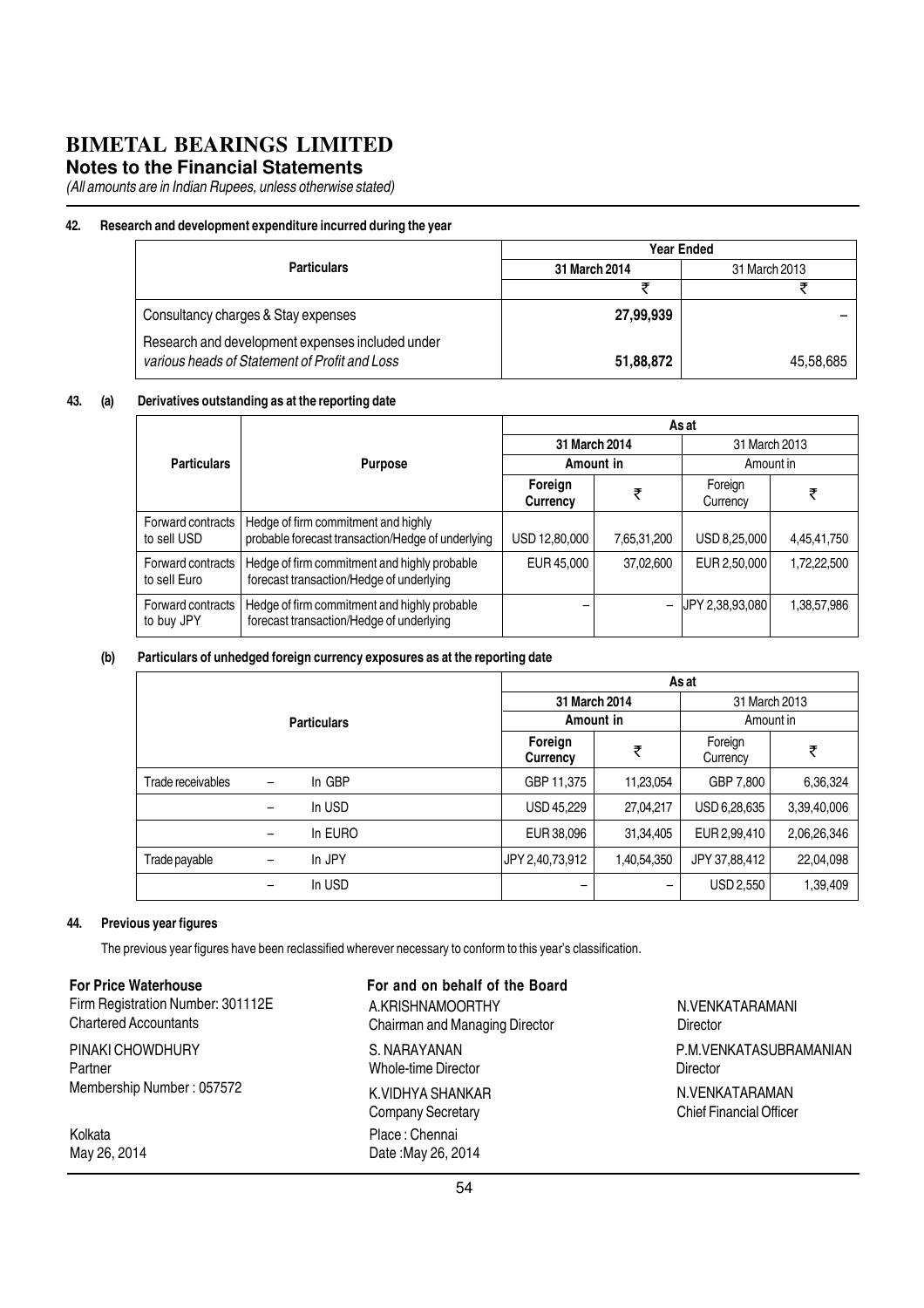# BIMETAL BEARINGS LIMITED

## Notes to the Financial Statements

*(All amounts are in Indian Rupees, unless otherwise stated)*

### 42. Research and development expenditure incurred during the year

| Particulars | Year Ended | |
|---|---|---|
| | 31 March 2014 | 31 March 2013 |
| | ₹ | ₹ |
| Consultancy charges & Stay expenses | **27,99,939** | – |
| Research and development expenses included under *various heads of Statement of Profit and Loss* | **51,88,872** | 45,58,685 |

### 43. (a) Derivatives outstanding as at the reporting date

| Particulars | Purpose | As at | | | |
|---|---|---|---|---|---|
| | | 31 March 2014 | | 31 March 2013 | |
| | | Amount in | | Amount in | |
| | | Foreign Currency | ₹ | Foreign Currency | ₹ |
| Forward contracts to sell USD | Hedge of firm commitment and highly probable forecast transaction/Hedge of underlying | USD 12,80,000 | 7,65,31,200 | USD 8,25,000 | 4,45,41,750 |
| Forward contracts to sell Euro | Hedge of firm commitment and highly probable forecast transaction/Hedge of underlying | EUR 45,000 | 37,02,600 | EUR 2,50,000 | 1,72,22,500 |
| Forward contracts to buy JPY | Hedge of firm commitment and highly probable forecast transaction/Hedge of underlying | – | – | JPY 2,38,93,080 | 1,38,57,986 |

### (b) Particulars of unhedged foreign currency exposures as at the reporting date

| Particulars | | | As at | | | |
|---|---|---|---|---|---|---|
| | | | 31 March 2014 | | 31 March 2013 | |
| | | | Amount in | | Amount in | |
| | | | Foreign Currency | ₹ | Foreign Currency | ₹ |
| Trade receivables | – | In GBP | GBP 11,375 | 11,23,054 | GBP 7,800 | 6,36,324 |
| | – | In USD | USD 45,229 | 27,04,217 | USD 6,28,635 | 3,39,40,006 |
| | – | In EURO | EUR 38,096 | 31,34,405 | EUR 2,99,410 | 2,06,26,346 |
| Trade payable | – | In JPY | JPY 2,40,73,912 | 1,40,54,350 | JPY 37,88,412 | 22,04,098 |
| | – | In USD | – | – | USD 2,550 | 1,39,409 |

### 44. Previous year figures

The previous year figures have been reclassified wherever necessary to conform to this year's classification.

**For Price Waterhouse**
Firm Registration Number: 301112E
Chartered Accountants

PINAKI CHOWDHURY
Partner
Membership Number : 057572

Kolkata
May 26, 2014

**For and on behalf of the Board**

A.KRISHNAMOORTHY
Chairman and Managing Director

S. NARAYANAN
Whole-time Director

K.VIDHYA SHANKAR
Company Secretary

Place : Chennai
Date :May 26, 2014

N.VENKATARAMANI
Director

P.M.VENKATASUBRAMANIAN
Director

N.VENKATARAMAN
Chief Financial Officer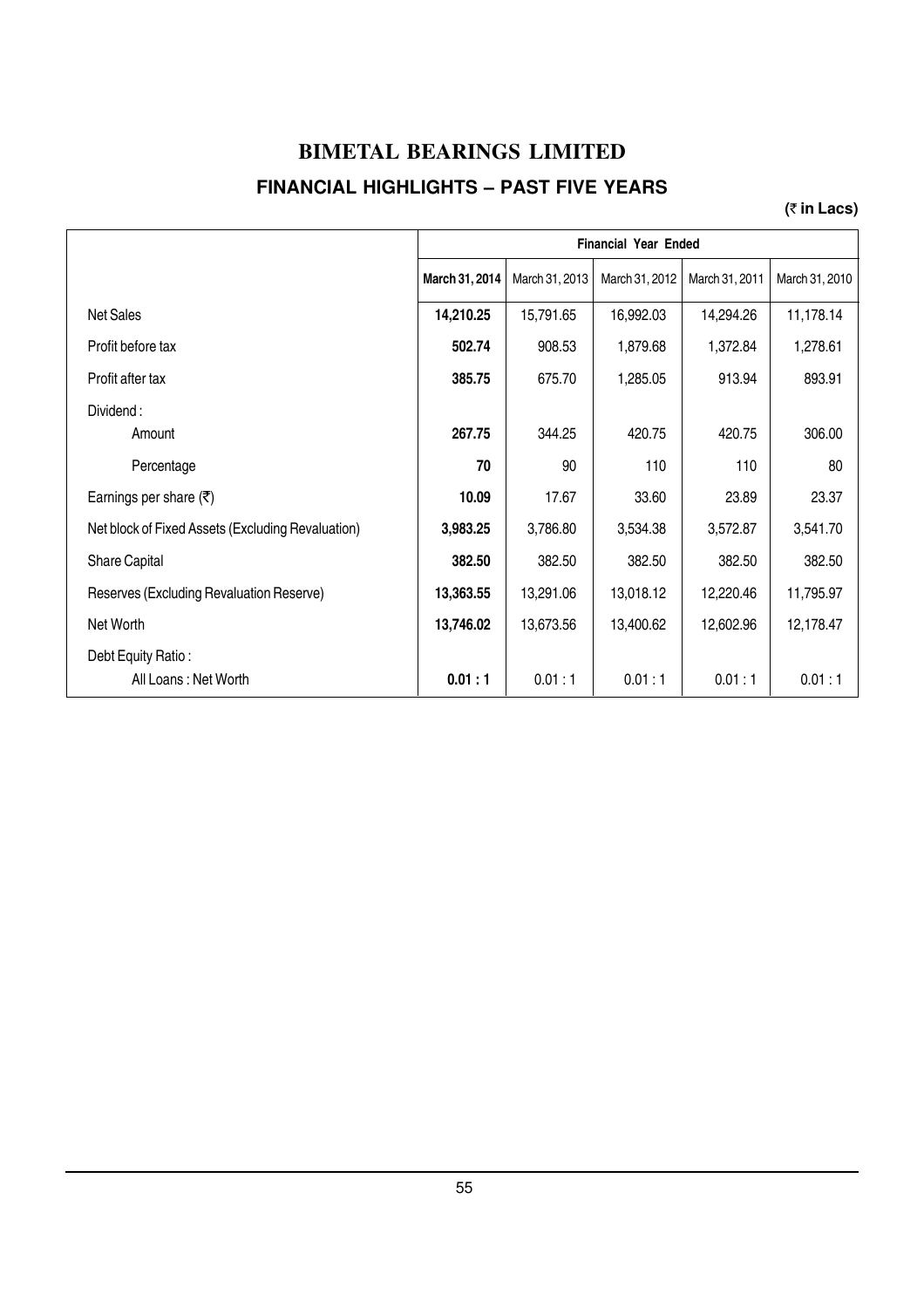# BIMETAL BEARINGS LIMITED

## FINANCIAL HIGHLIGHTS – PAST FIVE YEARS

**(₹ in Lacs)**

| | Financial Year Ended | | | | |
|---|---|---|---|---|---|
| | **March 31, 2014** | March 31, 2013 | March 31, 2012 | March 31, 2011 | March 31, 2010 |
| Net Sales | **14,210.25** | 15,791.65 | 16,992.03 | 14,294.26 | 11,178.14 |
| Profit before tax | **502.74** | 908.53 | 1,879.68 | 1,372.84 | 1,278.61 |
| Profit after tax | **385.75** | 675.70 | 1,285.05 | 913.94 | 893.91 |
| Dividend : | | | | | |
| Amount | **267.75** | 344.25 | 420.75 | 420.75 | 306.00 |
| Percentage | **70** | 90 | 110 | 110 | 80 |
| Earnings per share (₹) | **10.09** | 17.67 | 33.60 | 23.89 | 23.37 |
| Net block of Fixed Assets (Excluding Revaluation) | **3,983.25** | 3,786.80 | 3,534.38 | 3,572.87 | 3,541.70 |
| Share Capital | **382.50** | 382.50 | 382.50 | 382.50 | 382.50 |
| Reserves (Excluding Revaluation Reserve) | **13,363.55** | 13,291.06 | 13,018.12 | 12,220.46 | 11,795.97 |
| Net Worth | **13,746.02** | 13,673.56 | 13,400.62 | 12,602.96 | 12,178.47 |
| Debt Equity Ratio : | | | | | |
| All Loans : Net Worth | **0.01 : 1** | 0.01 : 1 | 0.01 : 1 | 0.01 : 1 | 0.01 : 1 |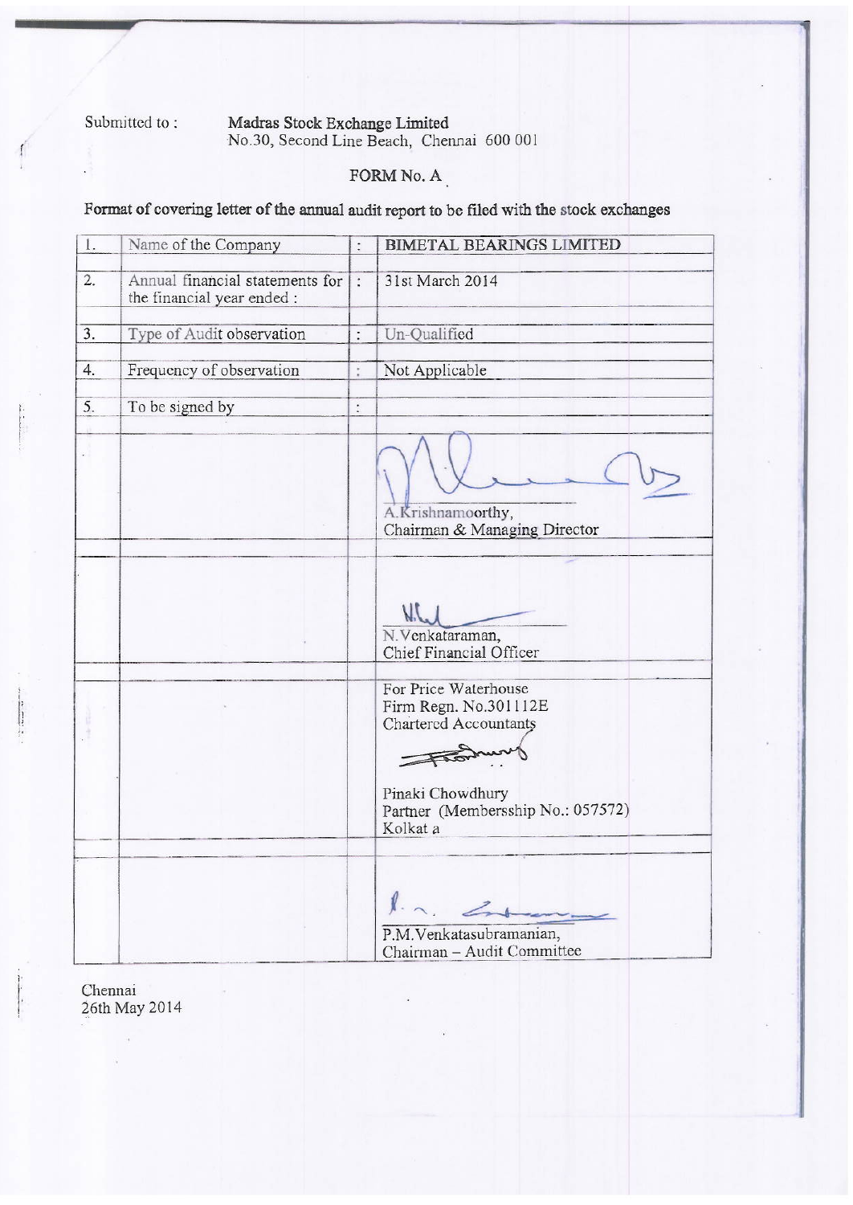Submitted to : **Madras Stock Exchange Limited**
No.30, Second Line Beach, Chennai 600 001

FORM No. A

**Format of covering letter of the annual audit report to be filed with the stock exchanges**

| | | | |
|---|---|---|---|
| 1. | Name of the Company | : | BIMETAL BEARINGS LIMITED |
| 2. | Annual financial statements for the financial year ended : | : | 31st March 2014 |
| 3. | Type of Audit observation | : | Un-Qualified |
| 4. | Frequency of observation | : | Not Applicable |
| 5. | To be signed by | : | |
| | | | A.Krishnamoorthy,<br>Chairman & Managing Director |
| | | | N.Venkataraman,<br>Chief Financial Officer |
| | | | For Price Waterhouse<br>Firm Regn. No.301112E<br>Chartered Accountants<br><br>Pinaki Chowdhury<br>Partner (Membersship No.: 057572)<br>Kolkat a |
| | | | P.M.Venkatasubramanian,<br>Chairman – Audit Committee |

Chennai
26th May 2014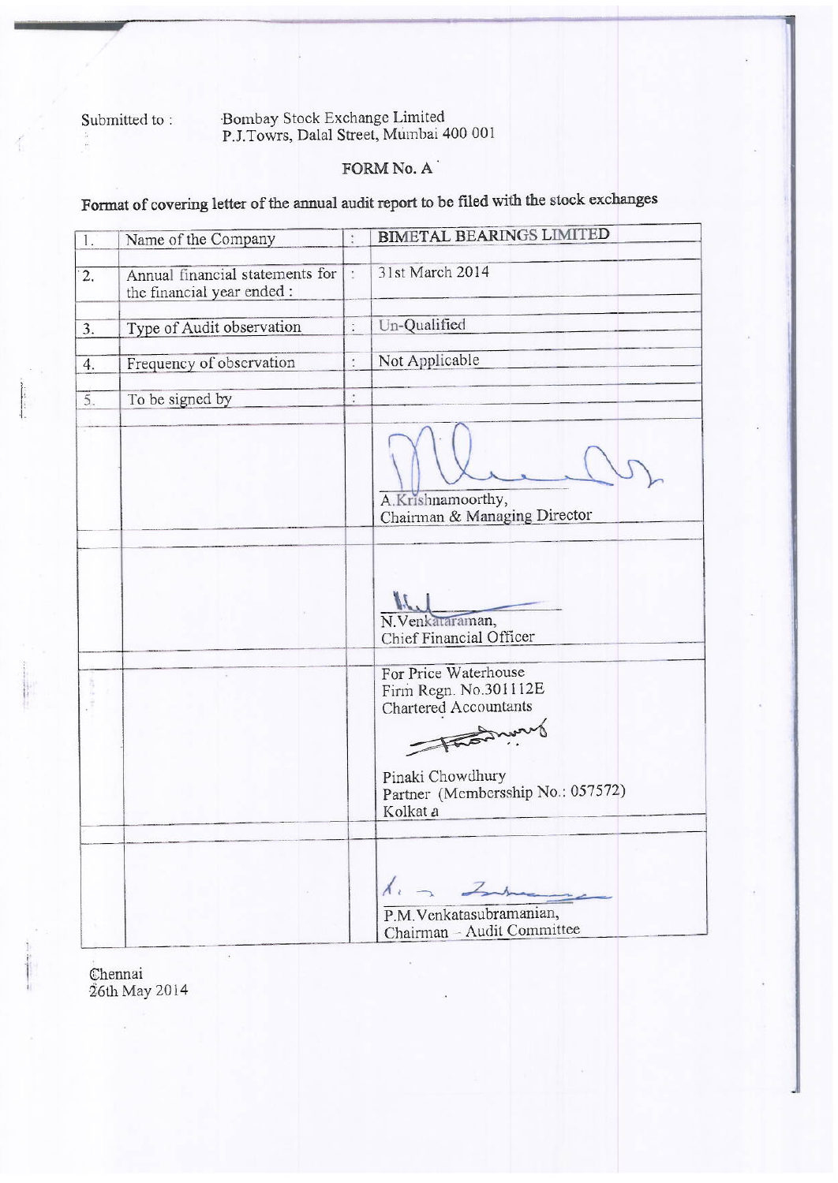Submitted to : Bombay Stock Exchange Limited
P.J.Towrs, Dalal Street, Mumbai 400 001

FORM No. A

**Format of covering letter of the annual audit report to be filed with the stock exchanges**

| | | | |
|---|---|---|---|
| 1. | Name of the Company | : | **BIMETAL BEARINGS LIMITED** |
| 2. | Annual financial statements for the financial year ended : | : | 31st March 2014 |
| 3. | Type of Audit observation | : | Un-Qualified |
| 4. | Frequency of observation | : | Not Applicable |
| 5. | To be signed by | : | |
| | | | A.Krishnamoorthy, Chairman & Managing Director |
| | | | N.Venkataraman, Chief Financial Officer |
| | | | For Price Waterhouse Firm Regn. No.301112E Chartered Accountants Pinaki Chowdhury Partner (Membersship No.: 057572) Kolkata |
| | | | P.M.Venkatasubramanian, Chairman - Audit Committee |

Chennai
26th May 2014